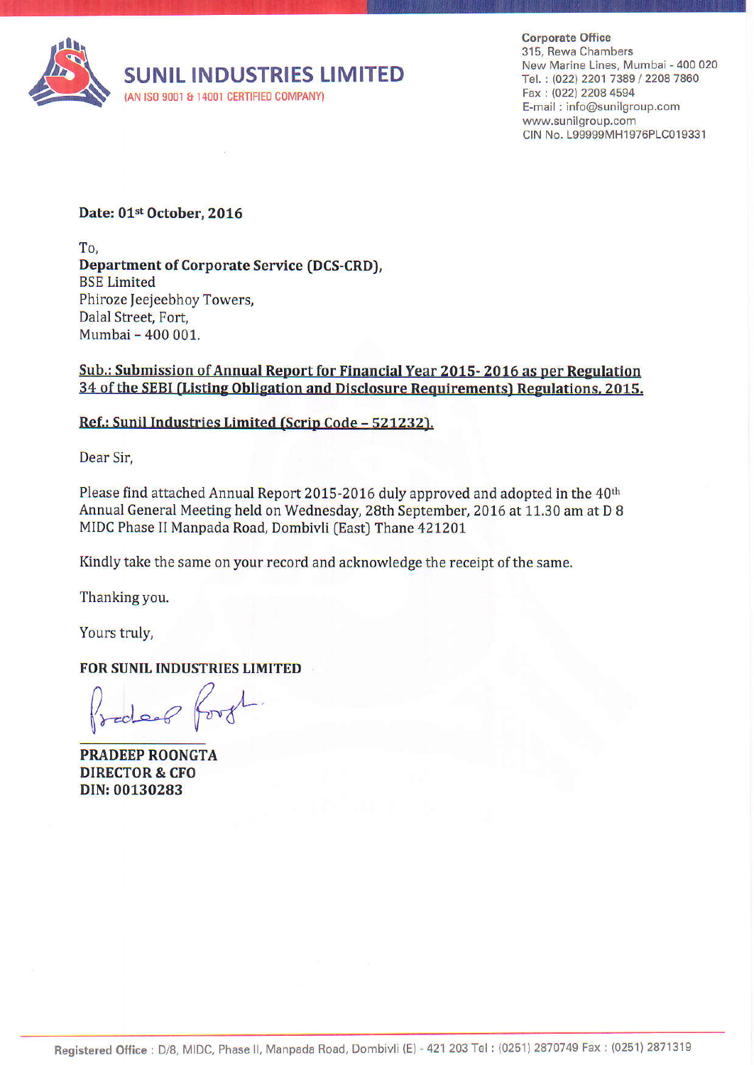# SUNIL INDUSTRIES LIMITED

(AN ISO 9001 & 14001 CERTIFIED COMPANY)

**Corporate Office**
315, Rewa Chambers
New Marine Lines, Mumbai - 400 020
Tel. : (022) 2201 7389 / 2208 7860
Fax : (022) 2208 4594
E-mail : info@sunilgroup.com
www.sunilgroup.com
CIN No. L99999MH1976PLC019331

**Date: 01st October, 2016**

To,
**Department of Corporate Service (DCS-CRD),**
BSE Limited
Phiroze Jeejeebhoy Towers,
Dalal Street, Fort,
Mumbai – 400 001.

**Sub.: Submission of Annual Report for Financial Year 2015- 2016 as per Regulation 34 of the SEBI (Listing Obligation and Disclosure Requirements) Regulations, 2015.**

**Ref.: Sunil Industries Limited (Scrip Code – 521232).**

Dear Sir,

Please find attached Annual Report 2015-2016 duly approved and adopted in the 40th Annual General Meeting held on Wednesday, 28th September, 2016 at 11.30 am at D 8 MIDC Phase II Manpada Road, Dombivli (East) Thane 421201

Kindly take the same on your record and acknowledge the receipt of the same.

Thanking you.

Yours truly,

**FOR SUNIL INDUSTRIES LIMITED**

**PRADEEP ROONGTA**
**DIRECTOR & CFO**
**DIN: 00130283**

Registered Office : D/8, MIDC, Phase II, Manpada Road, Dombivli (E) - 421 203 Tel : (0251) 2870749 Fax : (0251) 2871319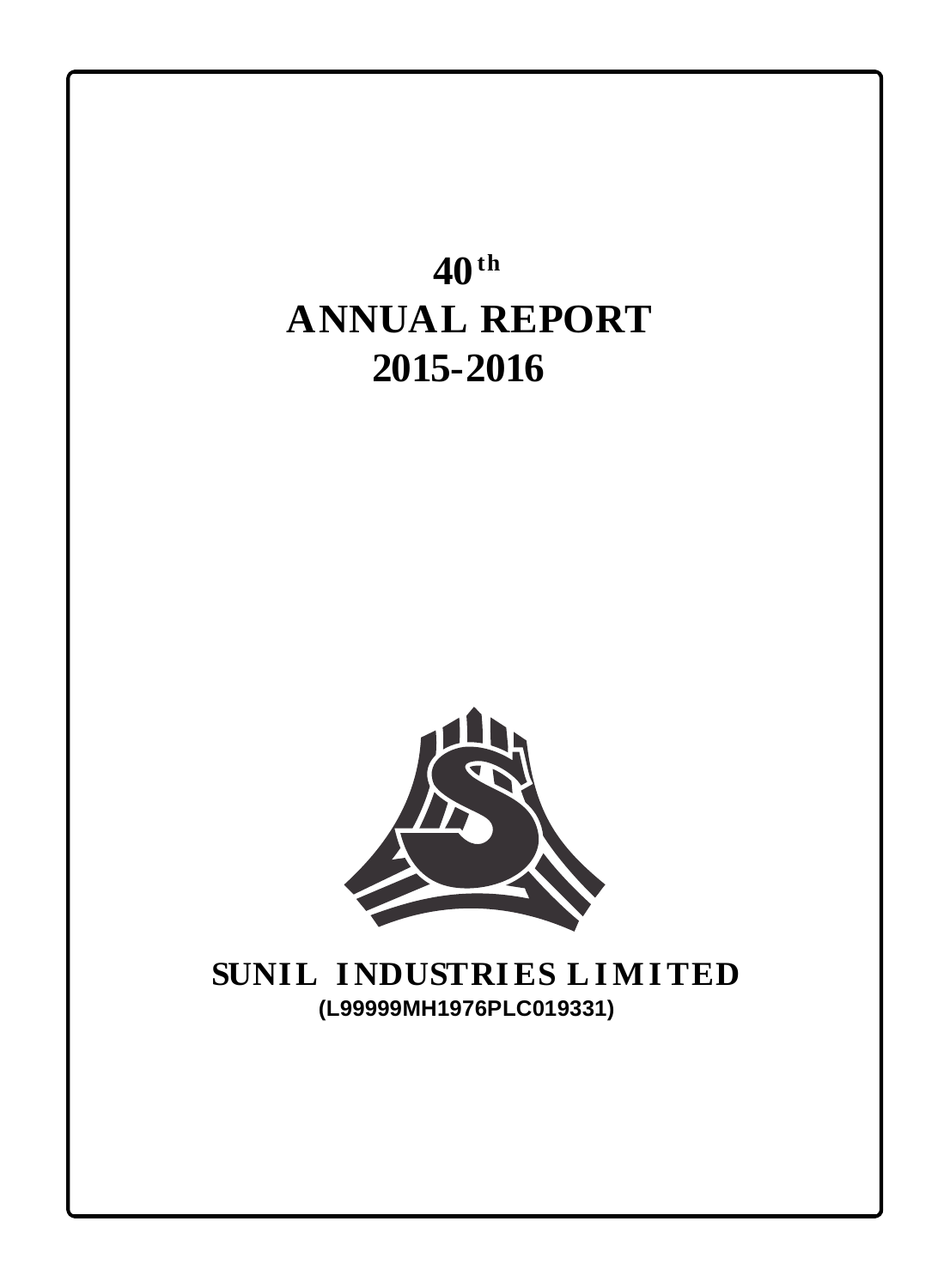# 40th ANNUAL REPORT 2015-2016

**SUNIL INDUSTRIES LIMITED**

**(L99999MH1976PLC019331)**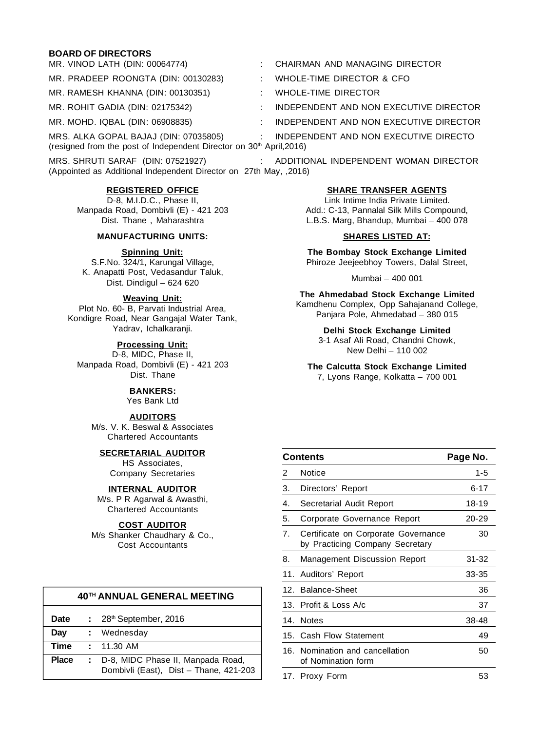## BOARD OF DIRECTORS

| | | |
|---|---|---|
| MR. VINOD LATH (DIN: 00064774) | : | CHAIRMAN AND MANAGING DIRECTOR |
| MR. PRADEEP ROONGTA (DIN: 00130283) | : | WHOLE-TIME DIRECTOR & CFO |
| MR. RAMESH KHANNA (DIN: 00130351) | : | WHOLE-TIME DIRECTOR |
| MR. ROHIT GADIA (DIN: 02175342) | : | INDEPENDENT AND NON EXECUTIVE DIRECTOR |
| MR. MOHD. IQBAL (DIN: 06908835) | : | INDEPENDENT AND NON EXECUTIVE DIRECTOR |
| MRS. ALKA GOPAL BAJAJ (DIN: 07035805) | : | INDEPENDENT AND NON EXECUTIVE DIRECTO |

(resigned from the post of Independent Director on 30th April,2016)

| | | |
|---|---|---|
| MRS. SHRUTI SARAF (DIN: 07521927) | : | ADDITIONAL INDEPENDENT WOMAN DIRECTOR |

(Appointed as Additional Independent Director on 27th May, ,2016)

**REGISTERED OFFICE**

D-8, M.I.D.C., Phase II,
Manpada Road, Dombivli (E) - 421 203
Dist. Thane , Maharashtra

**MANUFACTURING UNITS:**

**Spinning Unit:**

S.F.No. 324/1, Karungal Village,
K. Anapatti Post, Vedasandur Taluk,
Dist. Dindigul – 624 620

**Weaving Unit:**

Plot No. 60- B, Parvati Industrial Area,
Kondigre Road, Near Gangajal Water Tank,
Yadrav, Ichalkaranji.

**Processing Unit:**

D-8, MIDC, Phase II,
Manpada Road, Dombivli (E) - 421 203
Dist. Thane

**BANKERS:**

Yes Bank Ltd

**AUDITORS**

M/s. V. K. Beswal & Associates
Chartered Accountants

**SECRETARIAL AUDITOR**

HS Associates,
Company Secretaries

**INTERNAL AUDITOR**

M/s. P R Agarwal & Awasthi,
Chartered Accountants

**COST AUDITOR**

M/s Shanker Chaudhary & Co.,
Cost Accountants

**SHARE TRANSFER AGENTS**

Link Intime India Private Limited.
Add.: C-13, Pannalal Silk Mills Compound,
L.B.S. Marg, Bhandup, Mumbai – 400 078

**SHARES LISTED AT:**

**The Bombay Stock Exchange Limited**
Phiroze Jeejeebhoy Towers, Dalal Street,
Mumbai – 400 001

**The Ahmedabad Stock Exchange Limited**
Kamdhenu Complex, Opp Sahajanand College,
Panjara Pole, Ahmedabad – 380 015

**Delhi Stock Exchange Limited**
3-1 Asaf Ali Road, Chandni Chowk,
New Delhi – 110 002

**The Calcutta Stock Exchange Limited**
7, Lyons Range, Kolkatta – 700 001

| **40TH ANNUAL GENERAL MEETING** | | |
|---|---|---|
| **Date** | **:** | 28th September, 2016 |
| **Day** | **:** | Wednesday |
| **Time** | **:** | 11.30 AM |
| **Place** | **:** | D-8, MIDC Phase II, Manpada Road, Dombivli (East), Dist – Thane, 421-203 |

| | **Contents** | **Page No.** |
|---|---|---|
| 2 | Notice | 1-5 |
| 3. | Directors' Report | 6-17 |
| 4. | Secretarial Audit Report | 18-19 |
| 5. | Corporate Governance Report | 20-29 |
| 7. | Certificate on Corporate Governance by Practicing Company Secretary | 30 |
| 8. | Management Discussion Report | 31-32 |
| 11. | Auditors' Report | 33-35 |
| 12. | Balance-Sheet | 36 |
| 13. | Profit & Loss A/c | 37 |
| 14. | Notes | 38-48 |
| 15. | Cash Flow Statement | 49 |
| 16. | Nomination and cancellation of Nomination form | 50 |
| 17. | Proxy Form | 53 |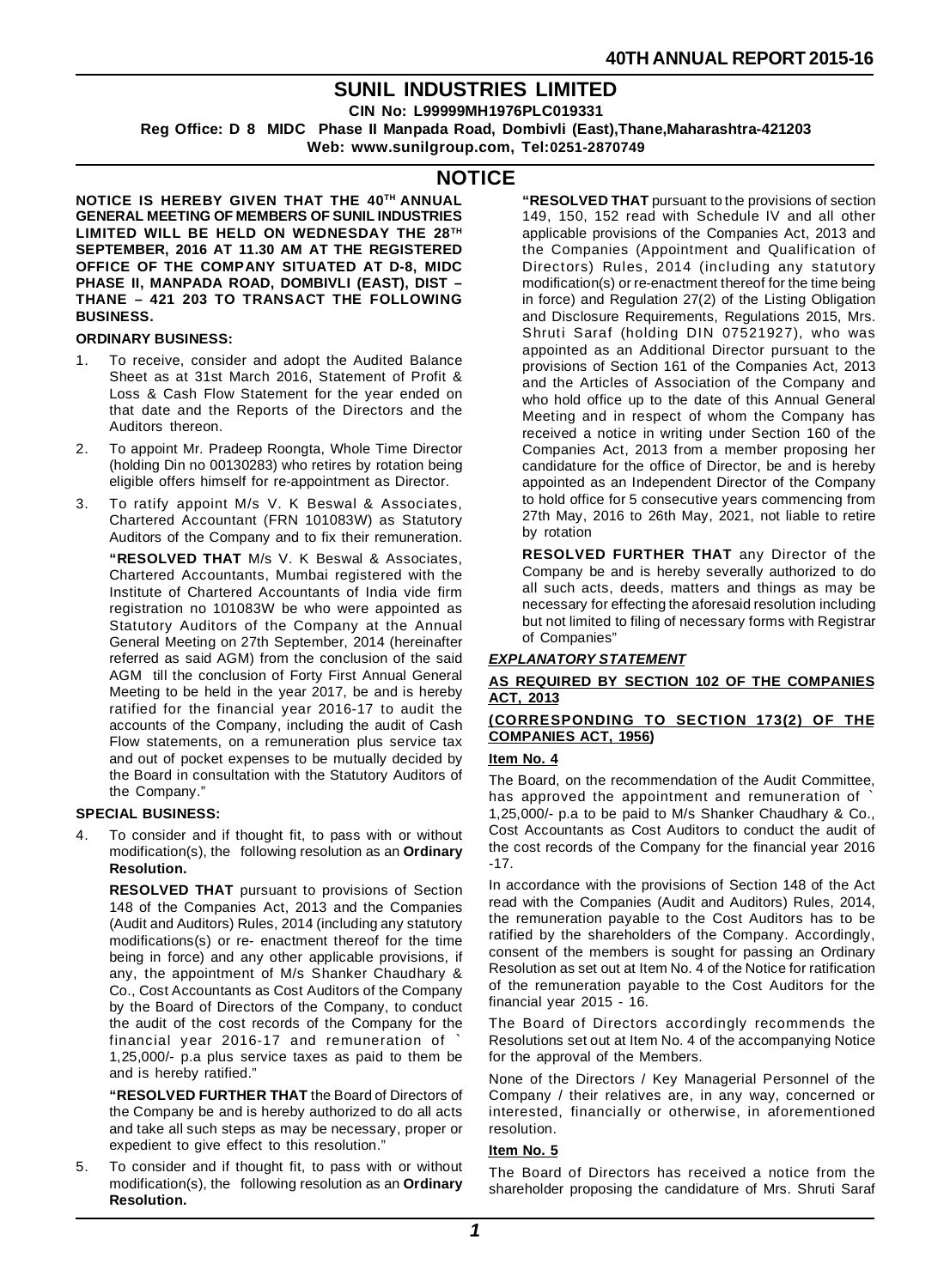# SUNIL INDUSTRIES LIMITED

**CIN No: L99999MH1976PLC019331**

**Reg Office: D 8 MIDC Phase II Manpada Road, Dombivli (East),Thane,Maharashtra-421203**

**Web: www.sunilgroup.com, Tel:0251-2870749**

## NOTICE

**NOTICE IS HEREBY GIVEN THAT THE 40TH ANNUAL GENERAL MEETING OF MEMBERS OF SUNIL INDUSTRIES LIMITED WILL BE HELD ON WEDNESDAY THE 28TH SEPTEMBER, 2016 AT 11.30 AM AT THE REGISTERED OFFICE OF THE COMPANY SITUATED AT D-8, MIDC PHASE II, MANPADA ROAD, DOMBIVLI (EAST), DIST – THANE – 421 203 TO TRANSACT THE FOLLOWING BUSINESS.**

**ORDINARY BUSINESS:**

1. To receive, consider and adopt the Audited Balance Sheet as at 31st March 2016, Statement of Profit & Loss & Cash Flow Statement for the year ended on that date and the Reports of the Directors and the Auditors thereon.
2. To appoint Mr. Pradeep Roongta, Whole Time Director (holding Din no 00130283) who retires by rotation being eligible offers himself for re-appointment as Director.
3. To ratify appoint M/s V. K Beswal & Associates, Chartered Accountant (FRN 101083W) as Statutory Auditors of the Company and to fix their remuneration.

   **"RESOLVED THAT** M/s V. K Beswal & Associates, Chartered Accountants, Mumbai registered with the Institute of Chartered Accountants of India vide firm registration no 101083W be who were appointed as Statutory Auditors of the Company at the Annual General Meeting on 27th September, 2014 (hereinafter referred as said AGM) from the conclusion of the said AGM till the conclusion of Forty First Annual General Meeting to be held in the year 2017, be and is hereby ratified for the financial year 2016-17 to audit the accounts of the Company, including the audit of Cash Flow statements, on a remuneration plus service tax and out of pocket expenses to be mutually decided by the Board in consultation with the Statutory Auditors of the Company."

**SPECIAL BUSINESS:**

4. To consider and if thought fit, to pass with or without modification(s), the following resolution as an **Ordinary Resolution.**

   **RESOLVED THAT** pursuant to provisions of Section 148 of the Companies Act, 2013 and the Companies (Audit and Auditors) Rules, 2014 (including any statutory modifications(s) or re- enactment thereof for the time being in force) and any other applicable provisions, if any, the appointment of M/s Shanker Chaudhary & Co., Cost Accountants as Cost Auditors of the Company by the Board of Directors of the Company, to conduct the audit of the cost records of the Company for the financial year 2016-17 and remuneration of ` 1,25,000/- p.a plus service taxes as paid to them be and is hereby ratified."

   **"RESOLVED FURTHER THAT** the Board of Directors of the Company be and is hereby authorized to do all acts and take all such steps as may be necessary, proper or expedient to give effect to this resolution."

5. To consider and if thought fit, to pass with or without modification(s), the following resolution as an **Ordinary Resolution.**

   **"RESOLVED THAT** pursuant to the provisions of section 149, 150, 152 read with Schedule IV and all other applicable provisions of the Companies Act, 2013 and the Companies (Appointment and Qualification of Directors) Rules, 2014 (including any statutory modification(s) or re-enactment thereof for the time being in force) and Regulation 27(2) of the Listing Obligation and Disclosure Requirements, Regulations 2015, Mrs. Shruti Saraf (holding DIN 07521927), who was appointed as an Additional Director pursuant to the provisions of Section 161 of the Companies Act, 2013 and the Articles of Association of the Company and who hold office up to the date of this Annual General Meeting and in respect of whom the Company has received a notice in writing under Section 160 of the Companies Act, 2013 from a member proposing her candidature for the office of Director, be and is hereby appointed as an Independent Director of the Company to hold office for 5 consecutive years commencing from 27th May, 2016 to 26th May, 2021, not liable to retire by rotation

   **RESOLVED FURTHER THAT** any Director of the Company be and is hereby severally authorized to do all such acts, deeds, matters and things as may be necessary for effecting the aforesaid resolution including but not limited to filing of necessary forms with Registrar of Companies"

***EXPLANATORY STATEMENT***

**AS REQUIRED BY SECTION 102 OF THE COMPANIES ACT, 2013**

**(CORRESPONDING TO SECTION 173(2) OF THE COMPANIES ACT, 1956)**

**Item No. 4**

The Board, on the recommendation of the Audit Committee, has approved the appointment and remuneration of ` 1,25,000/- p.a to be paid to M/s Shanker Chaudhary & Co., Cost Accountants as Cost Auditors to conduct the audit of the cost records of the Company for the financial year 2016 -17.

In accordance with the provisions of Section 148 of the Act read with the Companies (Audit and Auditors) Rules, 2014, the remuneration payable to the Cost Auditors has to be ratified by the shareholders of the Company. Accordingly, consent of the members is sought for passing an Ordinary Resolution as set out at Item No. 4 of the Notice for ratification of the remuneration payable to the Cost Auditors for the financial year 2015 - 16.

The Board of Directors accordingly recommends the Resolutions set out at Item No. 4 of the accompanying Notice for the approval of the Members.

None of the Directors / Key Managerial Personnel of the Company / their relatives are, in any way, concerned or interested, financially or otherwise, in aforementioned resolution.

**Item No. 5**

The Board of Directors has received a notice from the shareholder proposing the candidature of Mrs. Shruti Saraf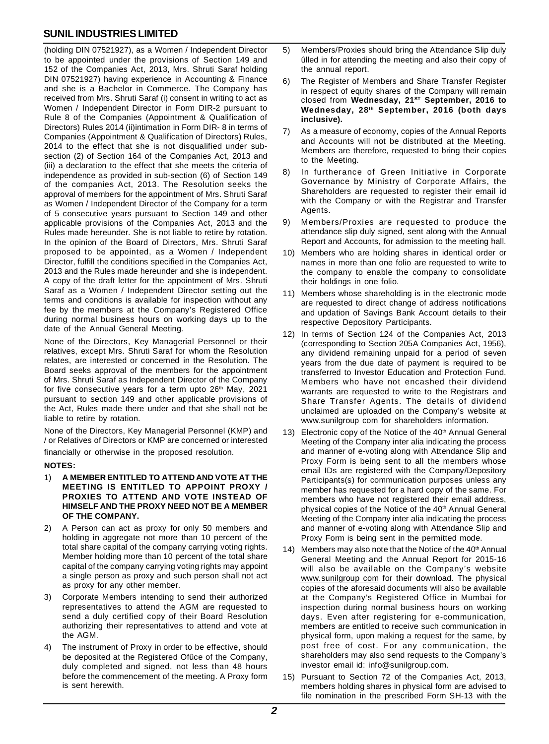(holding DIN 07521927), as a Women / Independent Director to be appointed under the provisions of Section 149 and 152 of the Companies Act, 2013, Mrs. Shruti Saraf holding DIN 07521927) having experience in Accounting & Finance and she is a Bachelor in Commerce. The Company has received from Mrs. Shruti Saraf (i) consent in writing to act as Women / Independent Director in Form DIR-2 pursuant to Rule 8 of the Companies (Appointment & Qualification of Directors) Rules 2014 (ii)intimation in Form DIR- 8 in terms of Companies (Appointment & Qualification of Directors) Rules, 2014 to the effect that she is not disqualified under sub-section (2) of Section 164 of the Companies Act, 2013 and (iii) a declaration to the effect that she meets the criteria of independence as provided in sub-section (6) of Section 149 of the companies Act, 2013. The Resolution seeks the approval of members for the appointment of Mrs. Shruti Saraf as Women / Independent Director of the Company for a term of 5 consecutive years pursuant to Section 149 and other applicable provisions of the Companies Act, 2013 and the Rules made hereunder. She is not liable to retire by rotation. In the opinion of the Board of Directors, Mrs. Shruti Saraf proposed to be appointed, as a Women / Independent Director, fulfill the conditions specified in the Companies Act, 2013 and the Rules made hereunder and she is independent. A copy of the draft letter for the appointment of Mrs. Shruti Saraf as a Women / Independent Director setting out the terms and conditions is available for inspection without any fee by the members at the Company's Registered Office during normal business hours on working days up to the date of the Annual General Meeting.

None of the Directors, Key Managerial Personnel or their relatives, except Mrs. Shruti Saraf for whom the Resolution relates, are interested or concerned in the Resolution. The Board seeks approval of the members for the appointment of Mrs. Shruti Saraf as Independent Director of the Company for five consecutive years for a term upto 26th May, 2021 pursuant to section 149 and other applicable provisions of the Act, Rules made there under and that she shall not be liable to retire by rotation.

None of the Directors, Key Managerial Personnel (KMP) and / or Relatives of Directors or KMP are concerned or interested financially or otherwise in the proposed resolution.

**NOTES:**

1) **A MEMBER ENTITLED TO ATTEND AND VOTE AT THE MEETING IS ENTITLED TO APPOINT PROXY / PROXIES TO ATTEND AND VOTE INSTEAD OF HIMSELF AND THE PROXY NEED NOT BE A MEMBER OF THE COMPANY.**

2) A Person can act as proxy for only 50 members and holding in aggregate not more than 10 percent of the total share capital of the company carrying voting rights. Member holding more than 10 percent of the total share capital of the company carrying voting rights may appoint a single person as proxy and such person shall not act as proxy for any other member.

3) Corporate Members intending to send their authorized representatives to attend the AGM are requested to send a duly certified copy of their Board Resolution authorizing their representatives to attend and vote at the AGM.

4) The instrument of Proxy in order to be effective, should be deposited at the Registered Ofûce of the Company, duly completed and signed, not less than 48 hours before the commencement of the meeting. A Proxy form is sent herewith.

5) Members/Proxies should bring the Attendance Slip duly ûlled in for attending the meeting and also their copy of the annual report.

6) The Register of Members and Share Transfer Register in respect of equity shares of the Company will remain closed from **Wednesday, 21ST September, 2016 to Wednesday, 28th September, 2016 (both days inclusive).**

7) As a measure of economy, copies of the Annual Reports and Accounts will not be distributed at the Meeting. Members are therefore, requested to bring their copies to the Meeting.

8) In furtherance of Green Initiative in Corporate Governance by Ministry of Corporate Affairs, the Shareholders are requested to register their email id with the Company or with the Registrar and Transfer Agents.

9) Members/Proxies are requested to produce the attendance slip duly signed, sent along with the Annual Report and Accounts, for admission to the meeting hall.

10) Members who are holding shares in identical order or names in more than one folio are requested to write to the company to enable the company to consolidate their holdings in one folio.

11) Members whose shareholding is in the electronic mode are requested to direct change of address notifications and updation of Savings Bank Account details to their respective Depository Participants.

12) In terms of Section 124 of the Companies Act, 2013 (corresponding to Section 205A Companies Act, 1956), any dividend remaining unpaid for a period of seven years from the due date of payment is required to be transferred to Investor Education and Protection Fund. Members who have not encashed their dividend warrants are requested to write to the Registrars and Share Transfer Agents. The details of dividend unclaimed are uploaded on the Company's website at www.sunilgroup com for shareholders information.

13) Electronic copy of the Notice of the 40th Annual General Meeting of the Company inter alia indicating the process and manner of e-voting along with Attendance Slip and Proxy Form is being sent to all the members whose email IDs are registered with the Company/Depository Participants(s) for communication purposes unless any member has requested for a hard copy of the same. For members who have not registered their email address, physical copies of the Notice of the 40th Annual General Meeting of the Company inter alia indicating the process and manner of e-voting along with Attendance Slip and Proxy Form is being sent in the permitted mode.

14) Members may also note that the Notice of the 40th Annual General Meeting and the Annual Report for 2015-16 will also be available on the Company's website www.sunilgroup com for their download. The physical copies of the aforesaid documents will also be available at the Company's Registered Office in Mumbai for inspection during normal business hours on working days. Even after registering for e-communication, members are entitled to receive such communication in physical form, upon making a request for the same, by post free of cost. For any communication, the shareholders may also send requests to the Company's investor email id: info@sunilgroup.com.

15) Pursuant to Section 72 of the Companies Act, 2013, members holding shares in physical form are advised to file nomination in the prescribed Form SH-13 with the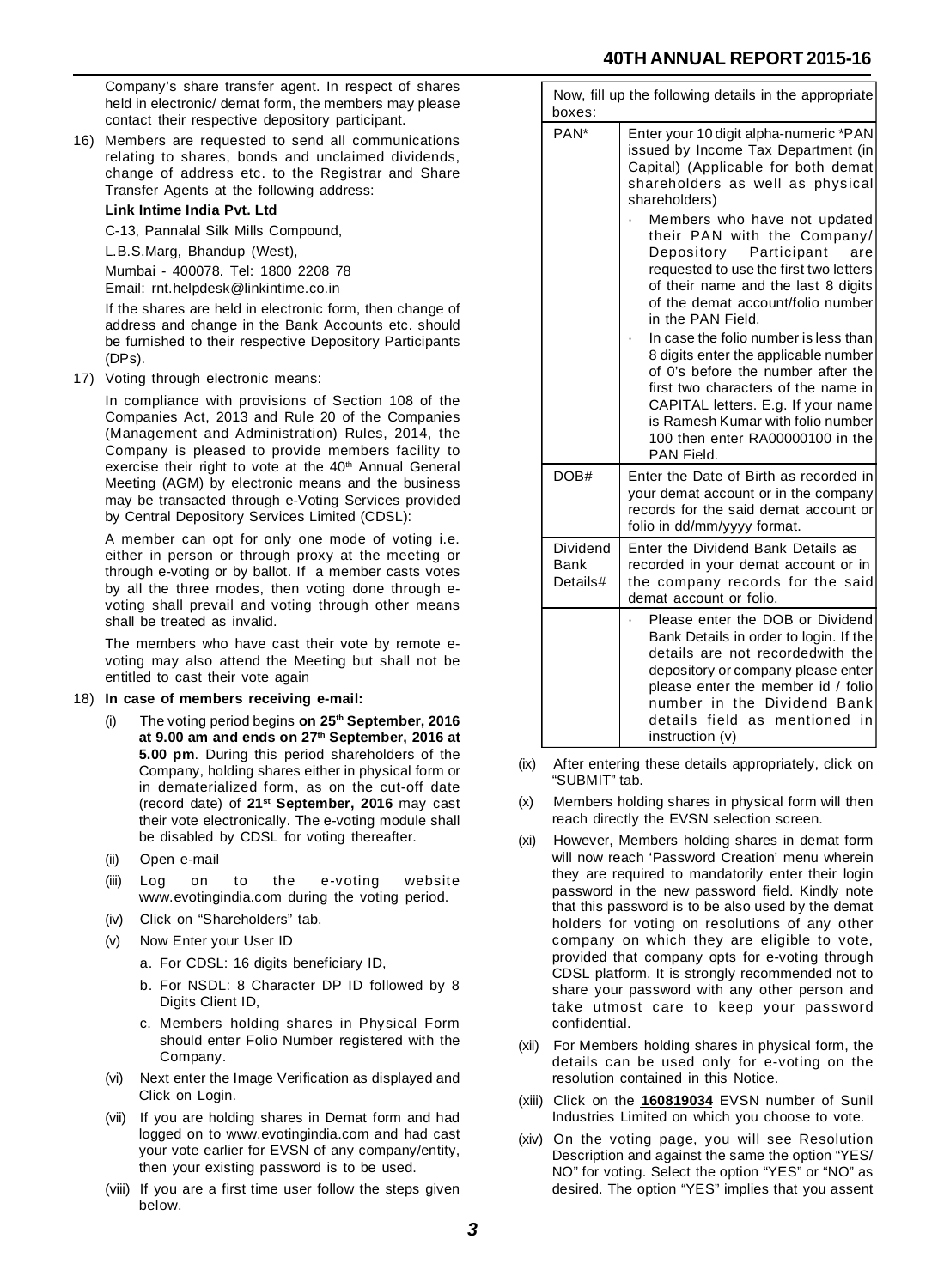Company's share transfer agent. In respect of shares held in electronic/ demat form, the members may please contact their respective depository participant.

16) Members are requested to send all communications relating to shares, bonds and unclaimed dividends, change of address etc. to the Registrar and Share Transfer Agents at the following address:

**Link Intime India Pvt. Ltd**

C-13, Pannalal Silk Mills Compound,

L.B.S.Marg, Bhandup (West),

Mumbai - 400078. Tel: 1800 2208 78

Email: rnt.helpdesk@linkintime.co.in

If the shares are held in electronic form, then change of address and change in the Bank Accounts etc. should be furnished to their respective Depository Participants (DPs).

17) Voting through electronic means:

In compliance with provisions of Section 108 of the Companies Act, 2013 and Rule 20 of the Companies (Management and Administration) Rules, 2014, the Company is pleased to provide members facility to exercise their right to vote at the 40th Annual General Meeting (AGM) by electronic means and the business may be transacted through e-Voting Services provided by Central Depository Services Limited (CDSL):

A member can opt for only one mode of voting i.e. either in person or through proxy at the meeting or through e-voting or by ballot. If a member casts votes by all the three modes, then voting done through e-voting shall prevail and voting through other means shall be treated as invalid.

The members who have cast their vote by remote e-voting may also attend the Meeting but shall not be entitled to cast their vote again

18) **In case of members receiving e-mail:**

(i) The voting period begins **on 25th September, 2016 at 9.00 am and ends on 27th September, 2016 at 5.00 pm**. During this period shareholders of the Company, holding shares either in physical form or in dematerialized form, as on the cut-off date (record date) of **21st September, 2016** may cast their vote electronically. The e-voting module shall be disabled by CDSL for voting thereafter.

(ii) Open e-mail

(iii) Log on to the e-voting website www.evotingindia.com during the voting period.

(iv) Click on "Shareholders" tab.

(v) Now Enter your User ID

a. For CDSL: 16 digits beneficiary ID,

b. For NSDL: 8 Character DP ID followed by 8 Digits Client ID,

c. Members holding shares in Physical Form should enter Folio Number registered with the Company.

(vi) Next enter the Image Verification as displayed and Click on Login.

(vii) If you are holding shares in Demat form and had logged on to www.evotingindia.com and had cast your vote earlier for EVSN of any company/entity, then your existing password is to be used.

(viii) If you are a first time user follow the steps given below.

| Now, fill up the following details in the appropriate boxes: | |
|---|---|
| PAN* | Enter your 10 digit alpha-numeric *PAN issued by Income Tax Department (in Capital) (Applicable for both demat shareholders as well as physical shareholders)<br>· Members who have not updated their PAN with the Company/ Depository Participant are requested to use the first two letters of their name and the last 8 digits of the demat account/folio number in the PAN Field.<br>· In case the folio number is less than 8 digits enter the applicable number of 0's before the number after the first two characters of the name in CAPITAL letters. E.g. If your name is Ramesh Kumar with folio number 100 then enter RA00000100 in the PAN Field. |
| DOB# | Enter the Date of Birth as recorded in your demat account or in the company records for the said demat account or folio in dd/mm/yyyy format. |
| Dividend Bank Details# | Enter the Dividend Bank Details as recorded in your demat account or in the company records for the said demat account or folio. |
| | · Please enter the DOB or Dividend Bank Details in order to login. If the details are not recordedwith the depository or company please enter please enter the member id / folio number in the Dividend Bank details field as mentioned in instruction (v) |

(ix) After entering these details appropriately, click on "SUBMIT" tab.

(x) Members holding shares in physical form will then reach directly the EVSN selection screen.

(xi) However, Members holding shares in demat form will now reach 'Password Creation' menu wherein they are required to mandatorily enter their login password in the new password field. Kindly note that this password is to be also used by the demat holders for voting on resolutions of any other company on which they are eligible to vote, provided that company opts for e-voting through CDSL platform. It is strongly recommended not to share your password with any other person and take utmost care to keep your password confidential.

(xii) For Members holding shares in physical form, the details can be used only for e-voting on the resolution contained in this Notice.

(xiii) Click on the **160819034** EVSN number of Sunil Industries Limited on which you choose to vote.

(xiv) On the voting page, you will see Resolution Description and against the same the option "YES/ NO" for voting. Select the option "YES" or "NO" as desired. The option "YES" implies that you assent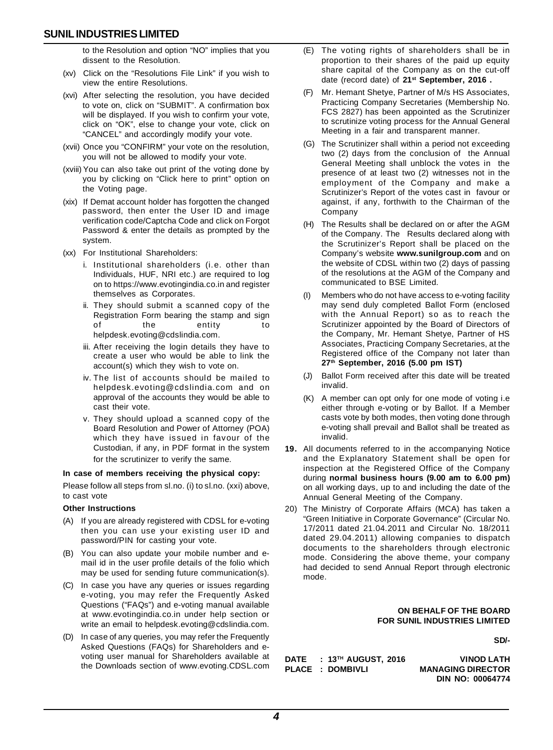to the Resolution and option "NO" implies that you dissent to the Resolution.

(xv) Click on the "Resolutions File Link" if you wish to view the entire Resolutions.

(xvi) After selecting the resolution, you have decided to vote on, click on "SUBMIT". A confirmation box will be displayed. If you wish to confirm your vote, click on "OK", else to change your vote, click on "CANCEL" and accordingly modify your vote.

(xvii) Once you "CONFIRM" your vote on the resolution, you will not be allowed to modify your vote.

(xviii) You can also take out print of the voting done by you by clicking on "Click here to print" option on the Voting page.

(xix) If Demat account holder has forgotten the changed password, then enter the User ID and image verification code/Captcha Code and click on Forgot Password & enter the details as prompted by the system.

(xx) For Institutional Shareholders:

i. Institutional shareholders (i.e. other than Individuals, HUF, NRI etc.) are required to log on to https://www.evotingindia.co.in and register themselves as Corporates.

ii. They should submit a scanned copy of the Registration Form bearing the stamp and sign of the entity to helpdesk.evoting@cdslindia.com.

iii. After receiving the login details they have to create a user who would be able to link the account(s) which they wish to vote on.

iv. The list of accounts should be mailed to helpdesk.evoting@cdslindia.com and on approval of the accounts they would be able to cast their vote.

v. They should upload a scanned copy of the Board Resolution and Power of Attorney (POA) which they have issued in favour of the Custodian, if any, in PDF format in the system for the scrutinizer to verify the same.

**In case of members receiving the physical copy:**

Please follow all steps from sl.no. (i) to sl.no. (xxi) above, to cast vote

**Other Instructions**

(A) If you are already registered with CDSL for e-voting then you can use your existing user ID and password/PIN for casting your vote.

(B) You can also update your mobile number and e-mail id in the user profile details of the folio which may be used for sending future communication(s).

(C) In case you have any queries or issues regarding e-voting, you may refer the Frequently Asked Questions ("FAQs") and e-voting manual available at www.evotingindia.co.in under help section or write an email to helpdesk.evoting@cdslindia.com.

(D) In case of any queries, you may refer the Frequently Asked Questions (FAQs) for Shareholders and e-voting user manual for Shareholders available at the Downloads section of www.evoting.CDSL.com

(E) The voting rights of shareholders shall be in proportion to their shares of the paid up equity share capital of the Company as on the cut-off date (record date) of **21st September, 2016 .**

(F) Mr. Hemant Shetye, Partner of M/s HS Associates, Practicing Company Secretaries (Membership No. FCS 2827) has been appointed as the Scrutinizer to scrutinize voting process for the Annual General Meeting in a fair and transparent manner.

(G) The Scrutinizer shall within a period not exceeding two (2) days from the conclusion of the Annual General Meeting shall unblock the votes in the presence of at least two (2) witnesses not in the employment of the Company and make a Scrutinizer's Report of the votes cast in favour or against, if any, forthwith to the Chairman of the Company

(H) The Results shall be declared on or after the AGM of the Company. The Results declared along with the Scrutinizer's Report shall be placed on the Company's website **www.sunilgroup.com** and on the website of CDSL within two (2) days of passing of the resolutions at the AGM of the Company and communicated to BSE Limited.

(I) Members who do not have access to e-voting facility may send duly completed Ballot Form (enclosed with the Annual Report) so as to reach the Scrutinizer appointed by the Board of Directors of the Company, Mr. Hemant Shetye, Partner of HS Associates, Practicing Company Secretaries, at the Registered office of the Company not later than **27th September, 2016 (5.00 pm IST)**

(J) Ballot Form received after this date will be treated invalid.

(K) A member can opt only for one mode of voting i.e either through e-voting or by Ballot. If a Member casts vote by both modes, then voting done through e-voting shall prevail and Ballot shall be treated as invalid.

**19.** All documents referred to in the accompanying Notice and the Explanatory Statement shall be open for inspection at the Registered Office of the Company during **normal business hours (9.00 am to 6.00 pm)** on all working days, up to and including the date of the Annual General Meeting of the Company.

20) The Ministry of Corporate Affairs (MCA) has taken a "Green Initiative in Corporate Governance" (Circular No. 17/2011 dated 21.04.2011 and Circular No. 18/2011 dated 29.04.2011) allowing companies to dispatch documents to the shareholders through electronic mode. Considering the above theme, your company had decided to send Annual Report through electronic mode.

**ON BEHALF OF THE BOARD**
**FOR SUNIL INDUSTRIES LIMITED**

**SD/-**

**DATE : 13TH AUGUST, 2016**
**PLACE : DOMBIVLI**

**VINOD LATH**
**MANAGING DIRECTOR**
**DIN NO: 00064774**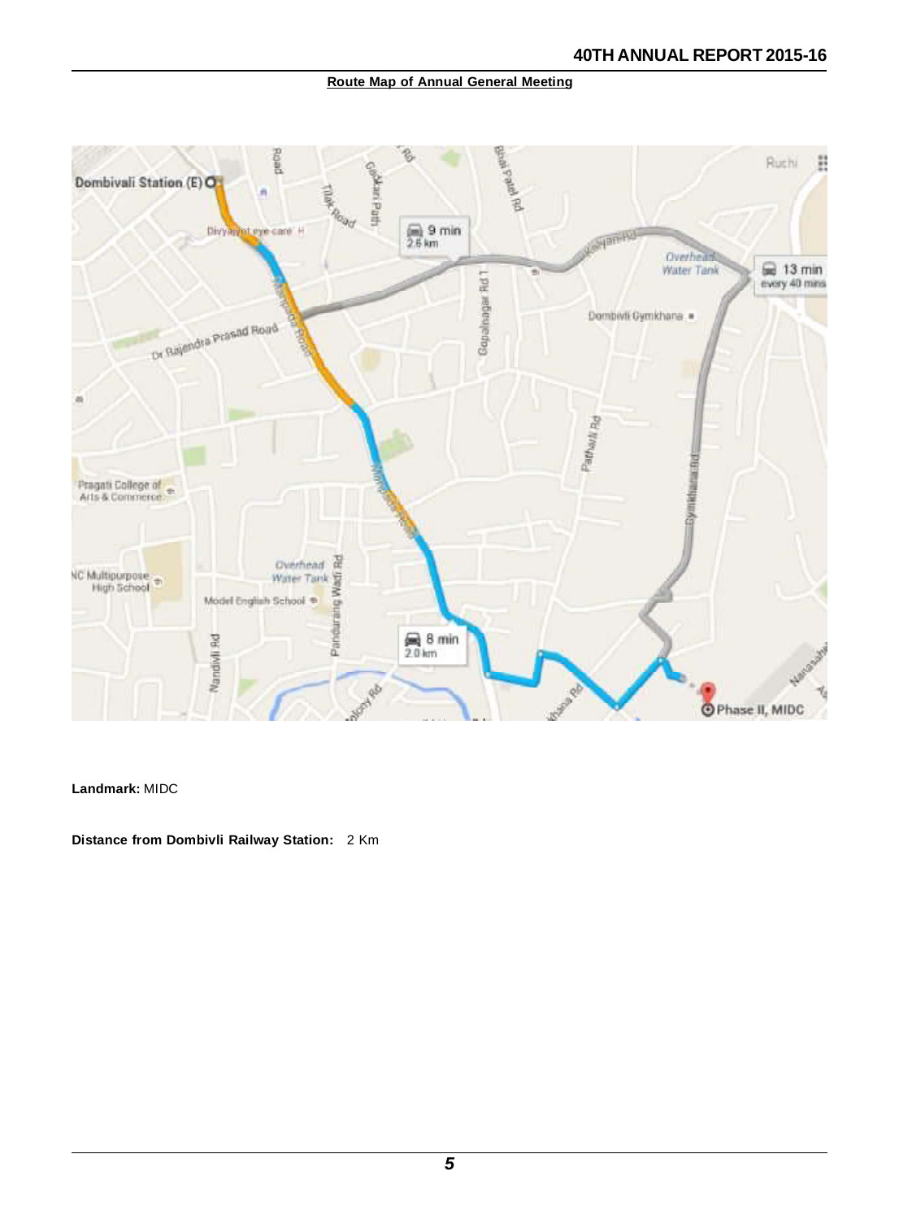**Route Map of Annual General Meeting**

**Landmark:** MIDC

**Distance from Dombivli Railway Station:** 2 Km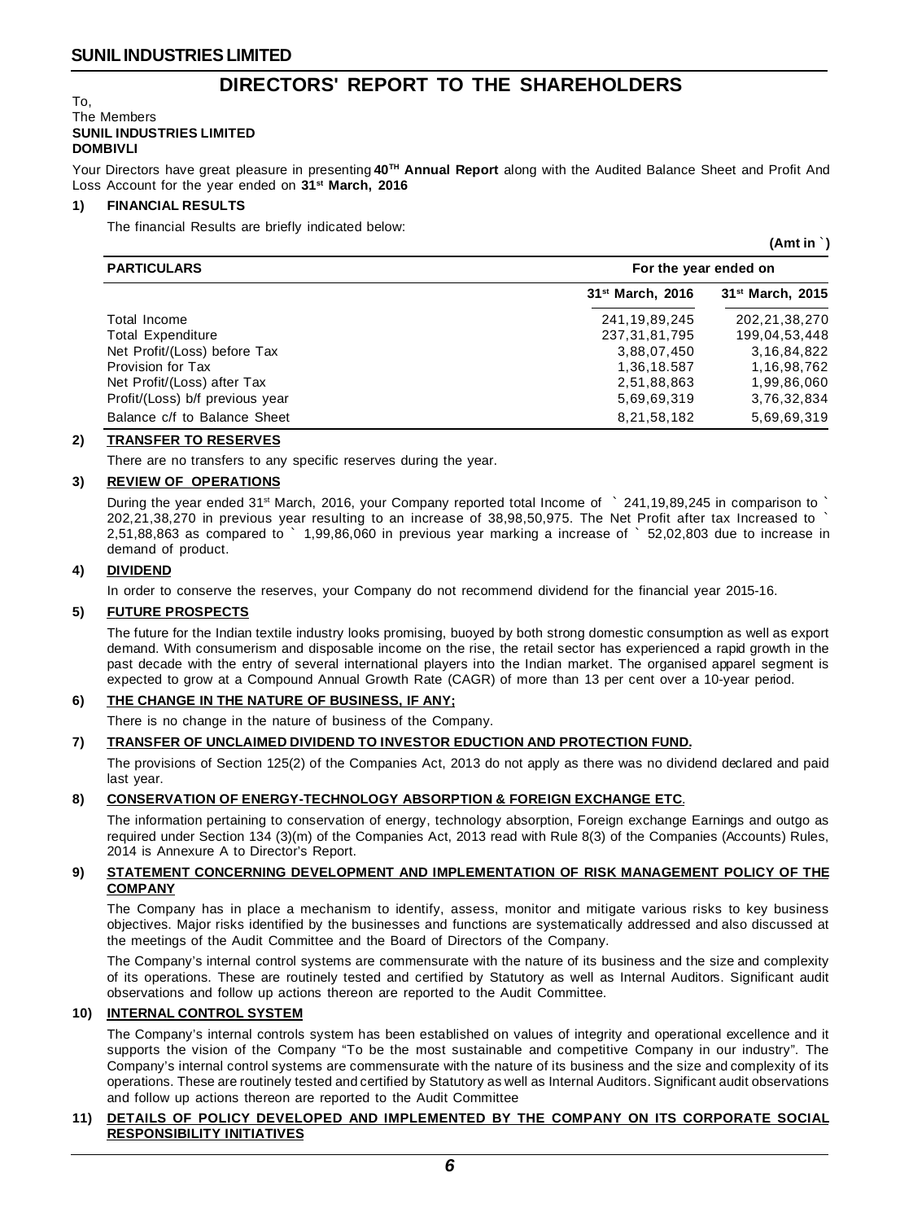# DIRECTORS' REPORT TO THE SHAREHOLDERS

To,
The Members
**SUNIL INDUSTRIES LIMITED**
**DOMBIVLI**

Your Directors have great pleasure in presenting **40[TH] Annual Report** along with the Audited Balance Sheet and Profit And Loss Account for the year ended on **31[st] March, 2016**

## 1) FINANCIAL RESULTS

The financial Results are briefly indicated below:

**(Amt in ` )**

| PARTICULARS | For the year ended on | |
|---|---|---|
| | 31[st] March, 2016 | 31[st] March, 2015 |
| Total Income | 241,19,89,245 | 202,21,38,270 |
| Total Expenditure | 237,31,81,795 | 199,04,53,448 |
| Net Profit/(Loss) before Tax | 3,88,07,450 | 3,16,84,822 |
| Provision for Tax | 1,36,18.587 | 1,16,98,762 |
| Net Profit/(Loss) after Tax | 2,51,88,863 | 1,99,86,060 |
| Profit/(Loss) b/f previous year | 5,69,69,319 | 3,76,32,834 |
| Balance c/f to Balance Sheet | 8,21,58,182 | 5,69,69,319 |

## 2) TRANSFER TO RESERVES

There are no transfers to any specific reserves during the year.

## 3) REVIEW OF OPERATIONS

During the year ended 31[st] March, 2016, your Company reported total Income of ` 241,19,89,245 in comparison to ` 202,21,38,270 in previous year resulting to an increase of 38,98,50,975. The Net Profit after tax Increased to ` 2,51,88,863 as compared to ` 1,99,86,060 in previous year marking a increase of ` 52,02,803 due to increase in demand of product.

## 4) DIVIDEND

In order to conserve the reserves, your Company do not recommend dividend for the financial year 2015-16.

## 5) FUTURE PROSPECTS

The future for the Indian textile industry looks promising, buoyed by both strong domestic consumption as well as export demand. With consumerism and disposable income on the rise, the retail sector has experienced a rapid growth in the past decade with the entry of several international players into the Indian market. The organised apparel segment is expected to grow at a Compound Annual Growth Rate (CAGR) of more than 13 per cent over a 10-year period.

## 6) THE CHANGE IN THE NATURE OF BUSINESS, IF ANY;

There is no change in the nature of business of the Company.

## 7) TRANSFER OF UNCLAIMED DIVIDEND TO INVESTOR EDUCTION AND PROTECTION FUND.

The provisions of Section 125(2) of the Companies Act, 2013 do not apply as there was no dividend declared and paid last year.

## 8) CONSERVATION OF ENERGY-TECHNOLOGY ABSORPTION & FOREIGN EXCHANGE ETC.

The information pertaining to conservation of energy, technology absorption, Foreign exchange Earnings and outgo as required under Section 134 (3)(m) of the Companies Act, 2013 read with Rule 8(3) of the Companies (Accounts) Rules, 2014 is Annexure A to Director's Report.

## 9) STATEMENT CONCERNING DEVELOPMENT AND IMPLEMENTATION OF RISK MANAGEMENT POLICY OF THE COMPANY

The Company has in place a mechanism to identify, assess, monitor and mitigate various risks to key business objectives. Major risks identified by the businesses and functions are systematically addressed and also discussed at the meetings of the Audit Committee and the Board of Directors of the Company.

The Company's internal control systems are commensurate with the nature of its business and the size and complexity of its operations. These are routinely tested and certified by Statutory as well as Internal Auditors. Significant audit observations and follow up actions thereon are reported to the Audit Committee.

## 10) INTERNAL CONTROL SYSTEM

The Company's internal controls system has been established on values of integrity and operational excellence and it supports the vision of the Company "To be the most sustainable and competitive Company in our industry". The Company's internal control systems are commensurate with the nature of its business and the size and complexity of its operations. These are routinely tested and certified by Statutory as well as Internal Auditors. Significant audit observations and follow up actions thereon are reported to the Audit Committee

## 11) DETAILS OF POLICY DEVELOPED AND IMPLEMENTED BY THE COMPANY ON ITS CORPORATE SOCIAL RESPONSIBILITY INITIATIVES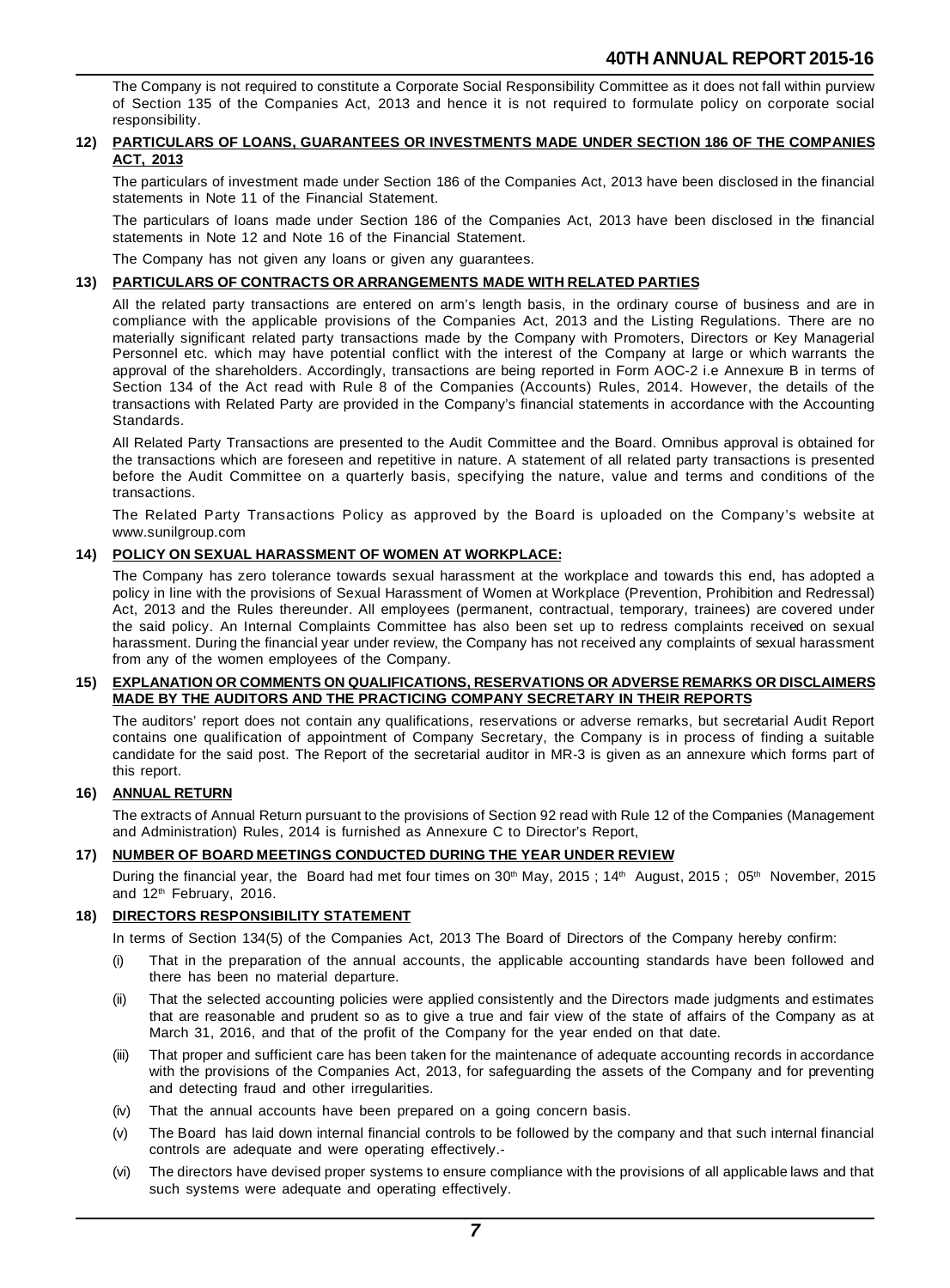The Company is not required to constitute a Corporate Social Responsibility Committee as it does not fall within purview of Section 135 of the Companies Act, 2013 and hence it is not required to formulate policy on corporate social responsibility.

## 12) PARTICULARS OF LOANS, GUARANTEES OR INVESTMENTS MADE UNDER SECTION 186 OF THE COMPANIES ACT, 2013

The particulars of investment made under Section 186 of the Companies Act, 2013 have been disclosed in the financial statements in Note 11 of the Financial Statement.

The particulars of loans made under Section 186 of the Companies Act, 2013 have been disclosed in the financial statements in Note 12 and Note 16 of the Financial Statement.

The Company has not given any loans or given any guarantees.

## 13) PARTICULARS OF CONTRACTS OR ARRANGEMENTS MADE WITH RELATED PARTIES

All the related party transactions are entered on arm's length basis, in the ordinary course of business and are in compliance with the applicable provisions of the Companies Act, 2013 and the Listing Regulations. There are no materially significant related party transactions made by the Company with Promoters, Directors or Key Managerial Personnel etc. which may have potential conflict with the interest of the Company at large or which warrants the approval of the shareholders. Accordingly, transactions are being reported in Form AOC-2 i.e Annexure B in terms of Section 134 of the Act read with Rule 8 of the Companies (Accounts) Rules, 2014. However, the details of the transactions with Related Party are provided in the Company's financial statements in accordance with the Accounting Standards.

All Related Party Transactions are presented to the Audit Committee and the Board. Omnibus approval is obtained for the transactions which are foreseen and repetitive in nature. A statement of all related party transactions is presented before the Audit Committee on a quarterly basis, specifying the nature, value and terms and conditions of the transactions.

The Related Party Transactions Policy as approved by the Board is uploaded on the Company's website at www.sunilgroup.com

## 14) POLICY ON SEXUAL HARASSMENT OF WOMEN AT WORKPLACE:

The Company has zero tolerance towards sexual harassment at the workplace and towards this end, has adopted a policy in line with the provisions of Sexual Harassment of Women at Workplace (Prevention, Prohibition and Redressal) Act, 2013 and the Rules thereunder. All employees (permanent, contractual, temporary, trainees) are covered under the said policy. An Internal Complaints Committee has also been set up to redress complaints received on sexual harassment. During the financial year under review, the Company has not received any complaints of sexual harassment from any of the women employees of the Company.

## 15) EXPLANATION OR COMMENTS ON QUALIFICATIONS, RESERVATIONS OR ADVERSE REMARKS OR DISCLAIMERS MADE BY THE AUDITORS AND THE PRACTICING COMPANY SECRETARY IN THEIR REPORTS

The auditors' report does not contain any qualifications, reservations or adverse remarks, but secretarial Audit Report contains one qualification of appointment of Company Secretary, the Company is in process of finding a suitable candidate for the said post. The Report of the secretarial auditor in MR-3 is given as an annexure which forms part of this report.

## 16) ANNUAL RETURN

The extracts of Annual Return pursuant to the provisions of Section 92 read with Rule 12 of the Companies (Management and Administration) Rules, 2014 is furnished as Annexure C to Director's Report,

## 17) NUMBER OF BOARD MEETINGS CONDUCTED DURING THE YEAR UNDER REVIEW

During the financial year, the Board had met four times on 30th May, 2015 ; 14th August, 2015 ; 05th November, 2015 and 12th February, 2016.

## 18) DIRECTORS RESPONSIBILITY STATEMENT

In terms of Section 134(5) of the Companies Act, 2013 The Board of Directors of the Company hereby confirm:

(i) That in the preparation of the annual accounts, the applicable accounting standards have been followed and there has been no material departure.

(ii) That the selected accounting policies were applied consistently and the Directors made judgments and estimates that are reasonable and prudent so as to give a true and fair view of the state of affairs of the Company as at March 31, 2016, and that of the profit of the Company for the year ended on that date.

(iii) That proper and sufficient care has been taken for the maintenance of adequate accounting records in accordance with the provisions of the Companies Act, 2013, for safeguarding the assets of the Company and for preventing and detecting fraud and other irregularities.

(iv) That the annual accounts have been prepared on a going concern basis.

(v) The Board has laid down internal financial controls to be followed by the company and that such internal financial controls are adequate and were operating effectively.-

(vi) The directors have devised proper systems to ensure compliance with the provisions of all applicable laws and that such systems were adequate and operating effectively.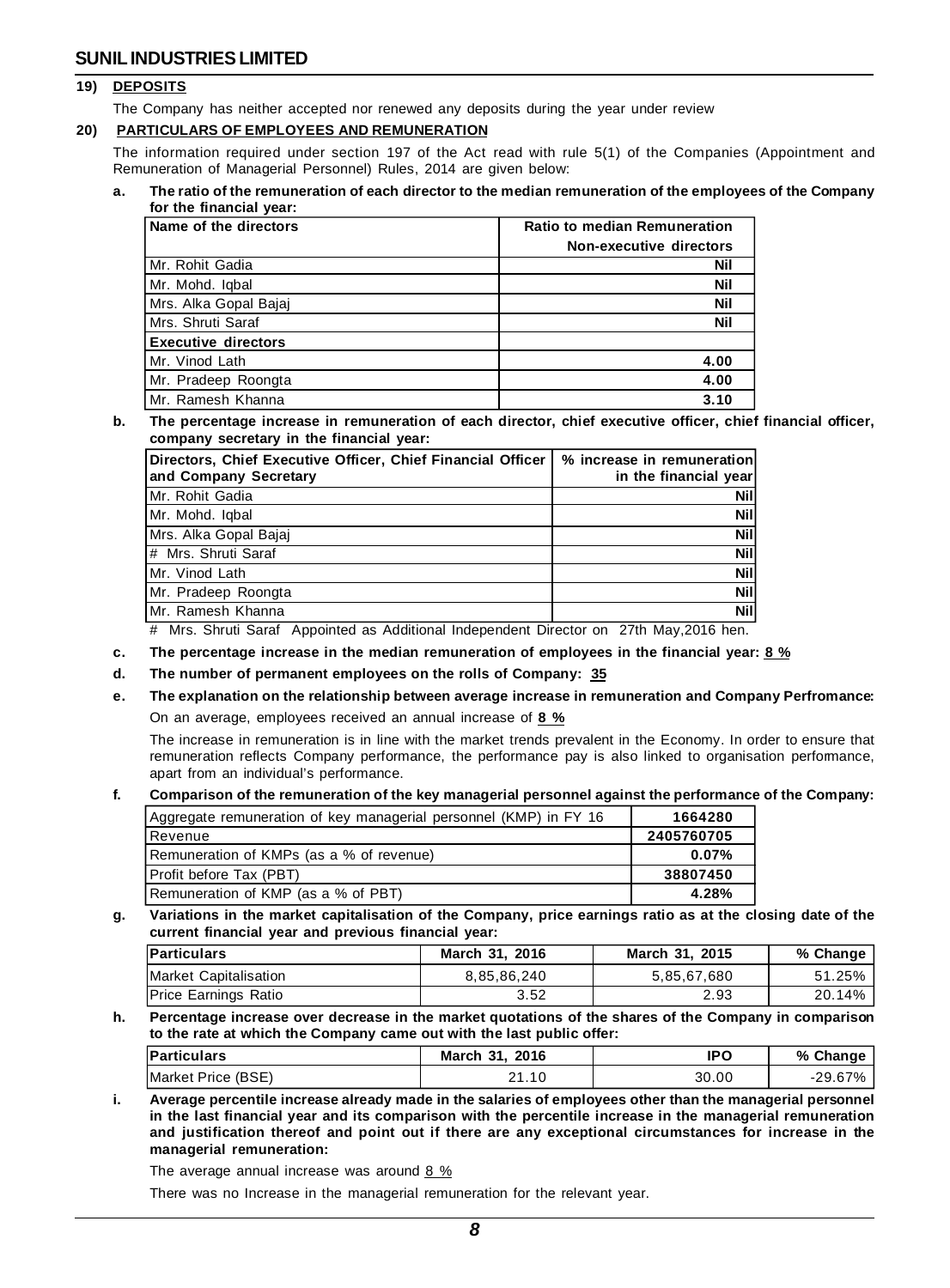## 19) DEPOSITS

The Company has neither accepted nor renewed any deposits during the year under review

## 20) PARTICULARS OF EMPLOYEES AND REMUNERATION

The information required under section 197 of the Act read with rule 5(1) of the Companies (Appointment and Remuneration of Managerial Personnel) Rules, 2014 are given below:

**a. The ratio of the remuneration of each director to the median remuneration of the employees of the Company for the financial year:**

| Name of the directors | Ratio to median Remuneration |
|---|---|
| | **Non-executive directors** |
| Mr. Rohit Gadia | **Nil** |
| Mr. Mohd. Iqbal | **Nil** |
| Mrs. Alka Gopal Bajaj | **Nil** |
| Mrs. Shruti Saraf | **Nil** |
| **Executive directors** | |
| Mr. Vinod Lath | **4.00** |
| Mr. Pradeep Roongta | **4.00** |
| Mr. Ramesh Khanna | **3.10** |

**b. The percentage increase in remuneration of each director, chief executive officer, chief financial officer, company secretary in the financial year:**

| Directors, Chief Executive Officer, Chief Financial Officer and Company Secretary | % increase in remuneration in the financial year |
|---|---|
| Mr. Rohit Gadia | **Nil** |
| Mr. Mohd. Iqbal | **Nil** |
| Mrs. Alka Gopal Bajaj | **Nil** |
| # Mrs. Shruti Saraf | **Nil** |
| Mr. Vinod Lath | **Nil** |
| Mr. Pradeep Roongta | **Nil** |
| Mr. Ramesh Khanna | **Nil** |

# Mrs. Shruti Saraf Appointed as Additional Independent Director on 27th May,2016 hen.

**c. The percentage increase in the median remuneration of employees in the financial year: 8 %**

**d. The number of permanent employees on the rolls of Company: 35**

**e. The explanation on the relationship between average increase in remuneration and Company Perfromance:**

On an average, employees received an annual increase of **8 %**

The increase in remuneration is in line with the market trends prevalent in the Economy. In order to ensure that remuneration reflects Company performance, the performance pay is also linked to organisation perfomance, apart from an individual's performance.

**f. Comparison of the remuneration of the key managerial personnel against the performance of the Company:**

| | |
|---|---|
| Aggregate remuneration of key managerial personnel (KMP) in FY 16 | **1664280** |
| Revenue | **2405760705** |
| Remuneration of KMPs (as a % of revenue) | **0.07%** |
| Profit before Tax (PBT) | **38807450** |
| Remuneration of KMP (as a % of PBT) | **4.28%** |

**g. Variations in the market capitalisation of the Company, price earnings ratio as at the closing date of the current financial year and previous financial year:**

| Particulars | March 31, 2016 | March 31, 2015 | % Change |
|---|---|---|---|
| Market Capitalisation | 8,85,86,240 | 5,85,67,680 | 51.25% |
| Price Earnings Ratio | 3.52 | 2.93 | 20.14% |

**h. Percentage increase over decrease in the market quotations of the shares of the Company in comparison to the rate at which the Company came out with the last public offer:**

| Particulars | March 31, 2016 | IPO | % Change |
|---|---|---|---|
| Market Price (BSE) | 21.10 | 30.00 | -29.67% |

**i. Average percentile increase already made in the salaries of employees other than the managerial personnel in the last financial year and its comparison with the percentile increase in the managerial remuneration and justification thereof and point out if there are any exceptional circumstances for increase in the managerial remuneration:**

The average annual increase was around 8 %

There was no Increase in the managerial remuneration for the relevant year.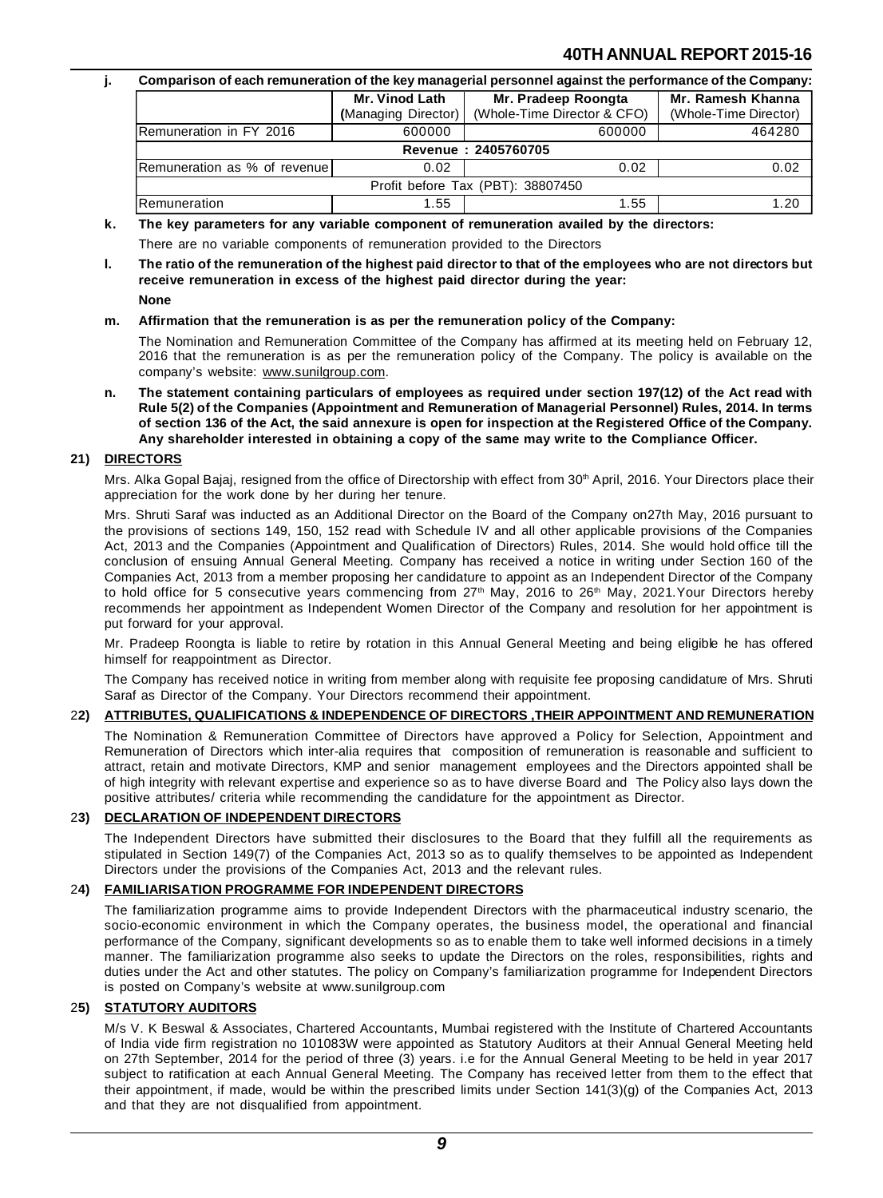**j. Comparison of each remuneration of the key managerial personnel against the performance of the Company:**

| | Mr. Vinod Lath (Managing Director) | Mr. Pradeep Roongta (Whole-Time Director & CFO) | Mr. Ramesh Khanna (Whole-Time Director) |
|---|---|---|---|
| Remuneration in FY 2016 | 600000 | 600000 | 464280 |
| Revenue : 2405760705 | | | |
| Remuneration as % of revenue | 0.02 | 0.02 | 0.02 |
| Profit before Tax (PBT): 38807450 | | | |
| Remuneration | 1.55 | 1.55 | 1.20 |

**k. The key parameters for any variable component of remuneration availed by the directors:**

There are no variable components of remuneration provided to the Directors

**l. The ratio of the remuneration of the highest paid director to that of the employees who are not directors but receive remuneration in excess of the highest paid director during the year:**

**None**

**m. Affirmation that the remuneration is as per the remuneration policy of the Company:**

The Nomination and Remuneration Committee of the Company has affirmed at its meeting held on February 12, 2016 that the remuneration is as per the remuneration policy of the Company. The policy is available on the company's website: www.sunilgroup.com.

**n. The statement containing particulars of employees as required under section 197(12) of the Act read with Rule 5(2) of the Companies (Appointment and Remuneration of Managerial Personnel) Rules, 2014. In terms of section 136 of the Act, the said annexure is open for inspection at the Registered Office of the Company. Any shareholder interested in obtaining a copy of the same may write to the Compliance Officer.**

## 21) DIRECTORS

Mrs. Alka Gopal Bajaj, resigned from the office of Directorship with effect from 30th April, 2016. Your Directors place their appreciation for the work done by her during her tenure.

Mrs. Shruti Saraf was inducted as an Additional Director on the Board of the Company on27th May, 2016 pursuant to the provisions of sections 149, 150, 152 read with Schedule IV and all other applicable provisions of the Companies Act, 2013 and the Companies (Appointment and Qualification of Directors) Rules, 2014. She would hold office till the conclusion of ensuing Annual General Meeting. Company has received a notice in writing under Section 160 of the Companies Act, 2013 from a member proposing her candidature to appoint as an Independent Director of the Company to hold office for 5 consecutive years commencing from 27th May, 2016 to 26th May, 2021.Your Directors hereby recommends her appointment as Independent Women Director of the Company and resolution for her appointment is put forward for your approval.

Mr. Pradeep Roongta is liable to retire by rotation in this Annual General Meeting and being eligible he has offered himself for reappointment as Director.

The Company has received notice in writing from member along with requisite fee proposing candidature of Mrs. Shruti Saraf as Director of the Company. Your Directors recommend their appointment.

## 22) ATTRIBUTES, QUALIFICATIONS & INDEPENDENCE OF DIRECTORS ,THEIR APPOINTMENT AND REMUNERATION

The Nomination & Remuneration Committee of Directors have approved a Policy for Selection, Appointment and Remuneration of Directors which inter-alia requires that composition of remuneration is reasonable and sufficient to attract, retain and motivate Directors, KMP and senior management employees and the Directors appointed shall be of high integrity with relevant expertise and experience so as to have diverse Board and The Policy also lays down the positive attributes/ criteria while recommending the candidature for the appointment as Director.

## 23) DECLARATION OF INDEPENDENT DIRECTORS

The Independent Directors have submitted their disclosures to the Board that they fulfill all the requirements as stipulated in Section 149(7) of the Companies Act, 2013 so as to qualify themselves to be appointed as Independent Directors under the provisions of the Companies Act, 2013 and the relevant rules.

## 24) FAMILIARISATION PROGRAMME FOR INDEPENDENT DIRECTORS

The familiarization programme aims to provide Independent Directors with the pharmaceutical industry scenario, the socio-economic environment in which the Company operates, the business model, the operational and financial performance of the Company, significant developments so as to enable them to take well informed decisions in a timely manner. The familiarization programme also seeks to update the Directors on the roles, responsibilities, rights and duties under the Act and other statutes. The policy on Company's familiarization programme for Independent Directors is posted on Company's website at www.sunilgroup.com

## 25) STATUTORY AUDITORS

M/s V. K Beswal & Associates, Chartered Accountants, Mumbai registered with the Institute of Chartered Accountants of India vide firm registration no 101083W were appointed as Statutory Auditors at their Annual General Meeting held on 27th September, 2014 for the period of three (3) years. i.e for the Annual General Meeting to be held in year 2017 subject to ratification at each Annual General Meeting. The Company has received letter from them to the effect that their appointment, if made, would be within the prescribed limits under Section 141(3)(g) of the Companies Act, 2013 and that they are not disqualified from appointment.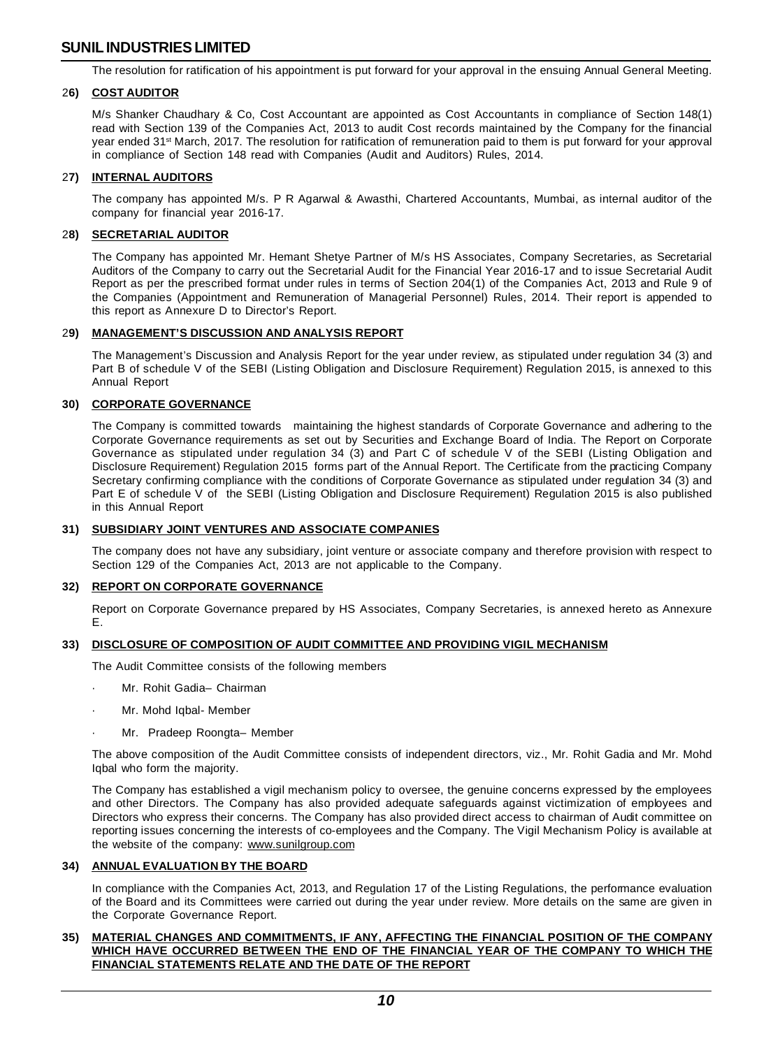The resolution for ratification of his appointment is put forward for your approval in the ensuing Annual General Meeting.

## 26) COST AUDITOR

M/s Shanker Chaudhary & Co, Cost Accountant are appointed as Cost Accountants in compliance of Section 148(1) read with Section 139 of the Companies Act, 2013 to audit Cost records maintained by the Company for the financial year ended 31st March, 2017. The resolution for ratification of remuneration paid to them is put forward for your approval in compliance of Section 148 read with Companies (Audit and Auditors) Rules, 2014.

## 27) INTERNAL AUDITORS

The company has appointed M/s. P R Agarwal & Awasthi, Chartered Accountants, Mumbai, as internal auditor of the company for financial year 2016-17.

## 28) SECRETARIAL AUDITOR

The Company has appointed Mr. Hemant Shetye Partner of M/s HS Associates, Company Secretaries, as Secretarial Auditors of the Company to carry out the Secretarial Audit for the Financial Year 2016-17 and to issue Secretarial Audit Report as per the prescribed format under rules in terms of Section 204(1) of the Companies Act, 2013 and Rule 9 of the Companies (Appointment and Remuneration of Managerial Personnel) Rules, 2014. Their report is appended to this report as Annexure D to Director's Report.

## 29) MANAGEMENT'S DISCUSSION AND ANALYSIS REPORT

The Management's Discussion and Analysis Report for the year under review, as stipulated under regulation 34 (3) and Part B of schedule V of the SEBI (Listing Obligation and Disclosure Requirement) Regulation 2015, is annexed to this Annual Report

## 30) CORPORATE GOVERNANCE

The Company is committed towards maintaining the highest standards of Corporate Governance and adhering to the Corporate Governance requirements as set out by Securities and Exchange Board of India. The Report on Corporate Governance as stipulated under regulation 34 (3) and Part C of schedule V of the SEBI (Listing Obligation and Disclosure Requirement) Regulation 2015 forms part of the Annual Report. The Certificate from the practicing Company Secretary confirming compliance with the conditions of Corporate Governance as stipulated under regulation 34 (3) and Part E of schedule V of the SEBI (Listing Obligation and Disclosure Requirement) Regulation 2015 is also published in this Annual Report

## 31) SUBSIDIARY JOINT VENTURES AND ASSOCIATE COMPANIES

The company does not have any subsidiary, joint venture or associate company and therefore provision with respect to Section 129 of the Companies Act, 2013 are not applicable to the Company.

## 32) REPORT ON CORPORATE GOVERNANCE

Report on Corporate Governance prepared by HS Associates, Company Secretaries, is annexed hereto as Annexure E.

## 33) DISCLOSURE OF COMPOSITION OF AUDIT COMMITTEE AND PROVIDING VIGIL MECHANISM

The Audit Committee consists of the following members

- Mr. Rohit Gadia– Chairman
- Mr. Mohd Iqbal- Member
- Mr. Pradeep Roongta– Member

The above composition of the Audit Committee consists of independent directors, viz., Mr. Rohit Gadia and Mr. Mohd Iqbal who form the majority.

The Company has established a vigil mechanism policy to oversee, the genuine concerns expressed by the employees and other Directors. The Company has also provided adequate safeguards against victimization of employees and Directors who express their concerns. The Company has also provided direct access to chairman of Audit committee on reporting issues concerning the interests of co-employees and the Company. The Vigil Mechanism Policy is available at the website of the company: www.sunilgroup.com

## 34) ANNUAL EVALUATION BY THE BOARD

In compliance with the Companies Act, 2013, and Regulation 17 of the Listing Regulations, the performance evaluation of the Board and its Committees were carried out during the year under review. More details on the same are given in the Corporate Governance Report.

## 35) MATERIAL CHANGES AND COMMITMENTS, IF ANY, AFFECTING THE FINANCIAL POSITION OF THE COMPANY WHICH HAVE OCCURRED BETWEEN THE END OF THE FINANCIAL YEAR OF THE COMPANY TO WHICH THE FINANCIAL STATEMENTS RELATE AND THE DATE OF THE REPORT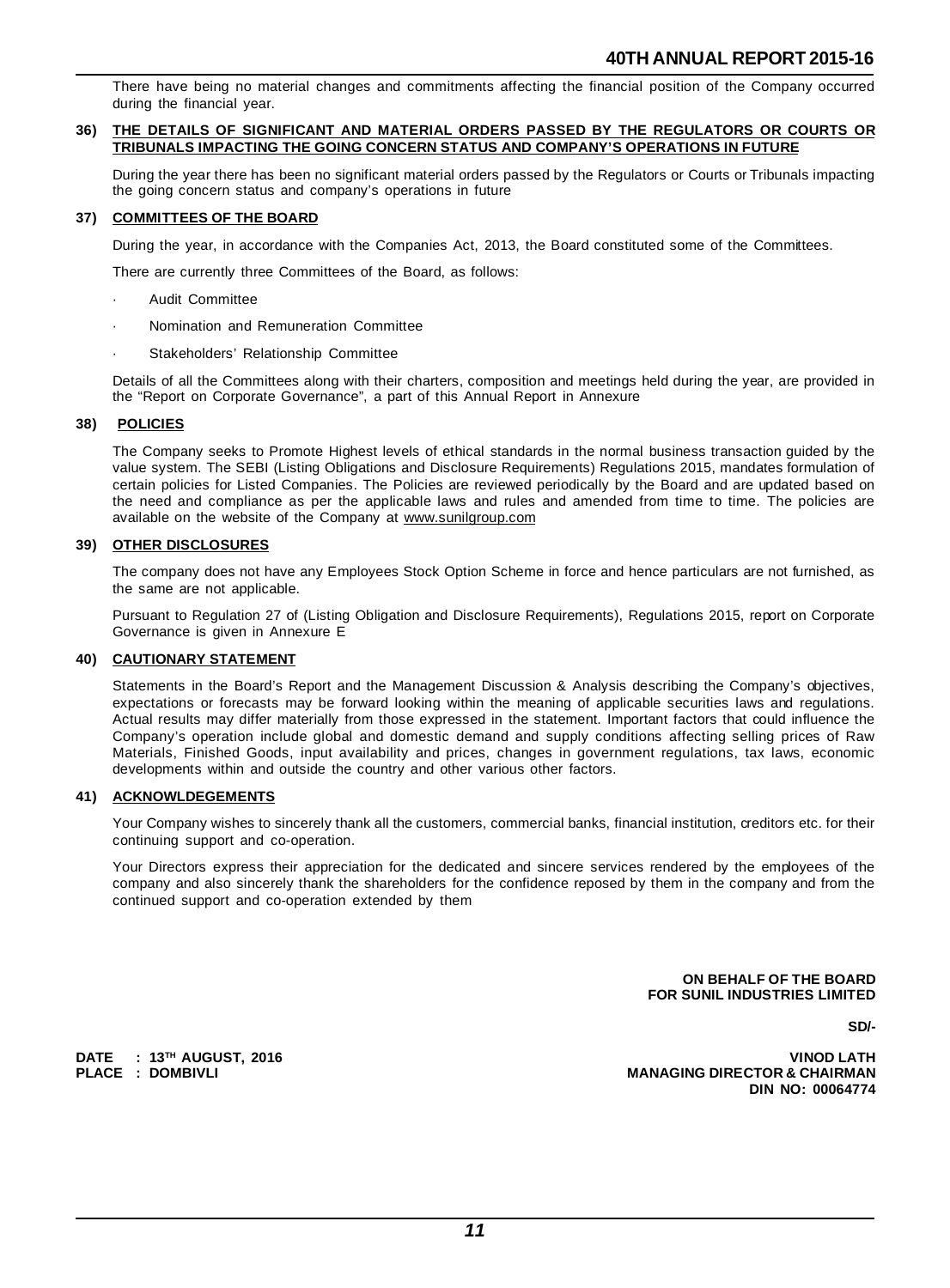There have being no material changes and commitments affecting the financial position of the Company occurred during the financial year.

**36) THE DETAILS OF SIGNIFICANT AND MATERIAL ORDERS PASSED BY THE REGULATORS OR COURTS OR TRIBUNALS IMPACTING THE GOING CONCERN STATUS AND COMPANY'S OPERATIONS IN FUTURE**

During the year there has been no significant material orders passed by the Regulators or Courts or Tribunals impacting the going concern status and company's operations in future

**37) COMMITTEES OF THE BOARD**

During the year, in accordance with the Companies Act, 2013, the Board constituted some of the Committees.

There are currently three Committees of the Board, as follows:

- Audit Committee
- Nomination and Remuneration Committee
- Stakeholders' Relationship Committee

Details of all the Committees along with their charters, composition and meetings held during the year, are provided in the "Report on Corporate Governance", a part of this Annual Report in Annexure

**38) POLICIES**

The Company seeks to Promote Highest levels of ethical standards in the normal business transaction guided by the value system. The SEBI (Listing Obligations and Disclosure Requirements) Regulations 2015, mandates formulation of certain policies for Listed Companies. The Policies are reviewed periodically by the Board and are updated based on the need and compliance as per the applicable laws and rules and amended from time to time. The policies are available on the website of the Company at www.sunilgroup.com

**39) OTHER DISCLOSURES**

The company does not have any Employees Stock Option Scheme in force and hence particulars are not furnished, as the same are not applicable.

Pursuant to Regulation 27 of (Listing Obligation and Disclosure Requirements), Regulations 2015, report on Corporate Governance is given in Annexure E

**40) CAUTIONARY STATEMENT**

Statements in the Board's Report and the Management Discussion & Analysis describing the Company's objectives, expectations or forecasts may be forward looking within the meaning of applicable securities laws and regulations. Actual results may differ materially from those expressed in the statement. Important factors that could influence the Company's operation include global and domestic demand and supply conditions affecting selling prices of Raw Materials, Finished Goods, input availability and prices, changes in government regulations, tax laws, economic developments within and outside the country and other various other factors.

**41) ACKNOWLDEGEMENTS**

Your Company wishes to sincerely thank all the customers, commercial banks, financial institution, creditors etc. for their continuing support and co-operation.

Your Directors express their appreciation for the dedicated and sincere services rendered by the employees of the company and also sincerely thank the shareholders for the confidence reposed by them in the company and from the continued support and co-operation extended by them

**ON BEHALF OF THE BOARD**
**FOR SUNIL INDUSTRIES LIMITED**

**SD/-**

**DATE : 13TH AUGUST, 2016**
**PLACE : DOMBIVLI**

**VINOD LATH**
**MANAGING DIRECTOR & CHAIRMAN**
**DIN NO: 00064774**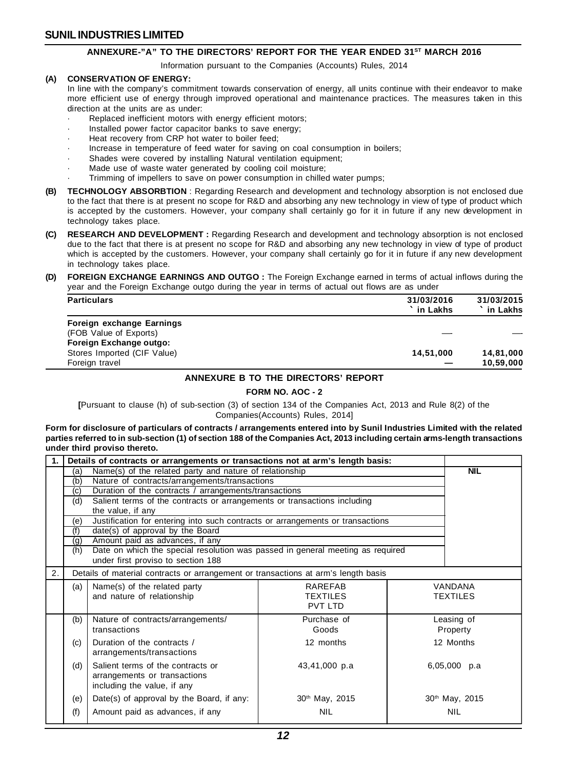## ANNEXURE-"A" TO THE DIRECTORS' REPORT FOR THE YEAR ENDED 31ST MARCH 2016

Information pursuant to the Companies (Accounts) Rules, 2014

**(A) CONSERVATION OF ENERGY:**

In line with the company's commitment towards conservation of energy, all units continue with their endeavor to make more efficient use of energy through improved operational and maintenance practices. The measures taken in this direction at the units are as under:

- Replaced inefficient motors with energy efficient motors;
- Installed power factor capacitor banks to save energy;
- Heat recovery from CRP hot water to boiler feed;
- Increase in temperature of feed water for saving on coal consumption in boilers;
- Shades were covered by installing Natural ventilation equipment;
- Made use of waste water generated by cooling coil moisture;
- Trimming of impellers to save on power consumption in chilled water pumps;

**(B) TECHNOLOGY ABSORBTION** : Regarding Research and development and technology absorption is not enclosed due to the fact that there is at present no scope for R&D and absorbing any new technology in view of type of product which is accepted by the customers. However, your company shall certainly go for it in future if any new development in technology takes place.

**(C) RESEARCH AND DEVELOPMENT :** Regarding Research and development and technology absorption is not enclosed due to the fact that there is at present no scope for R&D and absorbing any new technology in view of type of product which is accepted by the customers. However, your company shall certainly go for it in future if any new development in technology takes place.

**(D) FOREIGN EXCHANGE EARNINGS AND OUTGO :** The Foreign Exchange earned in terms of actual inflows during the year and the Foreign Exchange outgo during the year in terms of actual out flows are as under

| Particulars | 31/03/2016 ` in Lakhs | 31/03/2015 ` in Lakhs |
|---|---|---|
| **Foreign exchange Earnings** | | |
| (FOB Value of Exports) | — | — |
| **Foreign Exchange outgo:** | | |
| Stores Imported (CIF Value) | 14,51,000 | 14,81,000 |
| Foreign travel | — | 10,59,000 |

## ANNEXURE B TO THE DIRECTORS' REPORT

### FORM NO. AOC - 2

[Pursuant to clause (h) of sub-section (3) of section 134 of the Companies Act, 2013 and Rule 8(2) of the Companies(Accounts) Rules, 2014]

**Form for disclosure of particulars of contracts / arrangements entered into by Sunil Industries Limited with the related parties referred to in sub-section (1) of section 188 of the Companies Act, 2013 including certain arms-length transactions under third proviso thereto.**

| 1. | Details of contracts or arrangements or transactions not at arm's length basis: | | |
|---|---|---|---|
| | (a) Name(s) of the related party and nature of relationship | | **NIL** |
| | (b) Nature of contracts/arrangements/transactions | | |
| | (c) Duration of the contracts / arrangements/transactions | | |
| | (d) Salient terms of the contracts or arrangements or transactions including the value, if any | | |
| | (e) Justification for entering into such contracts or arrangements or transactions | | |
| | (f) date(s) of approval by the Board | | |
| | (g) Amount paid as advances, if any | | |
| | (h) Date on which the special resolution was passed in general meeting as required under first proviso to section 188 | | |
| 2. | Details of material contracts or arrangement or transactions at arm's length basis | | |
| | (a) Name(s) of the related party and nature of relationship | RAREFAB TEXTILES PVT LTD | VANDANA TEXTILES |
| | (b) Nature of contracts/arrangements/ transactions | Purchase of Goods | Leasing of Property |
| | (c) Duration of the contracts / arrangements/transactions | 12 months | 12 Months |
| | (d) Salient terms of the contracts or arrangements or transactions including the value, if any | 43,41,000 p.a | 6,05,000 p.a |
| | (e) Date(s) of approval by the Board, if any: | 30th May, 2015 | 30th May, 2015 |
| | (f) Amount paid as advances, if any | NIL | NIL |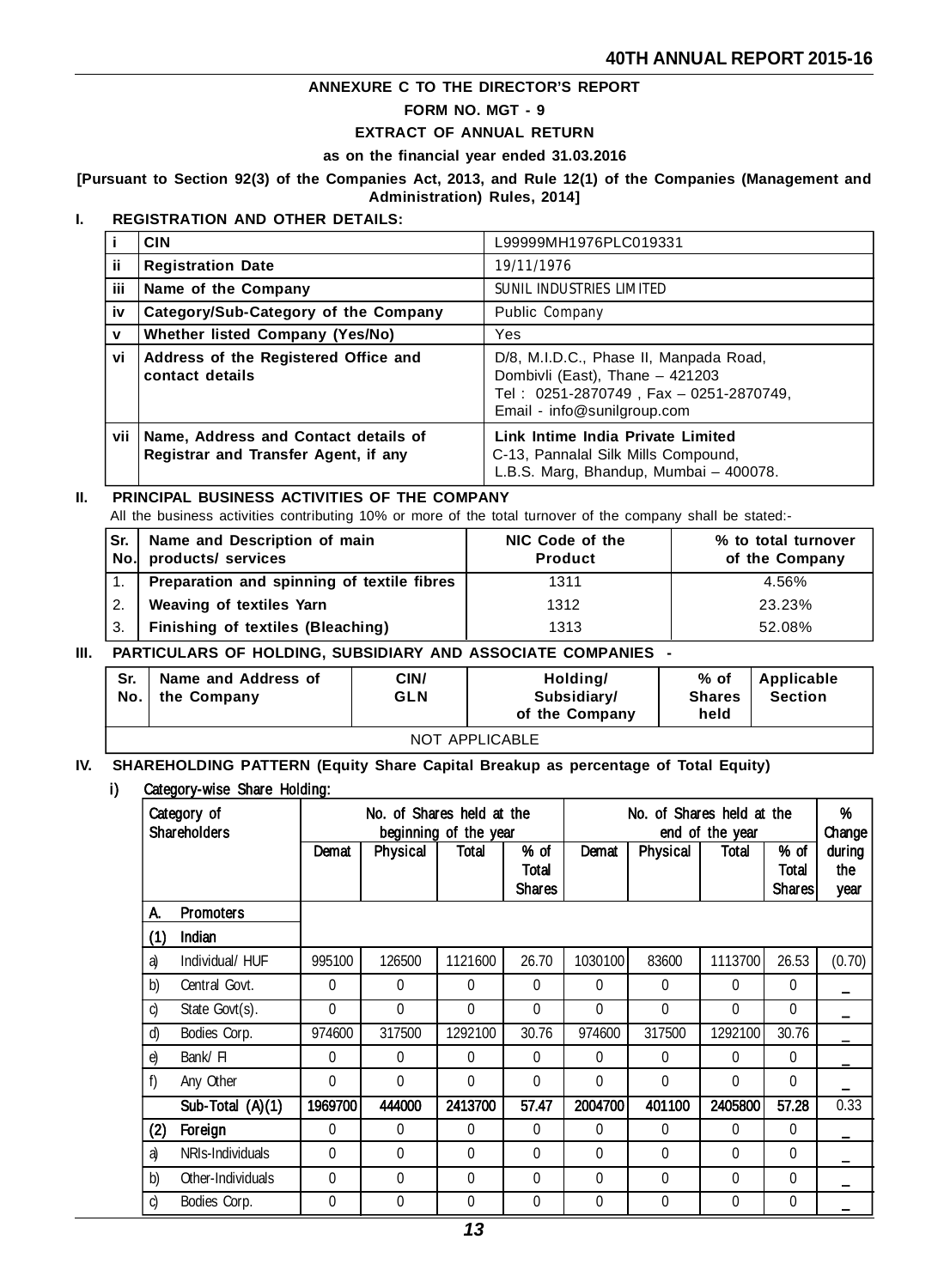## ANNEXURE C TO THE DIRECTOR'S REPORT

### FORM NO. MGT - 9

### EXTRACT OF ANNUAL RETURN

**as on the financial year ended 31.03.2016**

**[Pursuant to Section 92(3) of the Companies Act, 2013, and Rule 12(1) of the Companies (Management and Administration) Rules, 2014]**

### I. REGISTRATION AND OTHER DETAILS:

| | | |
|---|---|---|
| i | **CIN** | L99999MH1976PLC019331 |
| ii | **Registration Date** | 19/11/1976 |
| iii | **Name of the Company** | SUNIL INDUSTRIES LIMITED |
| iv | **Category/Sub-Category of the Company** | Public Company |
| v | **Whether listed Company (Yes/No)** | Yes |
| vi | **Address of the Registered Office and contact details** | D/8, M.I.D.C., Phase II, Manpada Road, Dombivli (East), Thane – 421203 Tel : 0251-2870749 , Fax – 0251-2870749, Email - info@sunilgroup.com |
| vii | **Name, Address and Contact details of Registrar and Transfer Agent, if any** | **Link Intime India Private Limited** C-13, Pannalal Silk Mills Compound, L.B.S. Marg, Bhandup, Mumbai – 400078. |

### II. PRINCIPAL BUSINESS ACTIVITIES OF THE COMPANY

All the business activities contributing 10% or more of the total turnover of the company shall be stated:-

| Sr. No. | Name and Description of main products/ services | NIC Code of the Product | % to total turnover of the Company |
|---|---|---|---|
| 1. | **Preparation and spinning of textile fibres** | 1311 | 4.56% |
| 2. | **Weaving of textiles Yarn** | 1312 | 23.23% |
| 3. | **Finishing of textiles (Bleaching)** | 1313 | 52.08% |

### III. PARTICULARS OF HOLDING, SUBSIDIARY AND ASSOCIATE COMPANIES -

| Sr. No. | Name and Address of the Company | CIN/ GLN | Holding/ Subsidiary/ of the Company | % of Shares held | Applicable Section |
|---|---|---|---|---|---|
| NOT APPLICABLE | | | | | |

### IV. SHAREHOLDING PATTERN (Equity Share Capital Breakup as percentage of Total Equity)

**i) Category-wise Share Holding:**

| Category of Shareholders | | No. of Shares held at the beginning of the year | | | | No. of Shares held at the end of the year | | | | % Change during the year |
|---|---|---|---|---|---|---|---|---|---|---|
| | | Demat | Physical | Total | % of Total Shares | Demat | Physical | Total | % of Total Shares | |
| **A.** | **Promoters** | | | | | | | | | |
| **(1)** | **Indian** | | | | | | | | | |
| a) | Individual/ HUF | 995100 | 126500 | 1121600 | 26.70 | 1030100 | 83600 | 1113700 | 26.53 | (0.70) |
| b) | Central Govt. | 0 | 0 | 0 | 0 | 0 | 0 | 0 | 0 | _ |
| c) | State Govt(s). | 0 | 0 | 0 | 0 | 0 | 0 | 0 | 0 | _ |
| d) | Bodies Corp. | 974600 | 317500 | 1292100 | 30.76 | 974600 | 317500 | 1292100 | 30.76 | _ |
| e) | Bank/ FI | 0 | 0 | 0 | 0 | 0 | 0 | 0 | 0 | _ |
| f) | Any Other | 0 | 0 | 0 | 0 | 0 | 0 | 0 | 0 | _ |
| | **Sub-Total (A)(1)** | **1969700** | **444000** | **2413700** | **57.47** | **2004700** | **401100** | **2405800** | **57.28** | 0.33 |
| **(2)** | **Foreign** | 0 | 0 | 0 | 0 | 0 | 0 | 0 | 0 | _ |
| a) | NRIs-Individuals | 0 | 0 | 0 | 0 | 0 | 0 | 0 | 0 | _ |
| b) | Other-Individuals | 0 | 0 | 0 | 0 | 0 | 0 | 0 | 0 | _ |
| c) | Bodies Corp. | 0 | 0 | 0 | 0 | 0 | 0 | 0 | 0 | _ |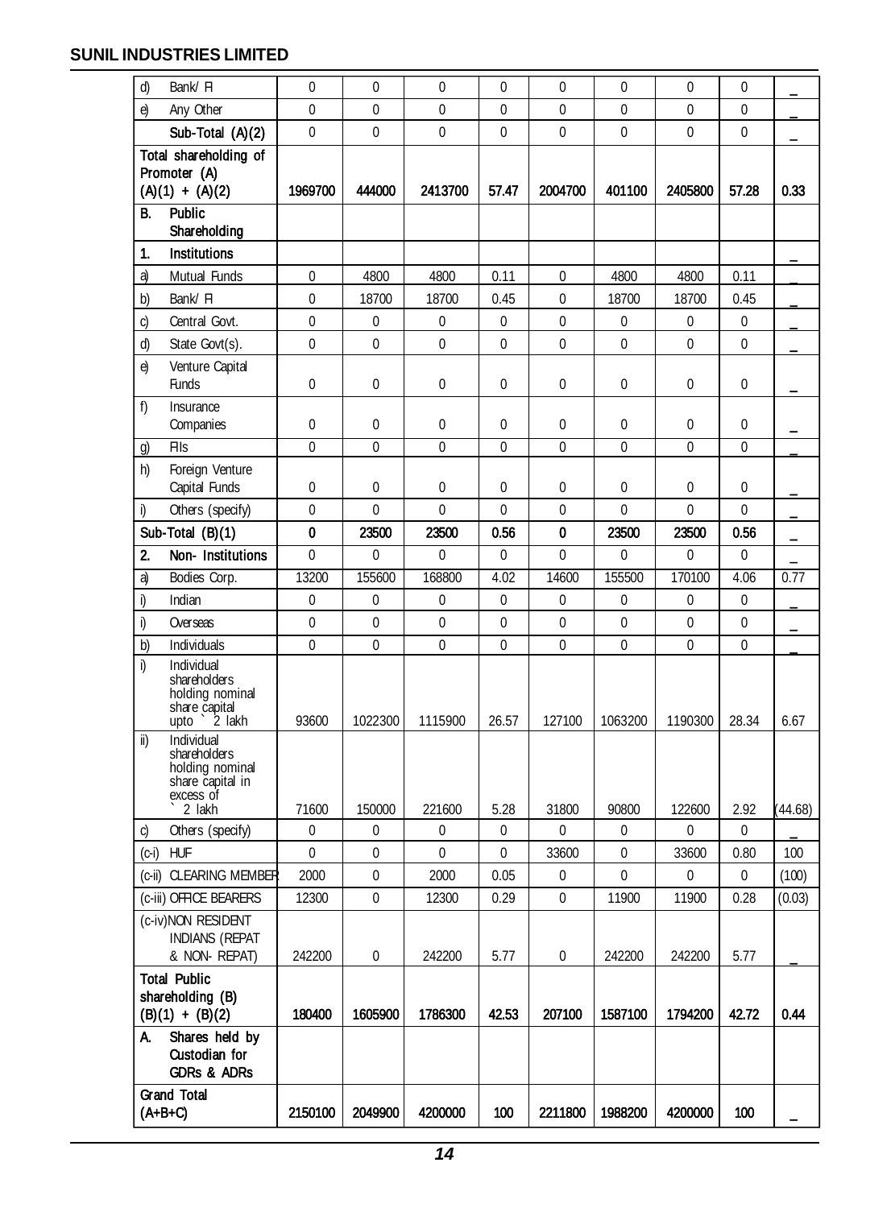| | | | | | | | | | |
|---|---|---|---|---|---|---|---|---|---|
| d) | Bank/ FI | 0 | 0 | 0 | 0 | 0 | 0 | 0 | 0 | _ |
| e) | Any Other | 0 | 0 | 0 | 0 | 0 | 0 | 0 | 0 | _ |
| | **Sub-Total (A)(2)** | 0 | 0 | 0 | 0 | 0 | 0 | 0 | 0 | _ |
| **Total shareholding of Promoter (A) (A)(1) + (A)(2)** | | **1969700** | **444000** | **2413700** | **57.47** | **2004700** | **401100** | **2405800** | **57.28** | **0.33** |
| **B.** | **Public Shareholding** | | | | | | | | | |
| **1.** | **Institutions** | | | | | | | | | _ |
| a) | Mutual Funds | 0 | 4800 | 4800 | 0.11 | 0 | 4800 | 4800 | 0.11 | _ |
| b) | Bank/ FI | 0 | 18700 | 18700 | 0.45 | 0 | 18700 | 18700 | 0.45 | _ |
| c) | Central Govt. | 0 | 0 | 0 | 0 | 0 | 0 | 0 | 0 | _ |
| d) | State Govt(s). | 0 | 0 | 0 | 0 | 0 | 0 | 0 | 0 | _ |
| e) | Venture Capital Funds | 0 | 0 | 0 | 0 | 0 | 0 | 0 | 0 | _ |
| f) | Insurance Companies | 0 | 0 | 0 | 0 | 0 | 0 | 0 | 0 | _ |
| g) | FIIs | 0 | 0 | 0 | 0 | 0 | 0 | 0 | 0 | _ |
| h) | Foreign Venture Capital Funds | 0 | 0 | 0 | 0 | 0 | 0 | 0 | 0 | _ |
| i) | Others (specify) | 0 | 0 | 0 | 0 | 0 | 0 | 0 | 0 | _ |
| **Sub-Total (B)(1)** | | **0** | **23500** | **23500** | **0.56** | **0** | **23500** | **23500** | **0.56** | _ |
| **2.** | **Non- Institutions** | 0 | 0 | 0 | 0 | 0 | 0 | 0 | 0 | _ |
| a) | Bodies Corp. | 13200 | 155600 | 168800 | 4.02 | 14600 | 155500 | 170100 | 4.06 | 0.77 |
| i) | Indian | 0 | 0 | 0 | 0 | 0 | 0 | 0 | 0 | _ |
| i) | Overseas | 0 | 0 | 0 | 0 | 0 | 0 | 0 | 0 | _ |
| b) | Individuals | 0 | 0 | 0 | 0 | 0 | 0 | 0 | 0 | _ |
| i) | Individual shareholders holding nominal share capital upto ` 2 lakh | 93600 | 1022300 | 1115900 | 26.57 | 127100 | 1063200 | 1190300 | 28.34 | 6.67 |
| ii) | Individual shareholders holding nominal share capital in excess of ` 2 lakh | 71600 | 150000 | 221600 | 5.28 | 31800 | 90800 | 122600 | 2.92 | (44.68) |
| c) | Others (specify) | 0 | 0 | 0 | 0 | 0 | 0 | 0 | 0 | _ |
| (c-i) | HUF | 0 | 0 | 0 | 0 | 33600 | 0 | 33600 | 0.80 | 100 |
| (c-ii) | CLEARING MEMBER | 2000 | 0 | 2000 | 0.05 | 0 | 0 | 0 | 0 | (100) |
| (c-iii) | OFFICE BEARERS | 12300 | 0 | 12300 | 0.29 | 0 | 11900 | 11900 | 0.28 | (0.03) |
| (c-iv) | NON RESIDENT INDIANS (REPAT & NON- REPAT) | 242200 | 0 | 242200 | 5.77 | 0 | 242200 | 242200 | 5.77 | _ |
| **Total Public shareholding (B) (B)(1) + (B)(2)** | | **180400** | **1605900** | **1786300** | **42.53** | **207100** | **1587100** | **1794200** | **42.72** | **0.44** |
| **A.** | **Shares held by Custodian for GDRs & ADRs** | | | | | | | | | |
| **Grand Total (A+B+C)** | | **2150100** | **2049900** | **4200000** | **100** | **2211800** | **1988200** | **4200000** | **100** | _ |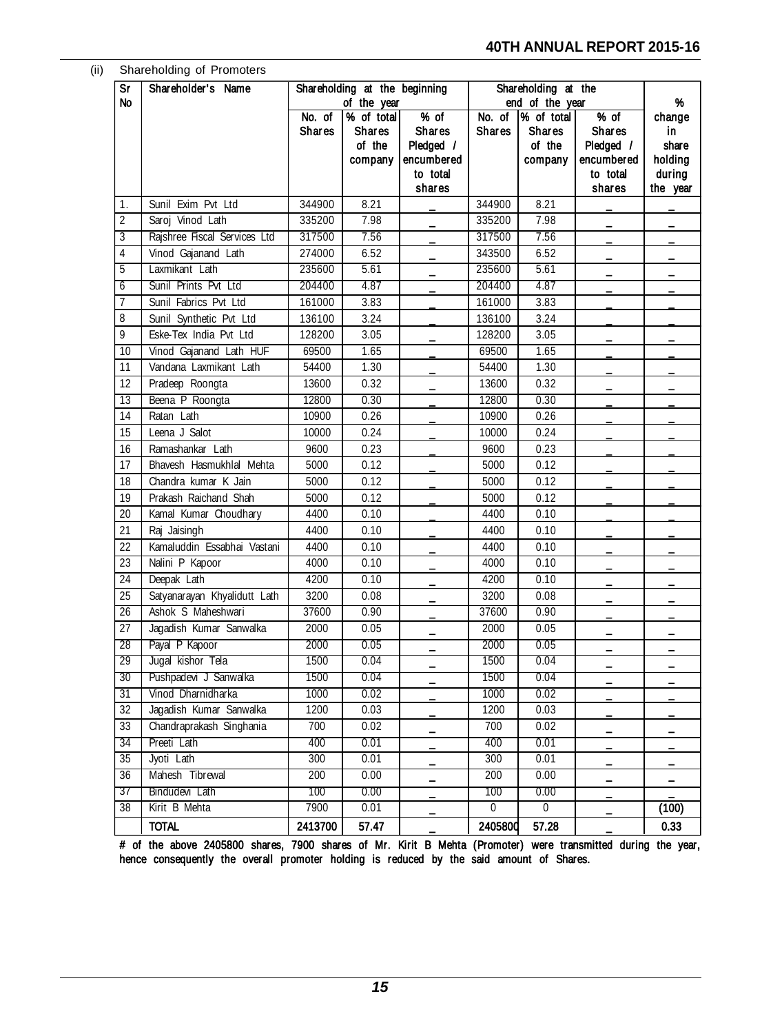(ii) Shareholding of Promoters

| Sr No | Shareholder's Name | Shareholding at the beginning of the year | | | Shareholding at the end of the year | | | % change in share holding during the year |
|---|---|---|---|---|---|---|---|---|
| | | No. of Shares | % of total Shares of the company | % of Shares Pledged / encumbered to total shares | No. of Shares | % of total Shares of the company | % of Shares Pledged / encumbered to total shares | |
| 1. | Sunil Exim Pvt Ltd | 344900 | 8.21 | _ | 344900 | 8.21 | _ | _ |
| 2 | Saroj Vinod Lath | 335200 | 7.98 | _ | 335200 | 7.98 | _ | _ |
| 3 | Rajshree Fiscal Services Ltd | 317500 | 7.56 | _ | 317500 | 7.56 | _ | _ |
| 4 | Vinod Gajanand Lath | 274000 | 6.52 | _ | 343500 | 6.52 | _ | _ |
| 5 | Laxmikant Lath | 235600 | 5.61 | _ | 235600 | 5.61 | _ | _ |
| 6 | Sunil Prints Pvt Ltd | 204400 | 4.87 | _ | 204400 | 4.87 | _ | _ |
| 7 | Sunil Fabrics Pvt Ltd | 161000 | 3.83 | _ | 161000 | 3.83 | _ | _ |
| 8 | Sunil Synthetic Pvt Ltd | 136100 | 3.24 | _ | 136100 | 3.24 | _ | _ |
| 9 | Eske-Tex India Pvt Ltd | 128200 | 3.05 | _ | 128200 | 3.05 | _ | _ |
| 10 | Vinod Gajanand Lath HUF | 69500 | 1.65 | _ | 69500 | 1.65 | _ | _ |
| 11 | Vandana Laxmikant Lath | 54400 | 1.30 | _ | 54400 | 1.30 | _ | _ |
| 12 | Pradeep Roongta | 13600 | 0.32 | _ | 13600 | 0.32 | _ | _ |
| 13 | Beena P Roongta | 12800 | 0.30 | _ | 12800 | 0.30 | _ | _ |
| 14 | Ratan Lath | 10900 | 0.26 | _ | 10900 | 0.26 | _ | _ |
| 15 | Leena J Salot | 10000 | 0.24 | _ | 10000 | 0.24 | _ | _ |
| 16 | Ramashankar Lath | 9600 | 0.23 | _ | 9600 | 0.23 | _ | _ |
| 17 | Bhavesh Hasmukhlal Mehta | 5000 | 0.12 | _ | 5000 | 0.12 | _ | _ |
| 18 | Chandra kumar K Jain | 5000 | 0.12 | _ | 5000 | 0.12 | _ | _ |
| 19 | Prakash Raichand Shah | 5000 | 0.12 | _ | 5000 | 0.12 | _ | _ |
| 20 | Kamal Kumar Choudhary | 4400 | 0.10 | _ | 4400 | 0.10 | _ | _ |
| 21 | Raj Jaisingh | 4400 | 0.10 | _ | 4400 | 0.10 | _ | _ |
| 22 | Kamaluddin Essabhai Vastani | 4400 | 0.10 | _ | 4400 | 0.10 | _ | _ |
| 23 | Nalini P Kapoor | 4000 | 0.10 | _ | 4000 | 0.10 | _ | _ |
| 24 | Deepak Lath | 4200 | 0.10 | _ | 4200 | 0.10 | _ | _ |
| 25 | Satyanarayan Khyalidutt Lath | 3200 | 0.08 | _ | 3200 | 0.08 | _ | _ |
| 26 | Ashok S Maheshwari | 37600 | 0.90 | _ | 37600 | 0.90 | _ | _ |
| 27 | Jagadish Kumar Sanwalka | 2000 | 0.05 | _ | 2000 | 0.05 | _ | _ |
| 28 | Payal P Kapoor | 2000 | 0.05 | _ | 2000 | 0.05 | _ | _ |
| 29 | Jugal kishor Tela | 1500 | 0.04 | _ | 1500 | 0.04 | _ | _ |
| 30 | Pushpadevi J Sanwalka | 1500 | 0.04 | _ | 1500 | 0.04 | _ | _ |
| 31 | Vinod Dharnidharka | 1000 | 0.02 | _ | 1000 | 0.02 | _ | _ |
| 32 | Jagadish Kumar Sanwalka | 1200 | 0.03 | _ | 1200 | 0.03 | _ | _ |
| 33 | Chandraprakash Singhania | 700 | 0.02 | _ | 700 | 0.02 | _ | _ |
| 34 | Preeti Lath | 400 | 0.01 | _ | 400 | 0.01 | _ | _ |
| 35 | Jyoti Lath | 300 | 0.01 | _ | 300 | 0.01 | _ | _ |
| 36 | Mahesh Tibrewal | 200 | 0.00 | _ | 200 | 0.00 | _ | _ |
| 37 | Bindudevi Lath | 100 | 0.00 | _ | 100 | 0.00 | _ | _ |
| 38 | Kirit B Mehta | 7900 | 0.01 | _ | 0 | 0 | _ | (100) |
| | **TOTAL** | **2413700** | **57.47** | _ | **2405800** | **57.28** | _ | **0.33** |

**# of the above 2405800 shares, 7900 shares of Mr. Kirit B Mehta (Promoter) were transmitted during the year, hence consequently the overall promoter holding is reduced by the said amount of Shares.**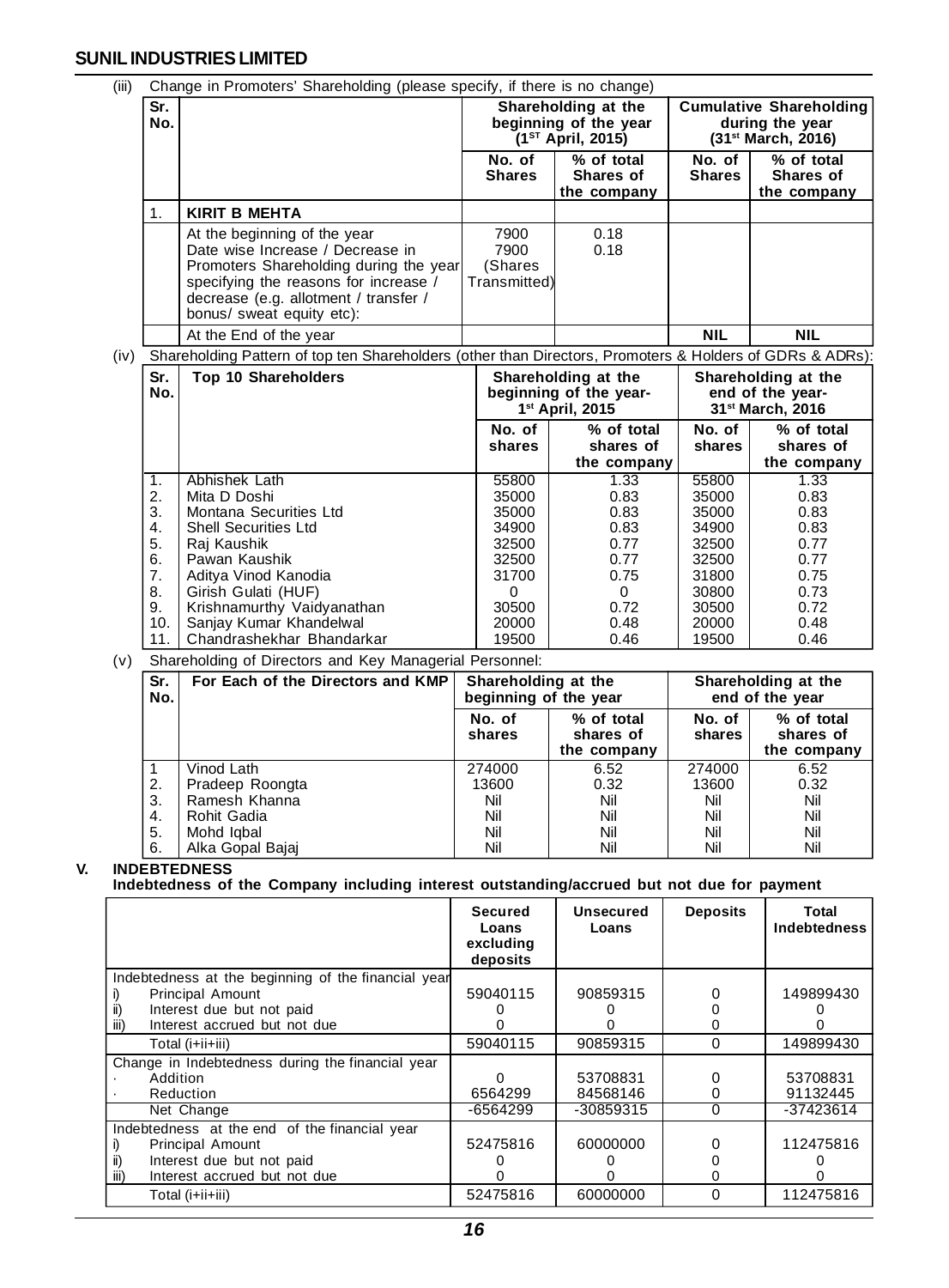(iii) Change in Promoters' Shareholding (please specify, if there is no change)

| Sr. No. | | Shareholding at the beginning of the year (1[ST] April, 2015) | | Cumulative Shareholding during the year (31[st] March, 2016) | |
|---|---|---|---|---|---|
| | | No. of Shares | % of total Shares of the company | No. of Shares | % of total Shares of the company |
| 1. | **KIRIT B MEHTA** | | | | |
| | At the beginning of the year<br>Date wise Increase / Decrease in Promoters Shareholding during the year specifying the reasons for increase / decrease (e.g. allotment / transfer / bonus/ sweat equity etc): | 7900<br>7900 (Shares Transmitted) | 0.18<br>0.18 | | |
| | At the End of the year | | | **NIL** | **NIL** |

(iv) Shareholding Pattern of top ten Shareholders (other than Directors, Promoters & Holders of GDRs & ADRs):

| Sr. No. | Top 10 Shareholders | Shareholding at the beginning of the year- 1[st] April, 2015 | | Shareholding at the end of the year- 31[st] March, 2016 | |
|---|---|---|---|---|---|
| | | No. of shares | % of total shares of the company | No. of shares | % of total shares of the company |
| 1. | Abhishek Lath | 55800 | 1.33 | 55800 | 1.33 |
| 2. | Mita D Doshi | 35000 | 0.83 | 35000 | 0.83 |
| 3. | Montana Securities Ltd | 35000 | 0.83 | 35000 | 0.83 |
| 4. | Shell Securities Ltd | 34900 | 0.83 | 34900 | 0.83 |
| 5. | Raj Kaushik | 32500 | 0.77 | 32500 | 0.77 |
| 6. | Pawan Kaushik | 32500 | 0.77 | 32500 | 0.77 |
| 7. | Aditya Vinod Kanodia | 31700 | 0.75 | 31800 | 0.75 |
| 8. | Girish Gulati (HUF) | 0 | 0 | 30800 | 0.73 |
| 9. | Krishnamurthy Vaidyanathan | 30500 | 0.72 | 30500 | 0.72 |
| 10. | Sanjay Kumar Khandelwal | 20000 | 0.48 | 20000 | 0.48 |
| 11. | Chandrashekhar Bhandarkar | 19500 | 0.46 | 19500 | 0.46 |

(v) Shareholding of Directors and Key Managerial Personnel:

| Sr. No. | For Each of the Directors and KMP | Shareholding at the beginning of the year | | Shareholding at the end of the year | |
|---|---|---|---|---|---|
| | | No. of shares | % of total shares of the company | No. of shares | % of total shares of the company |
| 1 | Vinod Lath | 274000 | 6.52 | 274000 | 6.52 |
| 2. | Pradeep Roongta | 13600 | 0.32 | 13600 | 0.32 |
| 3. | Ramesh Khanna | Nil | Nil | Nil | Nil |
| 4. | Rohit Gadia | Nil | Nil | Nil | Nil |
| 5. | Mohd Iqbal | Nil | Nil | Nil | Nil |
| 6. | Alka Gopal Bajaj | Nil | Nil | Nil | Nil |

## V. INDEBTEDNESS

**Indebtedness of the Company including interest outstanding/accrued but not due for payment**

| | Secured Loans excluding deposits | Unsecured Loans | Deposits | Total Indebtedness |
|---|---|---|---|---|
| Indebtedness at the beginning of the financial year | | | | |
| i) Principal Amount | 59040115 | 90859315 | 0 | 149899430 |
| ii) Interest due but not paid | 0 | 0 | 0 | 0 |
| iii) Interest accrued but not due | 0 | 0 | 0 | 0 |
| Total (i+ii+iii) | 59040115 | 90859315 | 0 | 149899430 |
| Change in Indebtedness during the financial year | | | | |
| · Addition | 0 | 53708831 | 0 | 53708831 |
| · Reduction | 6564299 | 84568146 | 0 | 91132445 |
| Net Change | -6564299 | -30859315 | 0 | -37423614 |
| Indebtedness at the end of the financial year | | | | |
| i) Principal Amount | 52475816 | 60000000 | 0 | 112475816 |
| ii) Interest due but not paid | 0 | 0 | 0 | 0 |
| iii) Interest accrued but not due | 0 | 0 | 0 | 0 |
| Total (i+ii+iii) | 52475816 | 60000000 | 0 | 112475816 |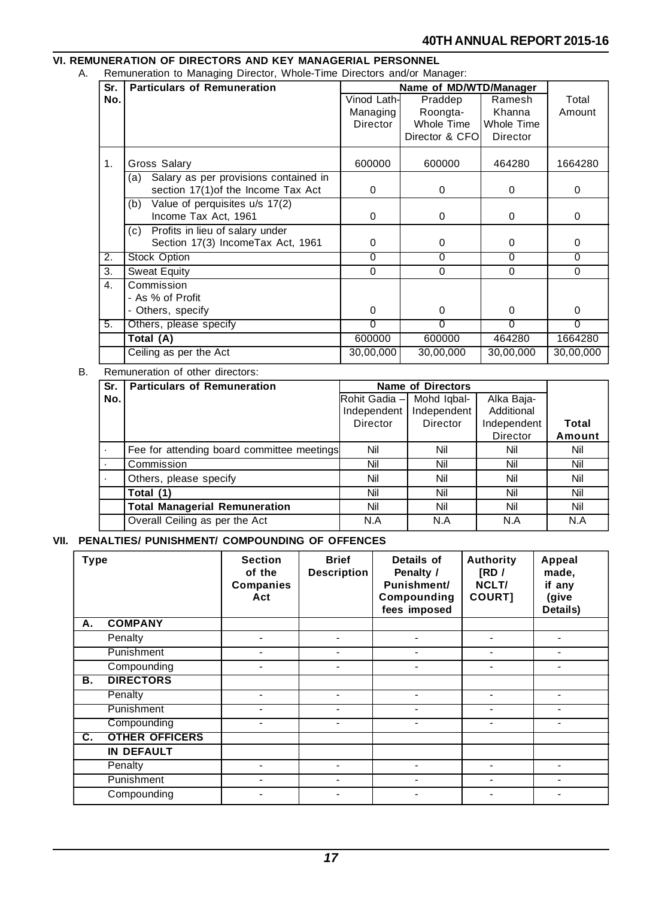## VI. REMUNERATION OF DIRECTORS AND KEY MANAGERIAL PERSONNEL

A. Remuneration to Managing Director, Whole-Time Directors and/or Manager:

| Sr. No. | Particulars of Remuneration | Name of MD/WTD/Manager | | | Total Amount |
|---|---|---|---|---|---|
| | | Vinod Lath- Managing Director | Praddep Roongta- Whole Time Director & CFO | Ramesh Khanna Whole Time Director | |
| 1. | Gross Salary | 600000 | 600000 | 464280 | 1664280 |
| | (a) Salary as per provisions contained in section 17(1)of the Income Tax Act | 0 | 0 | 0 | 0 |
| | (b) Value of perquisites u/s 17(2) Income Tax Act, 1961 | 0 | 0 | 0 | 0 |
| | (c) Profits in lieu of salary under Section 17(3) IncomeTax Act, 1961 | 0 | 0 | 0 | 0 |
| 2. | Stock Option | 0 | 0 | 0 | 0 |
| 3. | Sweat Equity | 0 | 0 | 0 | 0 |
| 4. | Commission - As % of Profit - Others, specify | 0 | 0 | 0 | 0 |
| 5. | Others, please specify | 0 | 0 | 0 | 0 |
| | **Total (A)** | 600000 | 600000 | 464280 | 1664280 |
| | Ceiling as per the Act | 30,00,000 | 30,00,000 | 30,00,000 | 30,00,000 |

B. Remuneration of other directors:

| Sr. No. | Particulars of Remuneration | Name of Directors | | | **Total Amount** |
|---|---|---|---|---|---|
| | | Rohit Gadia – Independent Director | Mohd Iqbal- Independent Director | Alka Baja- Additional Independent Director | |
| · | Fee for attending board committee meetings | Nil | Nil | Nil | Nil |
| · | Commission | Nil | Nil | Nil | Nil |
| · | Others, please specify | Nil | Nil | Nil | Nil |
| | **Total (1)** | Nil | Nil | Nil | Nil |
| | **Total Managerial Remuneration** | Nil | Nil | Nil | Nil |
| | Overall Ceiling as per the Act | N.A | N.A | N.A | N.A |

## VII. PENALTIES/ PUNISHMENT/ COMPOUNDING OF OFFENCES

| Type | Section of the Companies Act | Brief Description | Details of Penalty / Punishment/ Compounding fees imposed | Authority [RD / NCLT/ COURT] | Appeal made, if any (give Details) |
|---|---|---|---|---|---|
| **A. COMPANY** | | | | | |
| Penalty | - | - | - | - | - |
| Punishment | - | - | - | - | - |
| Compounding | - | - | - | - | - |
| **B. DIRECTORS** | | | | | |
| Penalty | - | - | - | - | - |
| Punishment | - | - | - | - | - |
| Compounding | - | - | - | - | - |
| **C. OTHER OFFICERS IN DEFAULT** | | | | | |
| Penalty | - | - | - | - | - |
| Punishment | - | - | - | - | - |
| Compounding | - | - | - | - | - |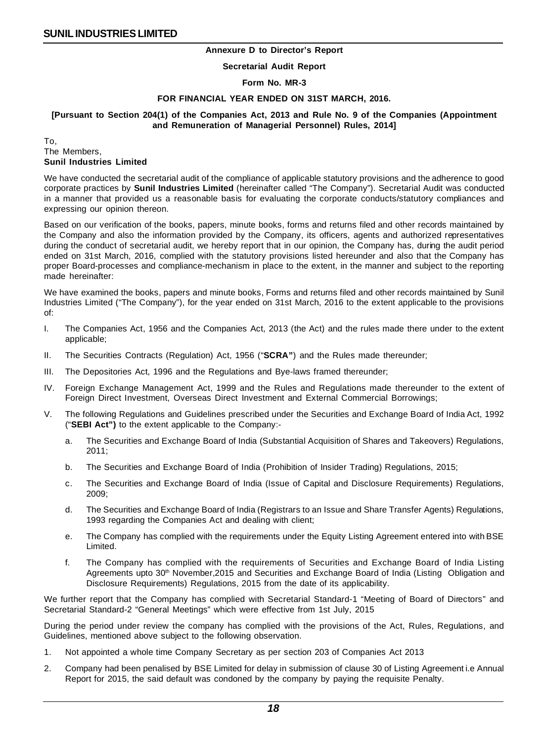## Annexure D to Director's Report

## Secretarial Audit Report

### Form No. MR-3

### FOR FINANCIAL YEAR ENDED ON 31ST MARCH, 2016.

**[Pursuant to Section 204(1) of the Companies Act, 2013 and Rule No. 9 of the Companies (Appointment and Remuneration of Managerial Personnel) Rules, 2014]**

To,
The Members,
**Sunil Industries Limited**

We have conducted the secretarial audit of the compliance of applicable statutory provisions and the adherence to good corporate practices by **Sunil Industries Limited** (hereinafter called "The Company"). Secretarial Audit was conducted in a manner that provided us a reasonable basis for evaluating the corporate conducts/statutory compliances and expressing our opinion thereon.

Based on our verification of the books, papers, minute books, forms and returns filed and other records maintained by the Company and also the information provided by the Company, its officers, agents and authorized representatives during the conduct of secretarial audit, we hereby report that in our opinion, the Company has, during the audit period ended on 31st March, 2016, complied with the statutory provisions listed hereunder and also that the Company has proper Board-processes and compliance-mechanism in place to the extent, in the manner and subject to the reporting made hereinafter:

We have examined the books, papers and minute books, Forms and returns filed and other records maintained by Sunil Industries Limited ("The Company"), for the year ended on 31st March, 2016 to the extent applicable to the provisions of:

I. The Companies Act, 1956 and the Companies Act, 2013 (the Act) and the rules made there under to the extent applicable;

II. The Securities Contracts (Regulation) Act, 1956 ("**SCRA"**) and the Rules made thereunder;

III. The Depositories Act, 1996 and the Regulations and Bye-laws framed thereunder;

IV. Foreign Exchange Management Act, 1999 and the Rules and Regulations made thereunder to the extent of Foreign Direct Investment, Overseas Direct Investment and External Commercial Borrowings;

V. The following Regulations and Guidelines prescribed under the Securities and Exchange Board of India Act, 1992 ("**SEBI Act")** to the extent applicable to the Company:-

   a. The Securities and Exchange Board of India (Substantial Acquisition of Shares and Takeovers) Regulations, 2011;

   b. The Securities and Exchange Board of India (Prohibition of Insider Trading) Regulations, 2015;

   c. The Securities and Exchange Board of India (Issue of Capital and Disclosure Requirements) Regulations, 2009;

   d. The Securities and Exchange Board of India (Registrars to an Issue and Share Transfer Agents) Regulations, 1993 regarding the Companies Act and dealing with client;

   e. The Company has complied with the requirements under the Equity Listing Agreement entered into with BSE Limited.

   f. The Company has complied with the requirements of Securities and Exchange Board of India Listing Agreements upto 30th November,2015 and Securities and Exchange Board of India (Listing Obligation and Disclosure Requirements) Regulations, 2015 from the date of its applicability.

We further report that the Company has complied with Secretarial Standard-1 "Meeting of Board of Directors" and Secretarial Standard-2 "General Meetings" which were effective from 1st July, 2015

During the period under review the company has complied with the provisions of the Act, Rules, Regulations, and Guidelines, mentioned above subject to the following observation.

1. Not appointed a whole time Company Secretary as per section 203 of Companies Act 2013

2. Company had been penalised by BSE Limited for delay in submission of clause 30 of Listing Agreement i.e Annual Report for 2015, the said default was condoned by the company by paying the requisite Penalty.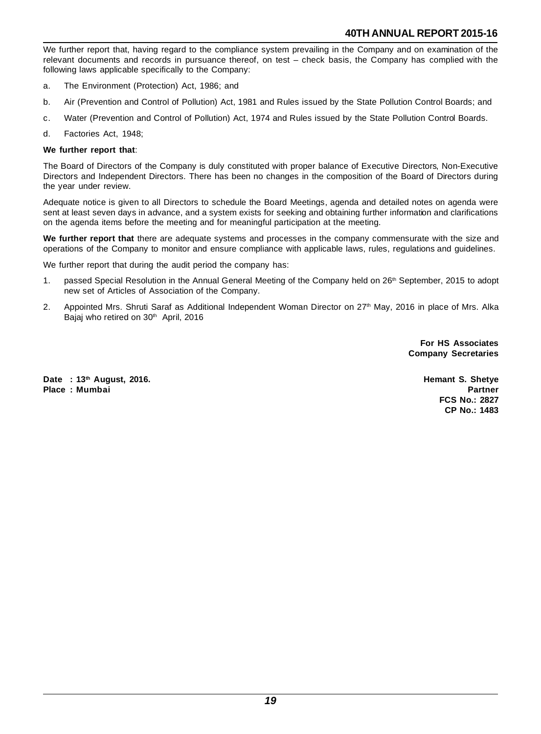We further report that, having regard to the compliance system prevailing in the Company and on examination of the relevant documents and records in pursuance thereof, on test – check basis, the Company has complied with the following laws applicable specifically to the Company:

a. The Environment (Protection) Act, 1986; and

b. Air (Prevention and Control of Pollution) Act, 1981 and Rules issued by the State Pollution Control Boards; and

c. Water (Prevention and Control of Pollution) Act, 1974 and Rules issued by the State Pollution Control Boards.

d. Factories Act, 1948;

**We further report that**:

The Board of Directors of the Company is duly constituted with proper balance of Executive Directors, Non-Executive Directors and Independent Directors. There has been no changes in the composition of the Board of Directors during the year under review.

Adequate notice is given to all Directors to schedule the Board Meetings, agenda and detailed notes on agenda were sent at least seven days in advance, and a system exists for seeking and obtaining further information and clarifications on the agenda items before the meeting and for meaningful participation at the meeting.

**We further report that** there are adequate systems and processes in the company commensurate with the size and operations of the Company to monitor and ensure compliance with applicable laws, rules, regulations and guidelines.

We further report that during the audit period the company has:

1. passed Special Resolution in the Annual General Meeting of the Company held on 26th September, 2015 to adopt new set of Articles of Association of the Company.

2. Appointed Mrs. Shruti Saraf as Additional Independent Woman Director on 27th May, 2016 in place of Mrs. Alka Bajaj who retired on 30th April, 2016

**For HS Associates**
**Company Secretaries**

**Date : 13th August, 2016.**
**Place : Mumbai**

**Hemant S. Shetye**
**Partner**
**FCS No.: 2827**
**CP No.: 1483**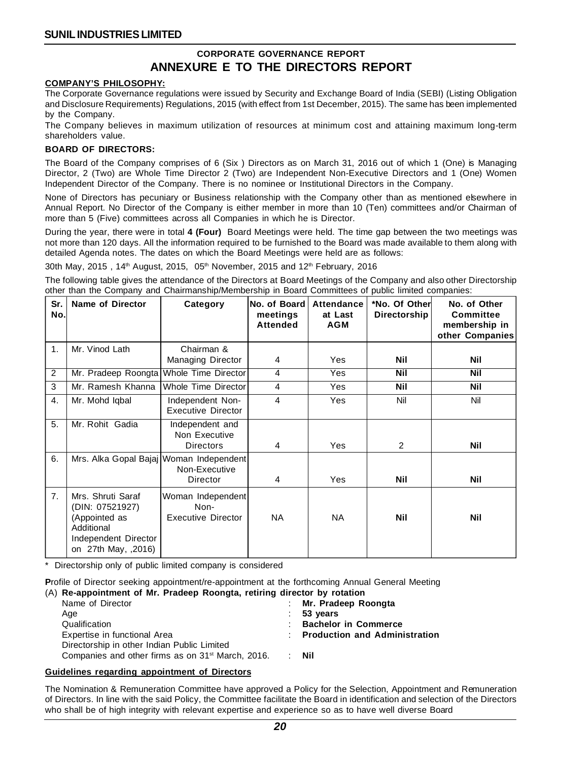## CORPORATE GOVERNANCE REPORT

# ANNEXURE E TO THE DIRECTORS REPORT

**COMPANY'S PHILOSOPHY:**

The Corporate Governance regulations were issued by Security and Exchange Board of India (SEBI) (Listing Obligation and Disclosure Requirements) Regulations, 2015 (with effect from 1st December, 2015). The same has been implemented by the Company.

The Company believes in maximum utilization of resources at minimum cost and attaining maximum long-term shareholders value.

**BOARD OF DIRECTORS:**

The Board of the Company comprises of 6 (Six ) Directors as on March 31, 2016 out of which 1 (One) is Managing Director, 2 (Two) are Whole Time Director 2 (Two) are Independent Non-Executive Directors and 1 (One) Women Independent Director of the Company. There is no nominee or Institutional Directors in the Company.

None of Directors has pecuniary or Business relationship with the Company other than as mentioned elsewhere in Annual Report. No Director of the Company is either member in more than 10 (Ten) committees and/or Chairman of more than 5 (Five) committees across all Companies in which he is Director.

During the year, there were in total **4 (Four)** Board Meetings were held. The time gap between the two meetings was not more than 120 days. All the information required to be furnished to the Board was made available to them along with detailed Agenda notes. The dates on which the Board Meetings were held are as follows:

30th May, 2015 , 14th August, 2015, 05th November, 2015 and 12th February, 2016

The following table gives the attendance of the Directors at Board Meetings of the Company and also other Directorship other than the Company and Chairmanship/Membership in Board Committees of public limited companies:

| Sr. No. | Name of Director | Category | No. of Board meetings Attended | Attendance at Last AGM | *No. Of Other Directorship | No. of Other Committee membership in other Companies |
|---|---|---|---|---|---|---|
| 1. | Mr. Vinod Lath | Chairman & Managing Director | 4 | Yes | **Nil** | **Nil** |
| 2 | Mr. Pradeep Roongta | Whole Time Director | 4 | Yes | **Nil** | **Nil** |
| 3 | Mr. Ramesh Khanna | Whole Time Director | 4 | Yes | **Nil** | **Nil** |
| 4. | Mr. Mohd Iqbal | Independent Non-Executive Director | 4 | Yes | Nil | Nil |
| 5. | Mr. Rohit Gadia | Independent and Non Executive Directors | 4 | Yes | 2 | **Nil** |
| 6. | Mrs. Alka Gopal Bajaj | Woman Independent Non-Executive Director | 4 | Yes | **Nil** | **Nil** |
| 7. | Mrs. Shruti Saraf (DIN: 07521927) (Appointed as Additional Independent Director on 27th May, ,2016) | Woman Independent Non-Executive Director | NA | NA | **Nil** | **Nil** |

\* Directorship only of public limited company is considered

**P**rofile of Director seeking appointment/re-appointment at the forthcoming Annual General Meeting

(A) **Re-appointment of Mr. Pradeep Roongta, retiring director by rotation**

| | | |
|---|---|---|
| Name of Director | : | **Mr. Pradeep Roongta** |
| Age | : | **53 years** |
| Qualification | : | **Bachelor in Commerce** |
| Expertise in functional Area | : | **Production and Administration** |
| Directorship in other Indian Public Limited Companies and other firms as on 31st March, 2016. | : | **Nil** |

**Guidelines regarding appointment of Directors**

The Nomination & Remuneration Committee have approved a Policy for the Selection, Appointment and Remuneration of Directors. In line with the said Policy, the Committee facilitate the Board in identification and selection of the Directors who shall be of high integrity with relevant expertise and experience so as to have well diverse Board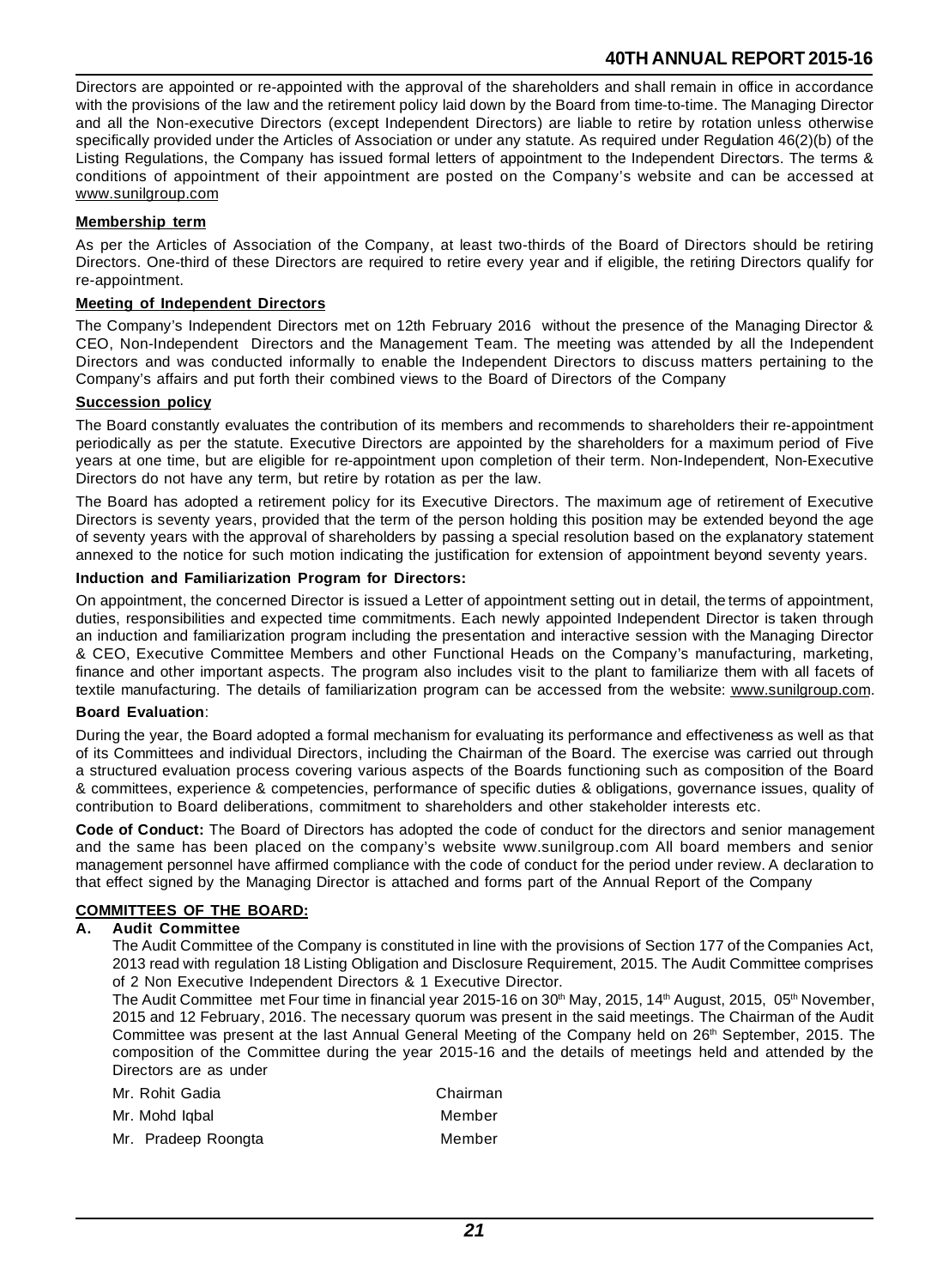Directors are appointed or re-appointed with the approval of the shareholders and shall remain in office in accordance with the provisions of the law and the retirement policy laid down by the Board from time-to-time. The Managing Director and all the Non-executive Directors (except Independent Directors) are liable to retire by rotation unless otherwise specifically provided under the Articles of Association or under any statute. As required under Regulation 46(2)(b) of the Listing Regulations, the Company has issued formal letters of appointment to the Independent Directors. The terms & conditions of appointment of their appointment are posted on the Company's website and can be accessed at www.sunilgroup.com

**Membership term**

As per the Articles of Association of the Company, at least two-thirds of the Board of Directors should be retiring Directors. One-third of these Directors are required to retire every year and if eligible, the retiring Directors qualify for re-appointment.

**Meeting of Independent Directors**

The Company's Independent Directors met on 12th February 2016 without the presence of the Managing Director & CEO, Non-Independent Directors and the Management Team. The meeting was attended by all the Independent Directors and was conducted informally to enable the Independent Directors to discuss matters pertaining to the Company's affairs and put forth their combined views to the Board of Directors of the Company

**Succession policy**

The Board constantly evaluates the contribution of its members and recommends to shareholders their re-appointment periodically as per the statute. Executive Directors are appointed by the shareholders for a maximum period of Five years at one time, but are eligible for re-appointment upon completion of their term. Non-Independent, Non-Executive Directors do not have any term, but retire by rotation as per the law.

The Board has adopted a retirement policy for its Executive Directors. The maximum age of retirement of Executive Directors is seventy years, provided that the term of the person holding this position may be extended beyond the age of seventy years with the approval of shareholders by passing a special resolution based on the explanatory statement annexed to the notice for such motion indicating the justification for extension of appointment beyond seventy years.

**Induction and Familiarization Program for Directors:**

On appointment, the concerned Director is issued a Letter of appointment setting out in detail, the terms of appointment, duties, responsibilities and expected time commitments. Each newly appointed Independent Director is taken through an induction and familiarization program including the presentation and interactive session with the Managing Director & CEO, Executive Committee Members and other Functional Heads on the Company's manufacturing, marketing, finance and other important aspects. The program also includes visit to the plant to familiarize them with all facets of textile manufacturing. The details of familiarization program can be accessed from the website: www.sunilgroup.com.

**Board Evaluation**:

During the year, the Board adopted a formal mechanism for evaluating its performance and effectiveness as well as that of its Committees and individual Directors, including the Chairman of the Board. The exercise was carried out through a structured evaluation process covering various aspects of the Boards functioning such as composition of the Board & committees, experience & competencies, performance of specific duties & obligations, governance issues, quality of contribution to Board deliberations, commitment to shareholders and other stakeholder interests etc.

**Code of Conduct:** The Board of Directors has adopted the code of conduct for the directors and senior management and the same has been placed on the company's website www.sunilgroup.com All board members and senior management personnel have affirmed compliance with the code of conduct for the period under review. A declaration to that effect signed by the Managing Director is attached and forms part of the Annual Report of the Company

**COMMITTEES OF THE BOARD:**

**A. Audit Committee**

The Audit Committee of the Company is constituted in line with the provisions of Section 177 of the Companies Act, 2013 read with regulation 18 Listing Obligation and Disclosure Requirement, 2015. The Audit Committee comprises of 2 Non Executive Independent Directors & 1 Executive Director.

The Audit Committee met Four time in financial year 2015-16 on 30th May, 2015, 14th August, 2015, 05th November, 2015 and 12 February, 2016. The necessary quorum was present in the said meetings. The Chairman of the Audit Committee was present at the last Annual General Meeting of the Company held on 26th September, 2015. The composition of the Committee during the year 2015-16 and the details of meetings held and attended by the Directors are as under

| | |
|---|---|
| Mr. Rohit Gadia | Chairman |
| Mr. Mohd Iqbal | Member |
| Mr. Pradeep Roongta | Member |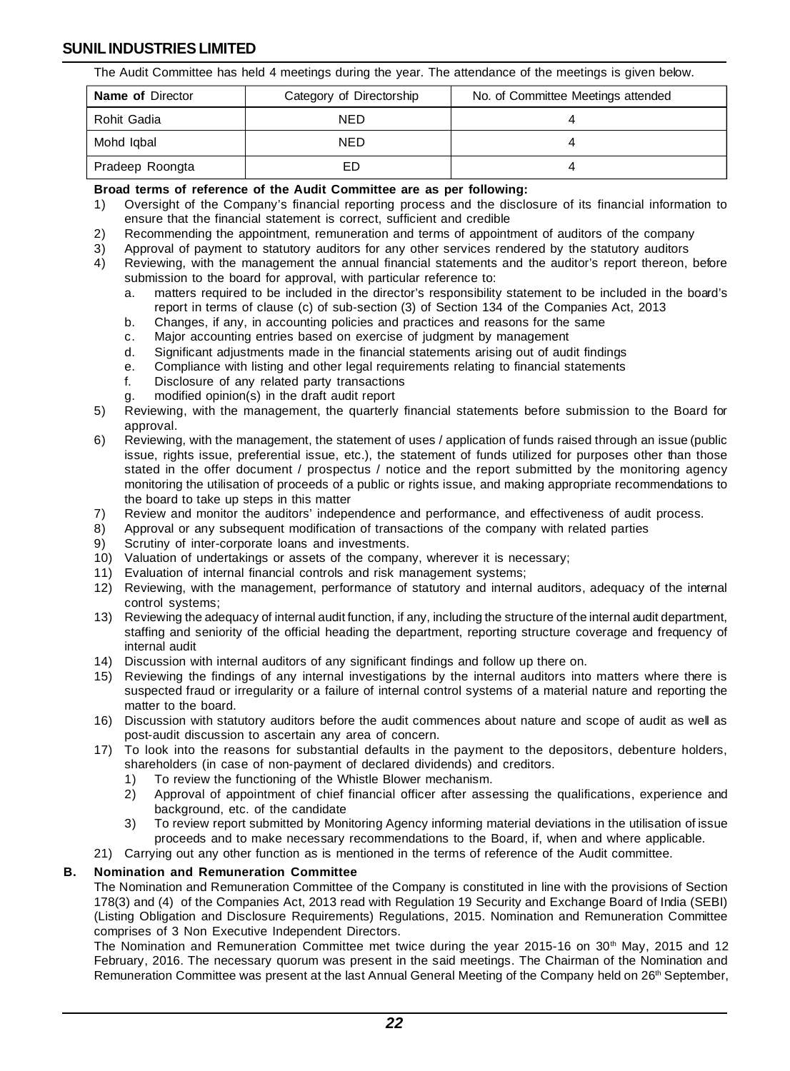The Audit Committee has held 4 meetings during the year. The attendance of the meetings is given below.

| **Name of** Director | Category of Directorship | No. of Committee Meetings attended |
|---|---|---|
| Rohit Gadia | NED | 4 |
| Mohd Iqbal | NED | 4 |
| Pradeep Roongta | ED | 4 |

**Broad terms of reference of the Audit Committee are as per following:**

1) Oversight of the Company's financial reporting process and the disclosure of its financial information to ensure that the financial statement is correct, sufficient and credible
2) Recommending the appointment, remuneration and terms of appointment of auditors of the company
3) Approval of payment to statutory auditors for any other services rendered by the statutory auditors
4) Reviewing, with the management the annual financial statements and the auditor's report thereon, before submission to the board for approval, with particular reference to:
   a. matters required to be included in the director's responsibility statement to be included in the board's report in terms of clause (c) of sub-section (3) of Section 134 of the Companies Act, 2013
   b. Changes, if any, in accounting policies and practices and reasons for the same
   c. Major accounting entries based on exercise of judgment by management
   d. Significant adjustments made in the financial statements arising out of audit findings
   e. Compliance with listing and other legal requirements relating to financial statements
   f. Disclosure of any related party transactions
   g. modified opinion(s) in the draft audit report
5) Reviewing, with the management, the quarterly financial statements before submission to the Board for approval.
6) Reviewing, with the management, the statement of uses / application of funds raised through an issue (public issue, rights issue, preferential issue, etc.), the statement of funds utilized for purposes other than those stated in the offer document / prospectus / notice and the report submitted by the monitoring agency monitoring the utilisation of proceeds of a public or rights issue, and making appropriate recommendations to the board to take up steps in this matter
7) Review and monitor the auditors' independence and performance, and effectiveness of audit process.
8) Approval or any subsequent modification of transactions of the company with related parties
9) Scrutiny of inter-corporate loans and investments.
10) Valuation of undertakings or assets of the company, wherever it is necessary;
11) Evaluation of internal financial controls and risk management systems;
12) Reviewing, with the management, performance of statutory and internal auditors, adequacy of the internal control systems;
13) Reviewing the adequacy of internal audit function, if any, including the structure of the internal audit department, staffing and seniority of the official heading the department, reporting structure coverage and frequency of internal audit
14) Discussion with internal auditors of any significant findings and follow up there on.
15) Reviewing the findings of any internal investigations by the internal auditors into matters where there is suspected fraud or irregularity or a failure of internal control systems of a material nature and reporting the matter to the board.
16) Discussion with statutory auditors before the audit commences about nature and scope of audit as well as post-audit discussion to ascertain any area of concern.
17) To look into the reasons for substantial defaults in the payment to the depositors, debenture holders, shareholders (in case of non-payment of declared dividends) and creditors.
    1) To review the functioning of the Whistle Blower mechanism.
    2) Approval of appointment of chief financial officer after assessing the qualifications, experience and background, etc. of the candidate
    3) To review report submitted by Monitoring Agency informing material deviations in the utilisation of issue proceeds and to make necessary recommendations to the Board, if, when and where applicable.

21) Carrying out any other function as is mentioned in the terms of reference of the Audit committee.

**B. Nomination and Remuneration Committee**

The Nomination and Remuneration Committee of the Company is constituted in line with the provisions of Section 178(3) and (4) of the Companies Act, 2013 read with Regulation 19 Security and Exchange Board of India (SEBI) (Listing Obligation and Disclosure Requirements) Regulations, 2015. Nomination and Remuneration Committee comprises of 3 Non Executive Independent Directors.

The Nomination and Remuneration Committee met twice during the year 2015-16 on 30th May, 2015 and 12 February, 2016. The necessary quorum was present in the said meetings. The Chairman of the Nomination and Remuneration Committee was present at the last Annual General Meeting of the Company held on 26th September,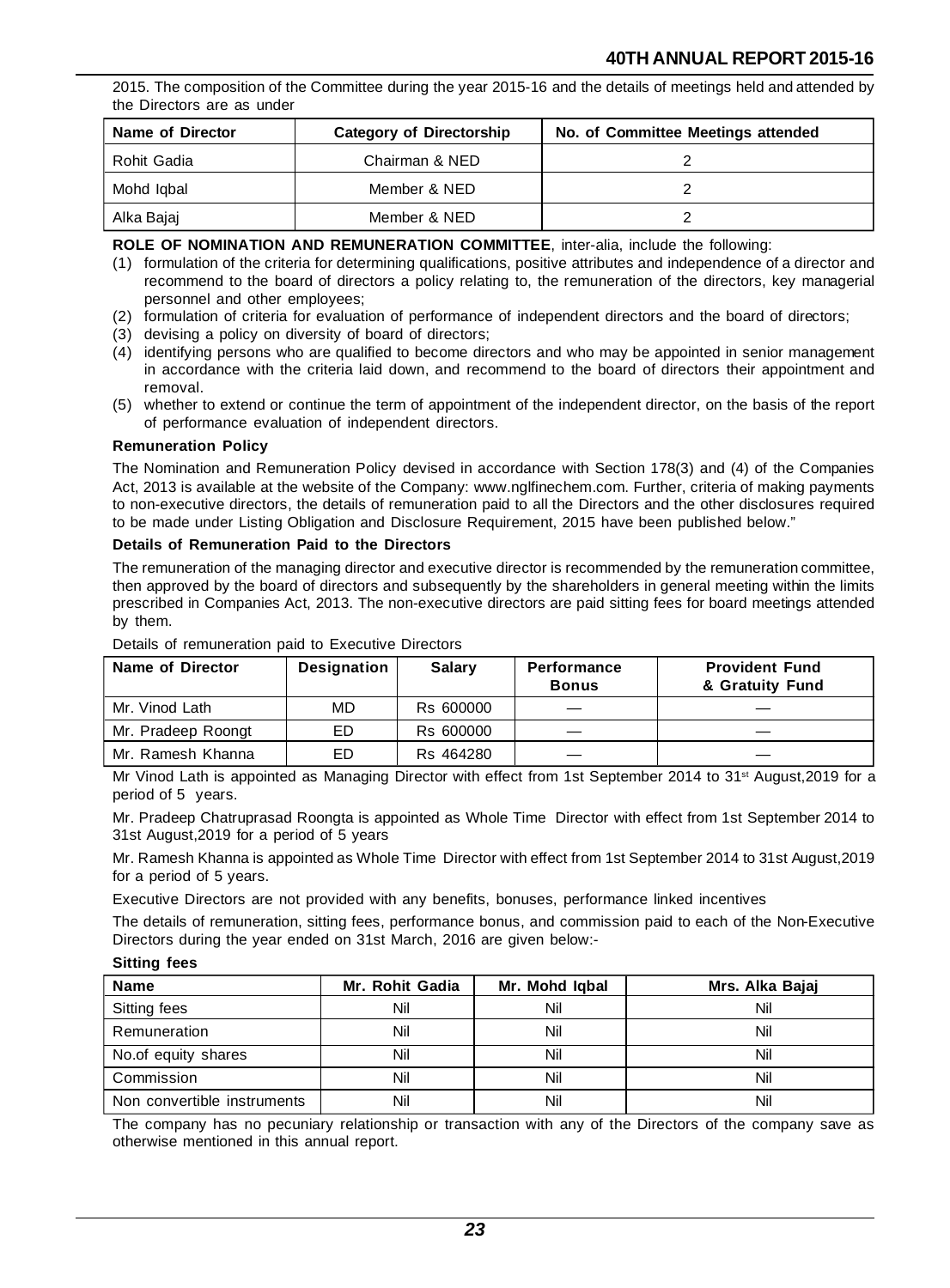2015. The composition of the Committee during the year 2015-16 and the details of meetings held and attended by the Directors are as under

| Name of Director | Category of Directorship | No. of Committee Meetings attended |
|---|---|---|
| Rohit Gadia | Chairman & NED | 2 |
| Mohd Iqbal | Member & NED | 2 |
| Alka Bajaj | Member & NED | 2 |

**ROLE OF NOMINATION AND REMUNERATION COMMITTEE**, inter-alia, include the following:

(1) formulation of the criteria for determining qualifications, positive attributes and independence of a director and recommend to the board of directors a policy relating to, the remuneration of the directors, key managerial personnel and other employees;

(2) formulation of criteria for evaluation of performance of independent directors and the board of directors;

(3) devising a policy on diversity of board of directors;

(4) identifying persons who are qualified to become directors and who may be appointed in senior management in accordance with the criteria laid down, and recommend to the board of directors their appointment and removal.

(5) whether to extend or continue the term of appointment of the independent director, on the basis of the report of performance evaluation of independent directors.

**Remuneration Policy**

The Nomination and Remuneration Policy devised in accordance with Section 178(3) and (4) of the Companies Act, 2013 is available at the website of the Company: www.nglfinechem.com. Further, criteria of making payments to non-executive directors, the details of remuneration paid to all the Directors and the other disclosures required to be made under Listing Obligation and Disclosure Requirement, 2015 have been published below."

**Details of Remuneration Paid to the Directors**

The remuneration of the managing director and executive director is recommended by the remuneration committee, then approved by the board of directors and subsequently by the shareholders in general meeting within the limits prescribed in Companies Act, 2013. The non-executive directors are paid sitting fees for board meetings attended by them.

Details of remuneration paid to Executive Directors

| Name of Director | Designation | Salary | Performance Bonus | Provident Fund & Gratuity Fund |
|---|---|---|---|---|
| Mr. Vinod Lath | MD | Rs 600000 | — | — |
| Mr. Pradeep Roongt | ED | Rs 600000 | — | — |
| Mr. Ramesh Khanna | ED | Rs 464280 | — | — |

Mr Vinod Lath is appointed as Managing Director with effect from 1st September 2014 to 31st August,2019 for a period of 5 years.

Mr. Pradeep Chatruprasad Roongta is appointed as Whole Time Director with effect from 1st September 2014 to 31st August,2019 for a period of 5 years

Mr. Ramesh Khanna is appointed as Whole Time Director with effect from 1st September 2014 to 31st August,2019 for a period of 5 years.

Executive Directors are not provided with any benefits, bonuses, performance linked incentives

The details of remuneration, sitting fees, performance bonus, and commission paid to each of the Non-Executive Directors during the year ended on 31st March, 2016 are given below:-

**Sitting fees**

| Name | Mr. Rohit Gadia | Mr. Mohd Iqbal | Mrs. Alka Bajaj |
|---|---|---|---|
| Sitting fees | Nil | Nil | Nil |
| Remuneration | Nil | Nil | Nil |
| No.of equity shares | Nil | Nil | Nil |
| Commission | Nil | Nil | Nil |
| Non convertible instruments | Nil | Nil | Nil |

The company has no pecuniary relationship or transaction with any of the Directors of the company save as otherwise mentioned in this annual report.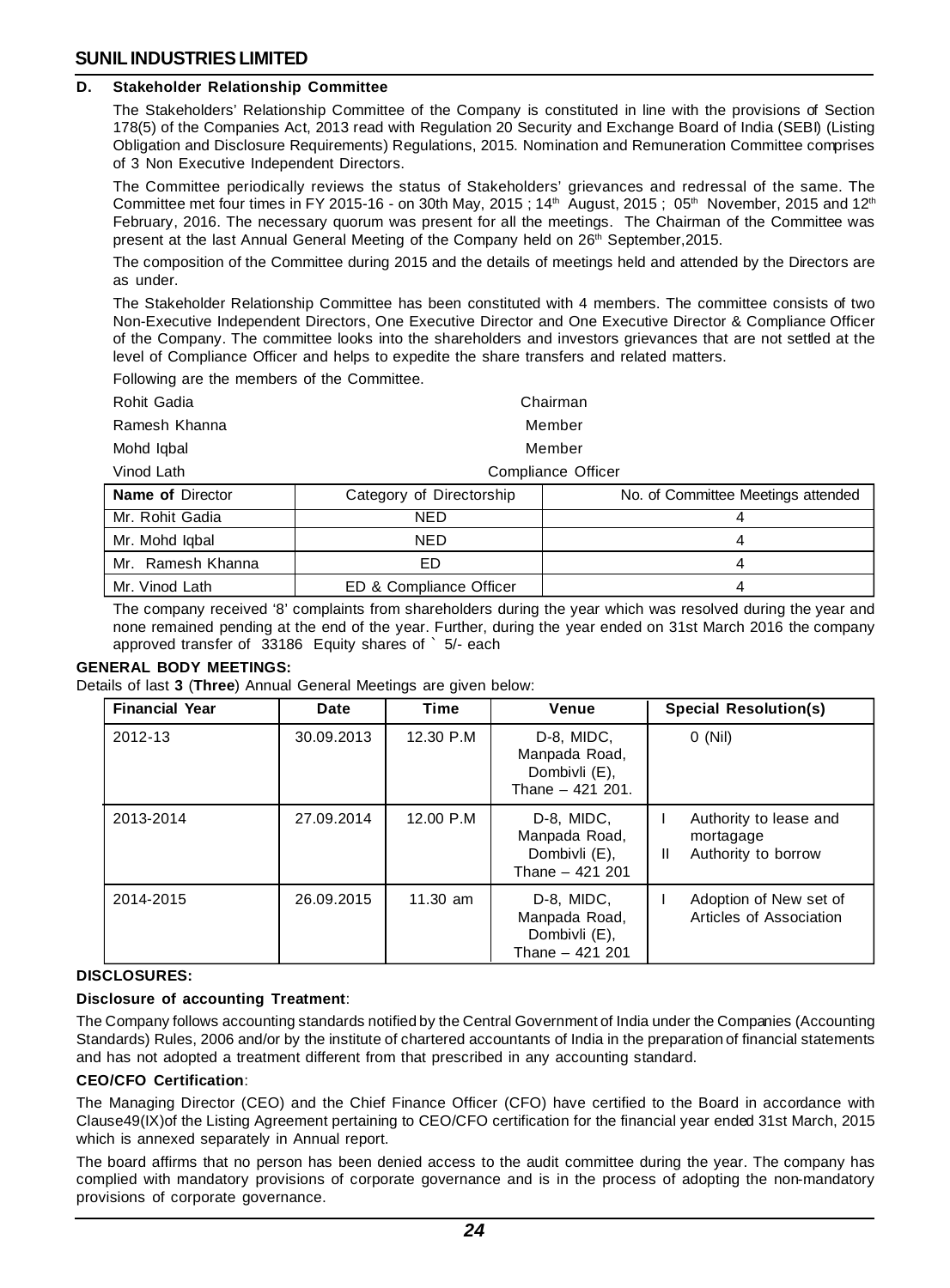### D. Stakeholder Relationship Committee

The Stakeholders' Relationship Committee of the Company is constituted in line with the provisions of Section 178(5) of the Companies Act, 2013 read with Regulation 20 Security and Exchange Board of India (SEBI) (Listing Obligation and Disclosure Requirements) Regulations, 2015. Nomination and Remuneration Committee comprises of 3 Non Executive Independent Directors.

The Committee periodically reviews the status of Stakeholders' grievances and redressal of the same. The Committee met four times in FY 2015-16 - on 30th May, 2015 ; 14th August, 2015 ; 05th November, 2015 and 12th February, 2016. The necessary quorum was present for all the meetings. The Chairman of the Committee was present at the last Annual General Meeting of the Company held on 26th September,2015.

The composition of the Committee during 2015 and the details of meetings held and attended by the Directors are as under.

The Stakeholder Relationship Committee has been constituted with 4 members. The committee consists of two Non-Executive Independent Directors, One Executive Director and One Executive Director & Compliance Officer of the Company. The committee looks into the shareholders and investors grievances that are not settled at the level of Compliance Officer and helps to expedite the share transfers and related matters.

Following are the members of the Committee.

| | |
|---|---|
| Rohit Gadia | Chairman |
| Ramesh Khanna | Member |
| Mohd Iqbal | Member |
| Vinod Lath | Compliance Officer |

| **Name of** Director | Category of Directorship | No. of Committee Meetings attended |
|---|---|---|
| Mr. Rohit Gadia | NED | 4 |
| Mr. Mohd Iqbal | NED | 4 |
| Mr. Ramesh Khanna | ED | 4 |
| Mr. Vinod Lath | ED & Compliance Officer | 4 |

The company received '8' complaints from shareholders during the year which was resolved during the year and none remained pending at the end of the year. Further, during the year ended on 31st March 2016 the company approved transfer of 33186 Equity shares of ` 5/- each

**GENERAL BODY MEETINGS:**

Details of last **3** (**Three**) Annual General Meetings are given below:

| Financial Year | Date | Time | Venue | Special Resolution(s) |
|---|---|---|---|---|
| 2012-13 | 30.09.2013 | 12.30 P.M | D-8, MIDC, Manpada Road, Dombivli (E), Thane – 421 201. | 0 (Nil) |
| 2013-2014 | 27.09.2014 | 12.00 P.M | D-8, MIDC, Manpada Road, Dombivli (E), Thane – 421 201 | I Authority to lease and mortagage<br>II Authority to borrow |
| 2014-2015 | 26.09.2015 | 11.30 am | D-8, MIDC, Manpada Road, Dombivli (E), Thane – 421 201 | I Adoption of New set of Articles of Association |

**DISCLOSURES:**

**Disclosure of accounting Treatment**:

The Company follows accounting standards notified by the Central Government of India under the Companies (Accounting Standards) Rules, 2006 and/or by the institute of chartered accountants of India in the preparation of financial statements and has not adopted a treatment different from that prescribed in any accounting standard.

**CEO/CFO Certification**:

The Managing Director (CEO) and the Chief Finance Officer (CFO) have certified to the Board in accordance with Clause49(IX)of the Listing Agreement pertaining to CEO/CFO certification for the financial year ended 31st March, 2015 which is annexed separately in Annual report.

The board affirms that no person has been denied access to the audit committee during the year. The company has complied with mandatory provisions of corporate governance and is in the process of adopting the non-mandatory provisions of corporate governance.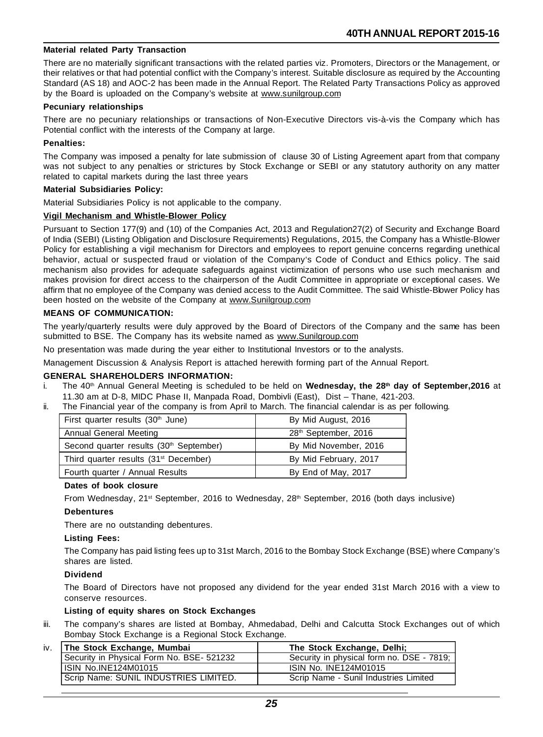**Material related Party Transaction**

There are no materially significant transactions with the related parties viz. Promoters, Directors or the Management, or their relatives or that had potential conflict with the Company's interest. Suitable disclosure as required by the Accounting Standard (AS 18) and AOC-2 has been made in the Annual Report. The Related Party Transactions Policy as approved by the Board is uploaded on the Company's website at www.sunilgroup.com

**Pecuniary relationships**

There are no pecuniary relationships or transactions of Non-Executive Directors vis-à-vis the Company which has Potential conflict with the interests of the Company at large.

**Penalties:**

The Company was imposed a penalty for late submission of clause 30 of Listing Agreement apart from that company was not subject to any penalties or strictures by Stock Exchange or SEBI or any statutory authority on any matter related to capital markets during the last three years

**Material Subsidiaries Policy:**

Material Subsidiaries Policy is not applicable to the company.

**Vigil Mechanism and Whistle-Blower Policy**

Pursuant to Section 177(9) and (10) of the Companies Act, 2013 and Regulation27(2) of Security and Exchange Board of India (SEBI) (Listing Obligation and Disclosure Requirements) Regulations, 2015, the Company has a Whistle-Blower Policy for establishing a vigil mechanism for Directors and employees to report genuine concerns regarding unethical behavior, actual or suspected fraud or violation of the Company's Code of Conduct and Ethics policy. The said mechanism also provides for adequate safeguards against victimization of persons who use such mechanism and makes provision for direct access to the chairperson of the Audit Committee in appropriate or exceptional cases. We affirm that no employee of the Company was denied access to the Audit Committee. The said Whistle-Blower Policy has been hosted on the website of the Company at www.Sunilgroup.com

**MEANS OF COMMUNICATION:**

The yearly/quarterly results were duly approved by the Board of Directors of the Company and the same has been submitted to BSE. The Company has its website named as www.Sunilgroup.com

No presentation was made during the year either to Institutional Investors or to the analysts.

Management Discussion & Analysis Report is attached herewith forming part of the Annual Report.

**GENERAL SHAREHOLDERS INFORMATION:**

i. The 40th Annual General Meeting is scheduled to be held on **Wednesday, the 28th day of September,2016** at 11.30 am at D-8, MIDC Phase II, Manpada Road, Dombivli (East), Dist – Thane, 421-203.

ii. The Financial year of the company is from April to March. The financial calendar is as per following.

| | |
|---|---|
| First quarter results (30th June) | By Mid August, 2016 |
| Annual General Meeting | 28th September, 2016 |
| Second quarter results (30th September) | By Mid November, 2016 |
| Third quarter results (31st December) | By Mid February, 2017 |
| Fourth quarter / Annual Results | By End of May, 2017 |

**Dates of book closure**

From Wednesday, 21st September, 2016 to Wednesday, 28th September, 2016 (both days inclusive)

**Debentures**

There are no outstanding debentures.

**Listing Fees:**

The Company has paid listing fees up to 31st March, 2016 to the Bombay Stock Exchange (BSE) where Company's shares are listed.

**Dividend**

The Board of Directors have not proposed any dividend for the year ended 31st March 2016 with a view to conserve resources.

**Listing of equity shares on Stock Exchanges**

iii. The company's shares are listed at Bombay, Ahmedabad, Delhi and Calcutta Stock Exchanges out of which Bombay Stock Exchange is a Regional Stock Exchange.

iv.

| **The Stock Exchange, Mumbai** | **The Stock Exchange, Delhi;** |
|---|---|
| Security in Physical Form No. BSE- 521232 | Security in physical form no. DSE - 7819; |
| ISIN No.INE124M01015 | ISIN No. INE124M01015 |
| Scrip Name: SUNIL INDUSTRIES LIMITED. | Scrip Name - Sunil Industries Limited |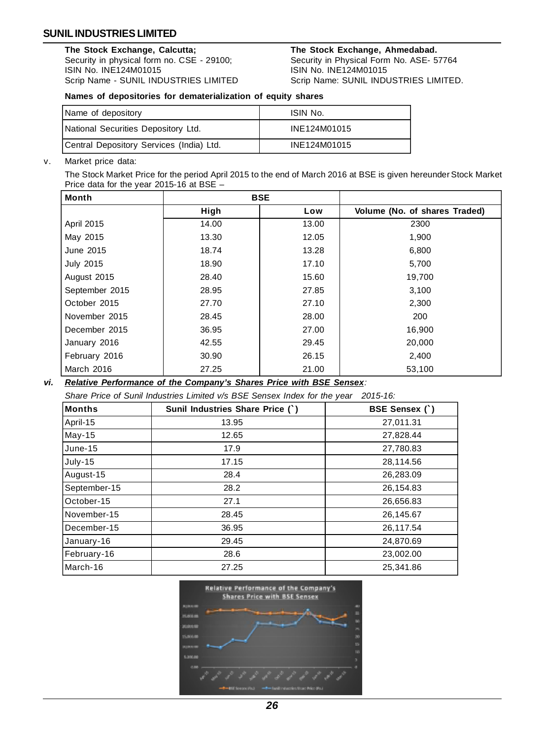**The Stock Exchange, Calcutta;**
Security in physical form no. CSE - 29100;
ISIN No. INE124M01015
Scrip Name - SUNIL INDUSTRIES LIMITED

**The Stock Exchange, Ahmedabad.**
Security in Physical Form No. ASE- 57764
ISIN No. INE124M01015
Scrip Name: SUNIL INDUSTRIES LIMITED.

**Names of depositories for dematerialization of equity shares**

| Name of depository | ISIN No. |
|---|---|
| National Securities Depository Ltd. | INE124M01015 |
| Central Depository Services (India) Ltd. | INE124M01015 |

v. Market price data:

The Stock Market Price for the period April 2015 to the end of March 2016 at BSE is given hereunder Stock Market Price data for the year 2015-16 at BSE –

| Month | BSE | | |
|---|---|---|---|
| | High | Low | Volume (No. of shares Traded) |
| April 2015 | 14.00 | 13.00 | 2300 |
| May 2015 | 13.30 | 12.05 | 1,900 |
| June 2015 | 18.74 | 13.28 | 6,800 |
| July 2015 | 18.90 | 17.10 | 5,700 |
| August 2015 | 28.40 | 15.60 | 19,700 |
| September 2015 | 28.95 | 27.85 | 3,100 |
| October 2015 | 27.70 | 27.10 | 2,300 |
| November 2015 | 28.45 | 28.00 | 200 |
| December 2015 | 36.95 | 27.00 | 16,900 |
| January 2016 | 42.55 | 29.45 | 20,000 |
| February 2016 | 30.90 | 26.15 | 2,400 |
| March 2016 | 27.25 | 21.00 | 53,100 |

***vi. Relative Performance of the Company's Shares Price with BSE Sensex:***

*Share Price of Sunil Industries Limited v/s BSE Sensex Index for the year 2015-16:*

| Months | Sunil Industries Share Price (`) | BSE Sensex (`) |
|---|---|---|
| April-15 | 13.95 | 27,011.31 |
| May-15 | 12.65 | 27,828.44 |
| June-15 | 17.9 | 27,780.83 |
| July-15 | 17.15 | 28,114.56 |
| August-15 | 28.4 | 26,283.09 |
| September-15 | 28.2 | 26,154.83 |
| October-15 | 27.1 | 26,656.83 |
| November-15 | 28.45 | 26,145.67 |
| December-15 | 36.95 | 26,117.54 |
| January-16 | 29.45 | 24,870.69 |
| February-16 | 28.6 | 23,002.00 |
| March-16 | 27.25 | 25,341.86 |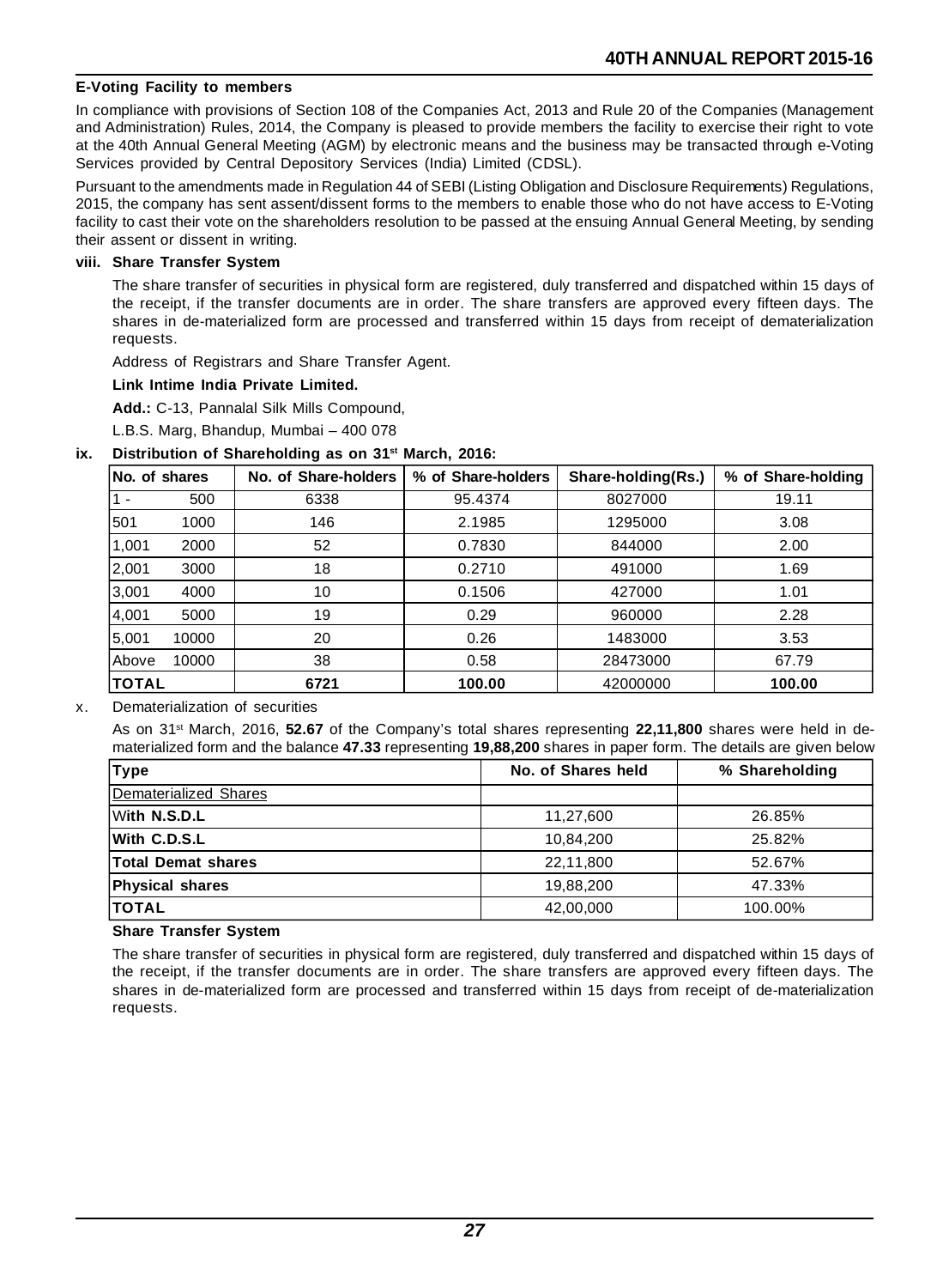**E-Voting Facility to members**

In compliance with provisions of Section 108 of the Companies Act, 2013 and Rule 20 of the Companies (Management and Administration) Rules, 2014, the Company is pleased to provide members the facility to exercise their right to vote at the 40th Annual General Meeting (AGM) by electronic means and the business may be transacted through e-Voting Services provided by Central Depository Services (India) Limited (CDSL).

Pursuant to the amendments made in Regulation 44 of SEBI (Listing Obligation and Disclosure Requirements) Regulations, 2015, the company has sent assent/dissent forms to the members to enable those who do not have access to E-Voting facility to cast their vote on the shareholders resolution to be passed at the ensuing Annual General Meeting, by sending their assent or dissent in writing.

**viii. Share Transfer System**

The share transfer of securities in physical form are registered, duly transferred and dispatched within 15 days of the receipt, if the transfer documents are in order. The share transfers are approved every fifteen days. The shares in de-materialized form are processed and transferred within 15 days from receipt of dematerialization requests.

Address of Registrars and Share Transfer Agent.

**Link Intime India Private Limited.**

**Add.:** C-13, Pannalal Silk Mills Compound,

L.B.S. Marg, Bhandup, Mumbai – 400 078

**ix. Distribution of Shareholding as on 31st March, 2016:**

| No. of shares | No. of Share-holders | % of Share-holders | Share-holding(Rs.) | % of Share-holding |
|---|---|---|---|---|
| 1 - 500 | 6338 | 95.4374 | 8027000 | 19.11 |
| 501 1000 | 146 | 2.1985 | 1295000 | 3.08 |
| 1,001 2000 | 52 | 0.7830 | 844000 | 2.00 |
| 2,001 3000 | 18 | 0.2710 | 491000 | 1.69 |
| 3,001 4000 | 10 | 0.1506 | 427000 | 1.01 |
| 4,001 5000 | 19 | 0.29 | 960000 | 2.28 |
| 5,001 10000 | 20 | 0.26 | 1483000 | 3.53 |
| Above 10000 | 38 | 0.58 | 28473000 | 67.79 |
| **TOTAL** | **6721** | **100.00** | 42000000 | **100.00** |

x. Dematerialization of securities

As on 31st March, 2016, **52.67** of the Company's total shares representing **22,11,800** shares were held in de-materialized form and the balance **47.33** representing **19,88,200** shares in paper form. The details are given below

| Type | No. of Shares held | % Shareholding |
|---|---|---|
| Dematerialized Shares | | |
| **With N.S.D.L** | 11,27,600 | 26.85% |
| **With C.D.S.L** | 10,84,200 | 25.82% |
| **Total Demat shares** | 22,11,800 | 52.67% |
| **Physical shares** | 19,88,200 | 47.33% |
| **TOTAL** | 42,00,000 | 100.00% |

**Share Transfer System**

The share transfer of securities in physical form are registered, duly transferred and dispatched within 15 days of the receipt, if the transfer documents are in order. The share transfers are approved every fifteen days. The shares in de-materialized form are processed and transferred within 15 days from receipt of de-materialization requests.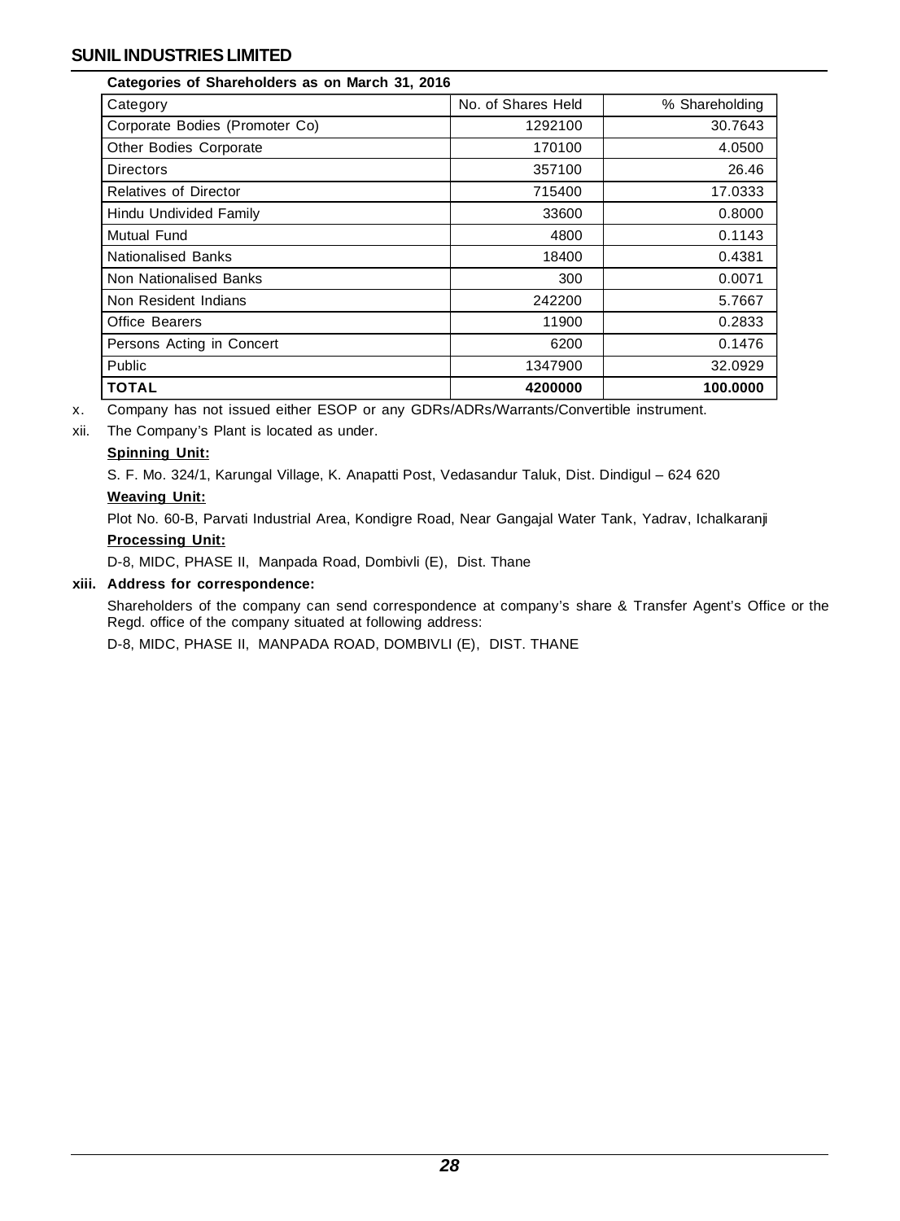**Categories of Shareholders as on March 31, 2016**

| Category | No. of Shares Held | % Shareholding |
|---|---|---|
| Corporate Bodies (Promoter Co) | 1292100 | 30.7643 |
| Other Bodies Corporate | 170100 | 4.0500 |
| Directors | 357100 | 26.46 |
| Relatives of Director | 715400 | 17.0333 |
| Hindu Undivided Family | 33600 | 0.8000 |
| Mutual Fund | 4800 | 0.1143 |
| Nationalised Banks | 18400 | 0.4381 |
| Non Nationalised Banks | 300 | 0.0071 |
| Non Resident Indians | 242200 | 5.7667 |
| Office Bearers | 11900 | 0.2833 |
| Persons Acting in Concert | 6200 | 0.1476 |
| Public | 1347900 | 32.0929 |
| **TOTAL** | **4200000** | **100.0000** |

x. Company has not issued either ESOP or any GDRs/ADRs/Warrants/Convertible instrument.

xii. The Company's Plant is located as under.

**Spinning Unit:**

S. F. Mo. 324/1, Karungal Village, K. Anapatti Post, Vedasandur Taluk, Dist. Dindigul – 624 620

**Weaving Unit:**

Plot No. 60-B, Parvati Industrial Area, Kondigre Road, Near Gangajal Water Tank, Yadrav, Ichalkaranji

**Processing Unit:**

D-8, MIDC, PHASE II, Manpada Road, Dombivli (E), Dist. Thane

**xiii. Address for correspondence:**

Shareholders of the company can send correspondence at company's share & Transfer Agent's Office or the Regd. office of the company situated at following address:

D-8, MIDC, PHASE II, MANPADA ROAD, DOMBIVLI (E), DIST. THANE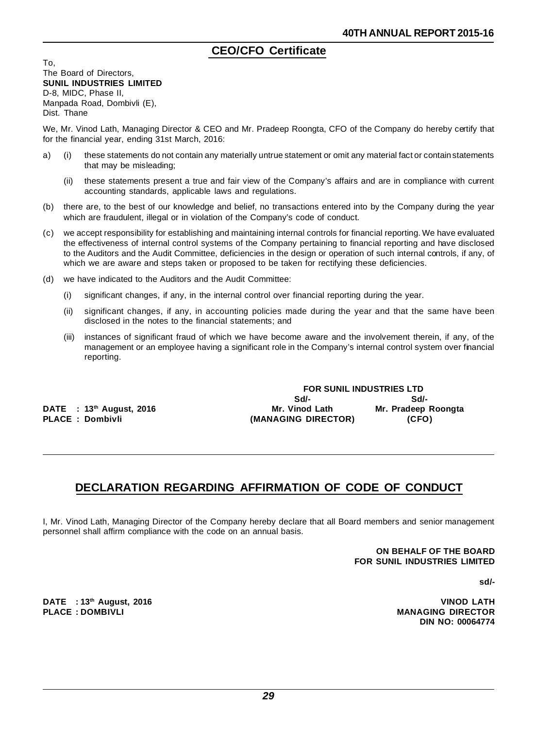## CEO/CFO Certificate

To,
The Board of Directors,
**SUNIL INDUSTRIES LIMITED**
D-8, MIDC, Phase II,
Manpada Road, Dombivli (E),
Dist. Thane

We, Mr. Vinod Lath, Managing Director & CEO and Mr. Pradeep Roongta, CFO of the Company do hereby certify that for the financial year, ending 31st March, 2016:

a) (i) these statements do not contain any materially untrue statement or omit any material fact or contain statements that may be misleading;

(ii) these statements present a true and fair view of the Company's affairs and are in compliance with current accounting standards, applicable laws and regulations.

(b) there are, to the best of our knowledge and belief, no transactions entered into by the Company during the year which are fraudulent, illegal or in violation of the Company's code of conduct.

(c) we accept responsibility for establishing and maintaining internal controls for financial reporting. We have evaluated the effectiveness of internal control systems of the Company pertaining to financial reporting and have disclosed to the Auditors and the Audit Committee, deficiencies in the design or operation of such internal controls, if any, of which we are aware and steps taken or proposed to be taken for rectifying these deficiencies.

(d) we have indicated to the Auditors and the Audit Committee:

(i) significant changes, if any, in the internal control over financial reporting during the year.

(ii) significant changes, if any, in accounting policies made during the year and that the same have been disclosed in the notes to the financial statements; and

(iii) instances of significant fraud of which we have become aware and the involvement therein, if any, of the management or an employee having a significant role in the Company's internal control system over financial reporting.

**FOR SUNIL INDUSTRIES LTD**

| | Sd/- | Sd/- |
|---|---|---|
| **DATE : 13th August, 2016** | **Mr. Vinod Lath** | **Mr. Pradeep Roongta** |
| **PLACE : Dombivli** | **(MANAGING DIRECTOR)** | **(CFO)** |

## DECLARATION REGARDING AFFIRMATION OF CODE OF CONDUCT

I, Mr. Vinod Lath, Managing Director of the Company hereby declare that all Board members and senior management personnel shall affirm compliance with the code on an annual basis.

**ON BEHALF OF THE BOARD**
**FOR SUNIL INDUSTRIES LIMITED**

**sd/-**

**DATE : 13th August, 2016**
**PLACE : DOMBIVLI**

**VINOD LATH**
**MANAGING DIRECTOR**
**DIN NO: 00064774**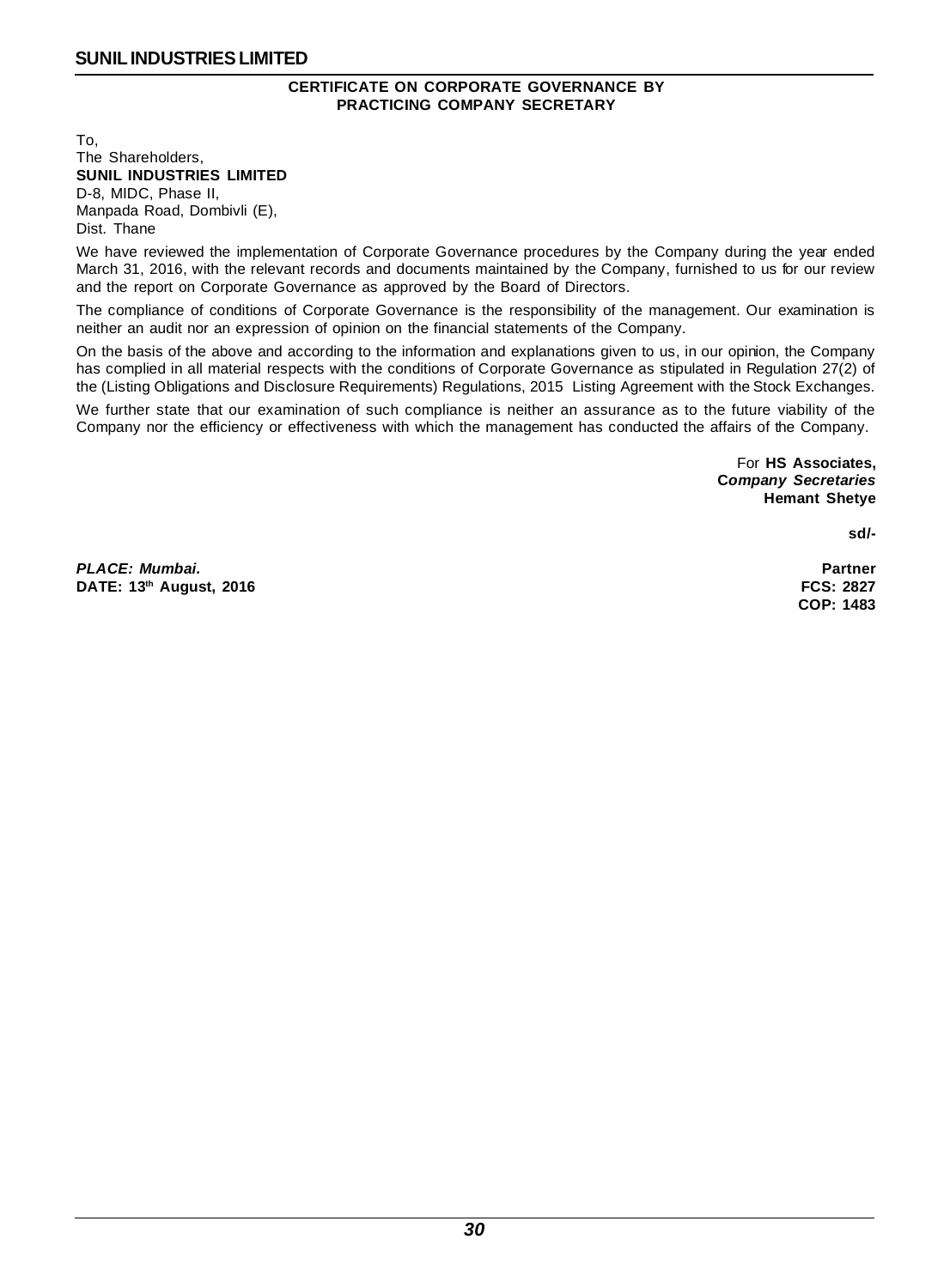## CERTIFICATE ON CORPORATE GOVERNANCE BY PRACTICING COMPANY SECRETARY

To,
The Shareholders,
**SUNIL INDUSTRIES LIMITED**
D-8, MIDC, Phase II,
Manpada Road, Dombivli (E),
Dist. Thane

We have reviewed the implementation of Corporate Governance procedures by the Company during the year ended March 31, 2016, with the relevant records and documents maintained by the Company, furnished to us for our review and the report on Corporate Governance as approved by the Board of Directors.

The compliance of conditions of Corporate Governance is the responsibility of the management. Our examination is neither an audit nor an expression of opinion on the financial statements of the Company.

On the basis of the above and according to the information and explanations given to us, in our opinion, the Company has complied in all material respects with the conditions of Corporate Governance as stipulated in Regulation 27(2) of the (Listing Obligations and Disclosure Requirements) Regulations, 2015 Listing Agreement with the Stock Exchanges.

We further state that our examination of such compliance is neither an assurance as to the future viability of the Company nor the efficiency or effectiveness with which the management has conducted the affairs of the Company.

For **HS Associates,**
***Company Secretaries***
**Hemant Shetye**

**sd/-**

***PLACE: Mumbai.***
**DATE: 13th August, 2016**

**Partner**
**FCS: 2827**
**COP: 1483**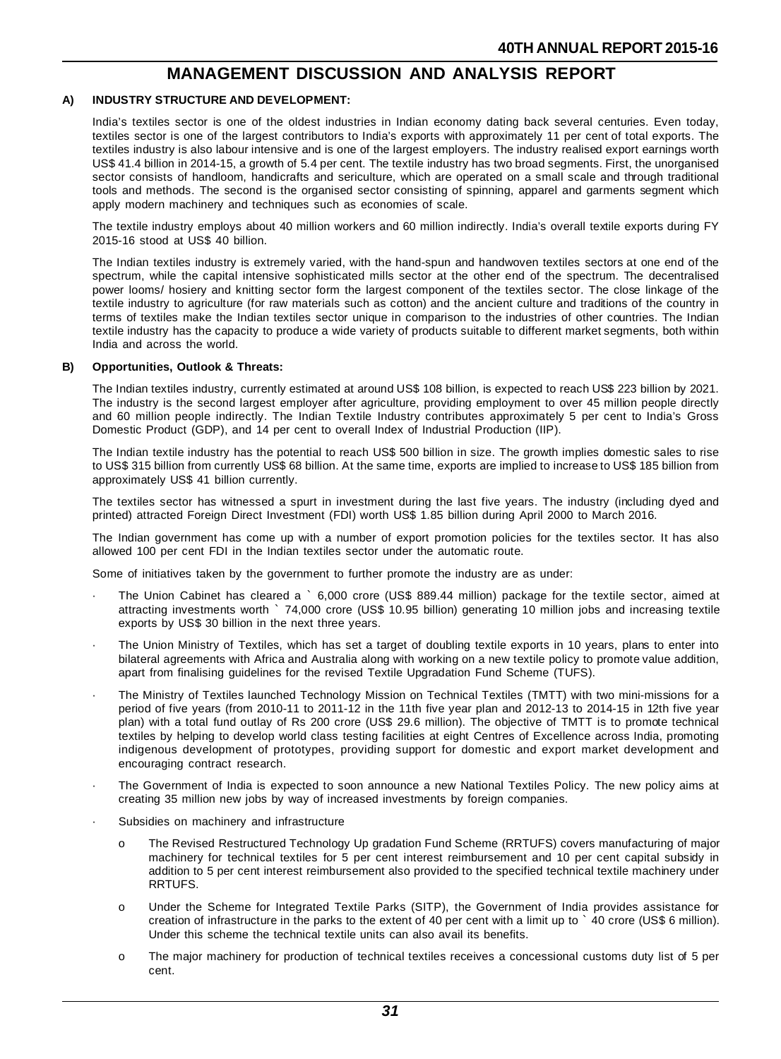# MANAGEMENT DISCUSSION AND ANALYSIS REPORT

## A) INDUSTRY STRUCTURE AND DEVELOPMENT:

India's textiles sector is one of the oldest industries in Indian economy dating back several centuries. Even today, textiles sector is one of the largest contributors to India's exports with approximately 11 per cent of total exports. The textiles industry is also labour intensive and is one of the largest employers. The industry realised export earnings worth US$ 41.4 billion in 2014-15, a growth of 5.4 per cent. The textile industry has two broad segments. First, the unorganised sector consists of handloom, handicrafts and sericulture, which are operated on a small scale and through traditional tools and methods. The second is the organised sector consisting of spinning, apparel and garments segment which apply modern machinery and techniques such as economies of scale.

The textile industry employs about 40 million workers and 60 million indirectly. India's overall textile exports during FY 2015-16 stood at US$ 40 billion.

The Indian textiles industry is extremely varied, with the hand-spun and handwoven textiles sectors at one end of the spectrum, while the capital intensive sophisticated mills sector at the other end of the spectrum. The decentralised power looms/ hosiery and knitting sector form the largest component of the textiles sector. The close linkage of the textile industry to agriculture (for raw materials such as cotton) and the ancient culture and traditions of the country in terms of textiles make the Indian textiles sector unique in comparison to the industries of other countries. The Indian textile industry has the capacity to produce a wide variety of products suitable to different market segments, both within India and across the world.

## B) Opportunities, Outlook & Threats:

The Indian textiles industry, currently estimated at around US$ 108 billion, is expected to reach US$ 223 billion by 2021. The industry is the second largest employer after agriculture, providing employment to over 45 million people directly and 60 million people indirectly. The Indian Textile Industry contributes approximately 5 per cent to India's Gross Domestic Product (GDP), and 14 per cent to overall Index of Industrial Production (IIP).

The Indian textile industry has the potential to reach US$ 500 billion in size. The growth implies domestic sales to rise to US$ 315 billion from currently US$ 68 billion. At the same time, exports are implied to increase to US$ 185 billion from approximately US$ 41 billion currently.

The textiles sector has witnessed a spurt in investment during the last five years. The industry (including dyed and printed) attracted Foreign Direct Investment (FDI) worth US$ 1.85 billion during April 2000 to March 2016.

The Indian government has come up with a number of export promotion policies for the textiles sector. It has also allowed 100 per cent FDI in the Indian textiles sector under the automatic route.

Some of initiatives taken by the government to further promote the industry are as under:

- The Union Cabinet has cleared a ` 6,000 crore (US$ 889.44 million) package for the textile sector, aimed at attracting investments worth ` 74,000 crore (US$ 10.95 billion) generating 10 million jobs and increasing textile exports by US$ 30 billion in the next three years.
- The Union Ministry of Textiles, which has set a target of doubling textile exports in 10 years, plans to enter into bilateral agreements with Africa and Australia along with working on a new textile policy to promote value addition, apart from finalising guidelines for the revised Textile Upgradation Fund Scheme (TUFS).
- The Ministry of Textiles launched Technology Mission on Technical Textiles (TMTT) with two mini-missions for a period of five years (from 2010-11 to 2011-12 in the 11th five year plan and 2012-13 to 2014-15 in 12th five year plan) with a total fund outlay of Rs 200 crore (US$ 29.6 million). The objective of TMTT is to promote technical textiles by helping to develop world class testing facilities at eight Centres of Excellence across India, promoting indigenous development of prototypes, providing support for domestic and export market development and encouraging contract research.
- The Government of India is expected to soon announce a new National Textiles Policy. The new policy aims at creating 35 million new jobs by way of increased investments by foreign companies.
- Subsidies on machinery and infrastructure
  - The Revised Restructured Technology Up gradation Fund Scheme (RRTUFS) covers manufacturing of major machinery for technical textiles for 5 per cent interest reimbursement and 10 per cent capital subsidy in addition to 5 per cent interest reimbursement also provided to the specified technical textile machinery under RRTUFS.
  - Under the Scheme for Integrated Textile Parks (SITP), the Government of India provides assistance for creation of infrastructure in the parks to the extent of 40 per cent with a limit up to ` 40 crore (US$ 6 million). Under this scheme the technical textile units can also avail its benefits.
  - The major machinery for production of technical textiles receives a concessional customs duty list of 5 per cent.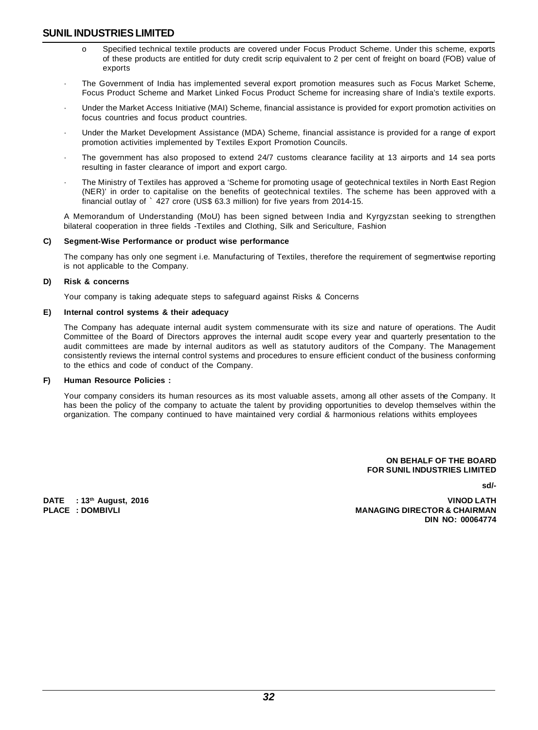- Specified technical textile products are covered under Focus Product Scheme. Under this scheme, exports of these products are entitled for duty credit scrip equivalent to 2 per cent of freight on board (FOB) value of exports

- The Government of India has implemented several export promotion measures such as Focus Market Scheme, Focus Product Scheme and Market Linked Focus Product Scheme for increasing share of India's textile exports.
- Under the Market Access Initiative (MAI) Scheme, financial assistance is provided for export promotion activities on focus countries and focus product countries.
- Under the Market Development Assistance (MDA) Scheme, financial assistance is provided for a range of export promotion activities implemented by Textiles Export Promotion Councils.
- The government has also proposed to extend 24/7 customs clearance facility at 13 airports and 14 sea ports resulting in faster clearance of import and export cargo.
- The Ministry of Textiles has approved a 'Scheme for promoting usage of geotechnical textiles in North East Region (NER)' in order to capitalise on the benefits of geotechnical textiles. The scheme has been approved with a financial outlay of ` 427 crore (US$ 63.3 million) for five years from 2014-15.

A Memorandum of Understanding (MoU) has been signed between India and Kyrgyzstan seeking to strengthen bilateral cooperation in three fields -Textiles and Clothing, Silk and Sericulture, Fashion

**C) Segment-Wise Performance or product wise performance**

The company has only one segment i.e. Manufacturing of Textiles, therefore the requirement of segmentwise reporting is not applicable to the Company.

**D) Risk & concerns**

Your company is taking adequate steps to safeguard against Risks & Concerns

**E) Internal control systems & their adequacy**

The Company has adequate internal audit system commensurate with its size and nature of operations. The Audit Committee of the Board of Directors approves the internal audit scope every year and quarterly presentation to the audit committees are made by internal auditors as well as statutory auditors of the Company. The Management consistently reviews the internal control systems and procedures to ensure efficient conduct of the business conforming to the ethics and code of conduct of the Company.

**F) Human Resource Policies :**

Your company considers its human resources as its most valuable assets, among all other assets of the Company. It has been the policy of the company to actuate the talent by providing opportunities to develop themselves within the organization. The company continued to have maintained very cordial & harmonious relations withits employees

**ON BEHALF OF THE BOARD**
**FOR SUNIL INDUSTRIES LIMITED**

**sd/-**

**DATE : 13th August, 2016**
**PLACE : DOMBIVLI**

**VINOD LATH**
**MANAGING DIRECTOR & CHAIRMAN**
**DIN NO: 00064774**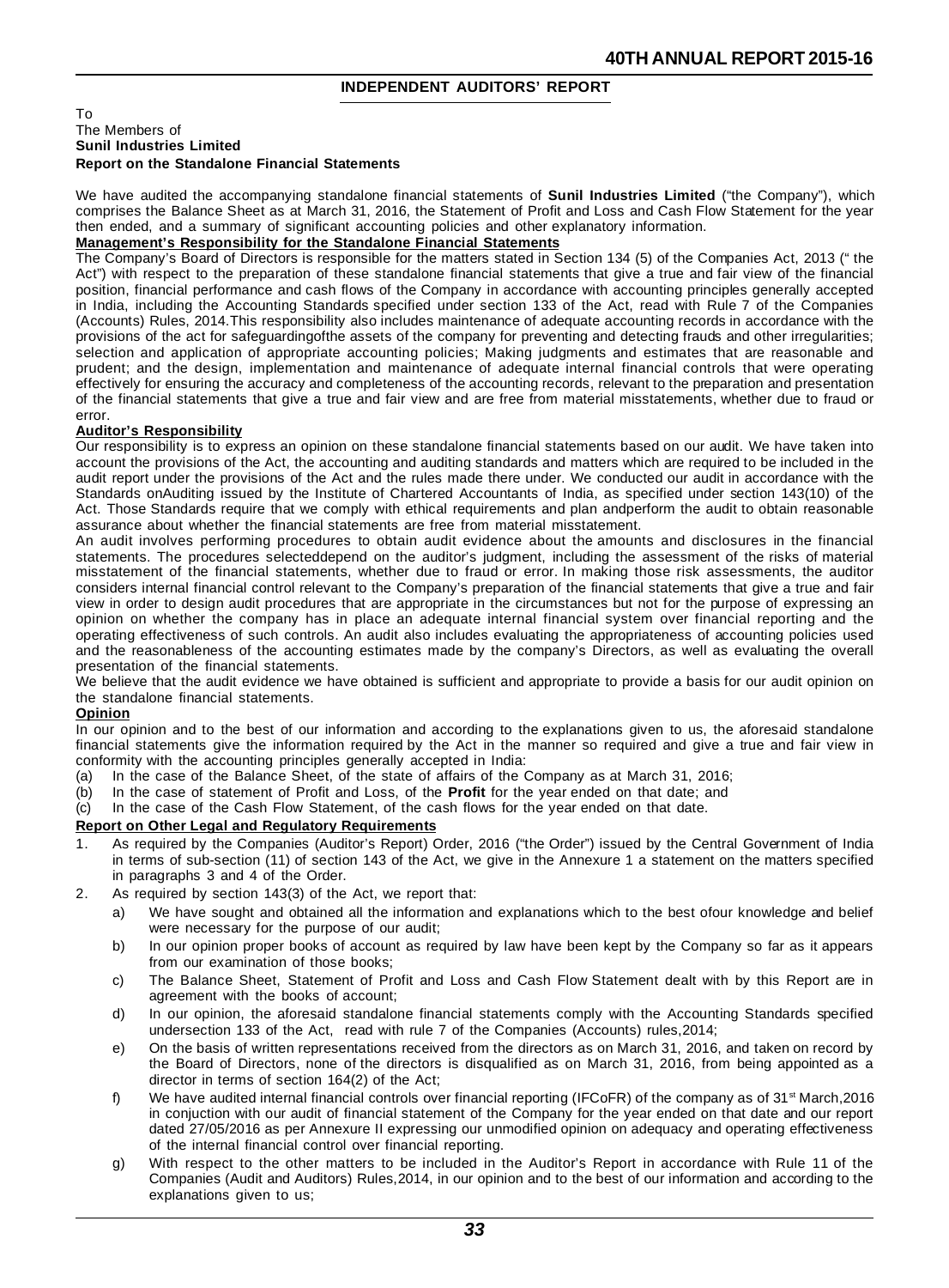## INDEPENDENT AUDITORS' REPORT

To
The Members of
**Sunil Industries Limited**
**Report on the Standalone Financial Statements**

We have audited the accompanying standalone financial statements of **Sunil Industries Limited** ("the Company"), which comprises the Balance Sheet as at March 31, 2016, the Statement of Profit and Loss and Cash Flow Statement for the year then ended, and a summary of significant accounting policies and other explanatory information.

**Management's Responsibility for the Standalone Financial Statements**

The Company's Board of Directors is responsible for the matters stated in Section 134 (5) of the Companies Act, 2013 (" the Act") with respect to the preparation of these standalone financial statements that give a true and fair view of the financial position, financial performance and cash flows of the Company in accordance with accounting principles generally accepted in India, including the Accounting Standards specified under section 133 of the Act, read with Rule 7 of the Companies (Accounts) Rules, 2014.This responsibility also includes maintenance of adequate accounting records in accordance with the provisions of the act for safeguardingofthe assets of the company for preventing and detecting frauds and other irregularities; selection and application of appropriate accounting policies; Making judgments and estimates that are reasonable and prudent; and the design, implementation and maintenance of adequate internal financial controls that were operating effectively for ensuring the accuracy and completeness of the accounting records, relevant to the preparation and presentation of the financial statements that give a true and fair view and are free from material misstatements, whether due to fraud or error.

**Auditor's Responsibility**

Our responsibility is to express an opinion on these standalone financial statements based on our audit. We have taken into account the provisions of the Act, the accounting and auditing standards and matters which are required to be included in the audit report under the provisions of the Act and the rules made there under. We conducted our audit in accordance with the Standards onAuditing issued by the Institute of Chartered Accountants of India, as specified under section 143(10) of the Act. Those Standards require that we comply with ethical requirements and plan andperform the audit to obtain reasonable assurance about whether the financial statements are free from material misstatement.

An audit involves performing procedures to obtain audit evidence about the amounts and disclosures in the financial statements. The procedures selecteddepend on the auditor's judgment, including the assessment of the risks of material misstatement of the financial statements, whether due to fraud or error. In making those risk assessments, the auditor considers internal financial control relevant to the Company's preparation of the financial statements that give a true and fair view in order to design audit procedures that are appropriate in the circumstances but not for the purpose of expressing an opinion on whether the company has in place an adequate internal financial system over financial reporting and the operating effectiveness of such controls. An audit also includes evaluating the appropriateness of accounting policies used and the reasonableness of the accounting estimates made by the company's Directors, as well as evaluating the overall presentation of the financial statements.

We believe that the audit evidence we have obtained is sufficient and appropriate to provide a basis for our audit opinion on the standalone financial statements.

**Opinion**

In our opinion and to the best of our information and according to the explanations given to us, the aforesaid standalone financial statements give the information required by the Act in the manner so required and give a true and fair view in conformity with the accounting principles generally accepted in India:

(a) In the case of the Balance Sheet, of the state of affairs of the Company as at March 31, 2016;

(b) In the case of statement of Profit and Loss, of the **Profit** for the year ended on that date; and

(c) In the case of the Cash Flow Statement, of the cash flows for the year ended on that date.

**Report on Other Legal and Regulatory Requirements**

1. As required by the Companies (Auditor's Report) Order, 2016 ("the Order") issued by the Central Government of India in terms of sub-section (11) of section 143 of the Act, we give in the Annexure 1 a statement on the matters specified in paragraphs 3 and 4 of the Order.

2. As required by section 143(3) of the Act, we report that:

   a) We have sought and obtained all the information and explanations which to the best ofour knowledge and belief were necessary for the purpose of our audit;

   b) In our opinion proper books of account as required by law have been kept by the Company so far as it appears from our examination of those books;

   c) The Balance Sheet, Statement of Profit and Loss and Cash Flow Statement dealt with by this Report are in agreement with the books of account;

   d) In our opinion, the aforesaid standalone financial statements comply with the Accounting Standards specified undersection 133 of the Act, read with rule 7 of the Companies (Accounts) rules,2014;

   e) On the basis of written representations received from the directors as on March 31, 2016, and taken on record by the Board of Directors, none of the directors is disqualified as on March 31, 2016, from being appointed as a director in terms of section 164(2) of the Act;

   f) We have audited internal financial controls over financial reporting (IFCoFR) of the company as of 31st March,2016 in conjuction with our audit of financial statement of the Company for the year ended on that date and our report dated 27/05/2016 as per Annexure II expressing our unmodified opinion on adequacy and operating effectiveness of the internal financial control over financial reporting.

   g) With respect to the other matters to be included in the Auditor's Report in accordance with Rule 11 of the Companies (Audit and Auditors) Rules,2014, in our opinion and to the best of our information and according to the explanations given to us;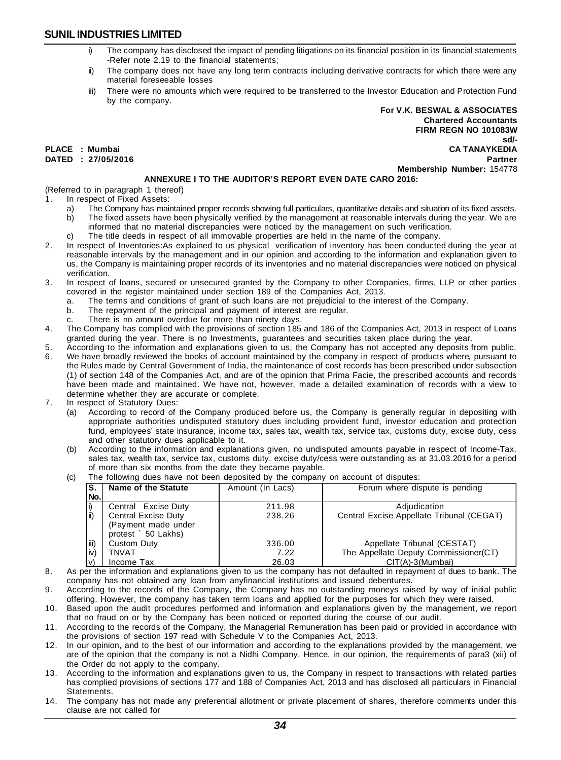i) The company has disclosed the impact of pending litigations on its financial position in its financial statements -Refer note 2.19 to the financial statements;

ii) The company does not have any long term contracts including derivative contracts for which there were any material foreseeable losses

iii) There were no amounts which were required to be transferred to the Investor Education and Protection Fund by the company.

**For V.K. BESWAL & ASSOCIATES**
**Chartered Accountants**
**FIRM REGN NO 101083W**
**sd/-**
**CA TANAYKEDIA**
**Partner**
**Membership Number:** 154778

**PLACE : Mumbai**
**DATED : 27/05/2016**

**ANNEXURE I TO THE AUDITOR'S REPORT EVEN DATE CARO 2016:**

(Referred to in paragraph 1 thereof)

1. In respect of Fixed Assets:
   a) The Company has maintained proper records showing full particulars, quantitative details and situation of its fixed assets.
   b) The fixed assets have been physically verified by the management at reasonable intervals during the year. We are informed that no material discrepancies were noticed by the management on such verification.
   c) The title deeds in respect of all immovable properties are held in the name of the company.
2. In respect of Inventories:As explained to us physical verification of inventory has been conducted during the year at reasonable intervals by the management and in our opinion and according to the information and explanation given to us, the Company is maintaining proper records of its inventories and no material discrepancies were noticed on physical verification.
3. In respect of loans, secured or unsecured granted by the Company to other Companies, firms, LLP or other parties covered in the register maintained under section 189 of the Companies Act, 2013.
   a. The terms and conditions of grant of such loans are not prejudicial to the interest of the Company.
   b. The repayment of the principal and payment of interest are regular.
   c. There is no amount overdue for more than ninety days.
4. The Company has complied with the provisions of section 185 and 186 of the Companies Act, 2013 in respect of Loans granted during the year. There is no Investments, guarantees and securities taken place during the year.
5. According to the information and explanations given to us, the Company has not accepted any deposits from public.
6. We have broadly reviewed the books of account maintained by the company in respect of products where, pursuant to the Rules made by Central Government of India, the maintenance of cost records has been prescribed under subsection (1) of section 148 of the Companies Act, and are of the opinion that Prima Facie, the prescribed accounts and records have been made and maintained. We have not, however, made a detailed examination of records with a view to determine whether they are accurate or complete.
7. In respect of Statutory Dues:
   (a) According to record of the Company produced before us, the Company is generally regular in depositing with appropriate authorities undisputed statutory dues including provident fund, investor education and protection fund, employees' state insurance, income tax, sales tax, wealth tax, service tax, customs duty, excise duty, cess and other statutory dues applicable to it.
   (b) According to the information and explanations given, no undisputed amounts payable in respect of Income-Tax, sales tax, wealth tax, service tax, customs duty, excise duty/cess were outstanding as at 31.03.2016 for a period of more than six months from the date they became payable.
   (c) The following dues have not been deposited by the company on account of disputes:

| S. No. | Name of the Statute | Amount (In Lacs) | Forum where dispute is pending |
|---|---|---|---|
| i) | Central Excise Duty | 211.98 | Adjudication |
| ii) | Central Excise Duty (Payment made under protest ` 50 Lakhs) | 238.26 | Central Excise Appellate Tribunal (CEGAT) |
| iii) | Custom Duty | 336.00 | Appellate Tribunal (CESTAT) |
| iv) | TNVAT | 7.22 | The Appellate Deputy Commissioner(CT) |
| v) | Income Tax | 26.03 | CIT(A)-3(Mumbai) |

8. As per the information and explanations given to us the company has not defaulted in repayment of dues to bank. The company has not obtained any loan from anyfinancial institutions and issued debentures.
9. According to the records of the Company, the Company has no outstanding moneys raised by way of initial public offering. However, the company has taken term loans and applied for the purposes for which they were raised.
10. Based upon the audit procedures performed and information and explanations given by the management, we report that no fraud on or by the Company has been noticed or reported during the course of our audit.
11. According to the records of the Company, the Managerial Remuneration has been paid or provided in accordance with the provisions of section 197 read with Schedule V to the Companies Act, 2013.
12. In our opinion, and to the best of our information and according to the explanations provided by the management, we are of the opinion that the company is not a Nidhi Company. Hence, in our opinion, the requirements of para3 (xii) of the Order do not apply to the company.
13. According to the information and explanations given to us, the Company in respect to transactions with related parties has complied provisions of sections 177 and 188 of Companies Act, 2013 and has disclosed all particulars in Financial Statements.
14. The company has not made any preferential allotment or private placement of shares, therefore comments under this clause are not called for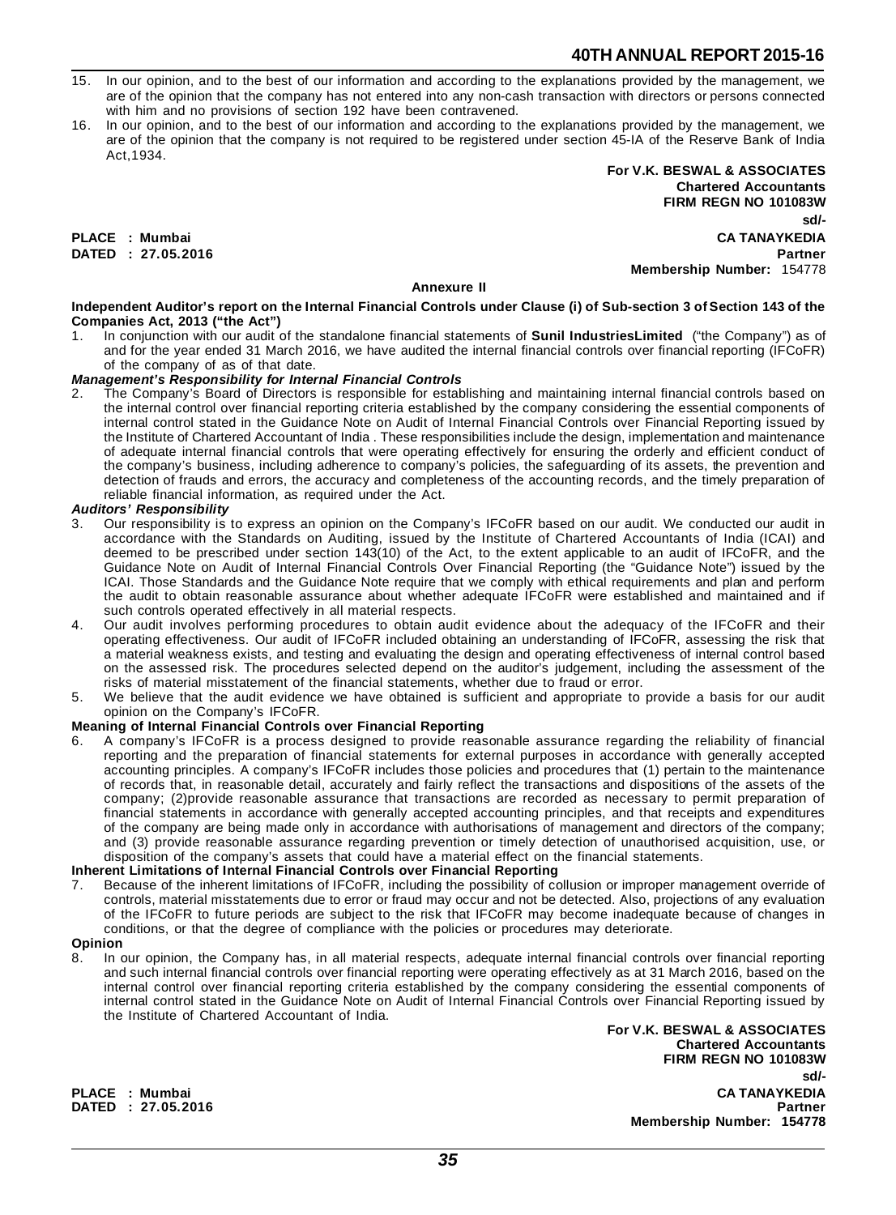15. In our opinion, and to the best of our information and according to the explanations provided by the management, we are of the opinion that the company has not entered into any non-cash transaction with directors or persons connected with him and no provisions of section 192 have been contravened.
16. In our opinion, and to the best of our information and according to the explanations provided by the management, we are of the opinion that the company is not required to be registered under section 45-IA of the Reserve Bank of India Act,1934.

**For V.K. BESWAL & ASSOCIATES**
**Chartered Accountants**
**FIRM REGN NO 101083W**
**sd/-**
**CA TANAYKEDIA**
**Partner**
**Membership Number:** 154778

**PLACE : Mumbai**
**DATED : 27.05.2016**

**Annexure II**

**Independent Auditor's report on the Internal Financial Controls under Clause (i) of Sub-section 3 of Section 143 of the Companies Act, 2013 ("the Act")**

1. In conjunction with our audit of the standalone financial statements of **Sunil IndustriesLimited** ("the Company") as of and for the year ended 31 March 2016, we have audited the internal financial controls over financial reporting (IFCoFR) of the company of as of that date.

***Management's Responsibility for Internal Financial Controls***

2. The Company's Board of Directors is responsible for establishing and maintaining internal financial controls based on the internal control over financial reporting criteria established by the company considering the essential components of internal control stated in the Guidance Note on Audit of Internal Financial Controls over Financial Reporting issued by the Institute of Chartered Accountant of India . These responsibilities include the design, implementation and maintenance of adequate internal financial controls that were operating effectively for ensuring the orderly and efficient conduct of the company's business, including adherence to company's policies, the safeguarding of its assets, the prevention and detection of frauds and errors, the accuracy and completeness of the accounting records, and the timely preparation of reliable financial information, as required under the Act.

***Auditors' Responsibility***

3. Our responsibility is to express an opinion on the Company's IFCoFR based on our audit. We conducted our audit in accordance with the Standards on Auditing, issued by the Institute of Chartered Accountants of India (ICAI) and deemed to be prescribed under section 143(10) of the Act, to the extent applicable to an audit of IFCoFR, and the Guidance Note on Audit of Internal Financial Controls Over Financial Reporting (the "Guidance Note") issued by the ICAI. Those Standards and the Guidance Note require that we comply with ethical requirements and plan and perform the audit to obtain reasonable assurance about whether adequate IFCoFR were established and maintained and if such controls operated effectively in all material respects.
4. Our audit involves performing procedures to obtain audit evidence about the adequacy of the IFCoFR and their operating effectiveness. Our audit of IFCoFR included obtaining an understanding of IFCoFR, assessing the risk that a material weakness exists, and testing and evaluating the design and operating effectiveness of internal control based on the assessed risk. The procedures selected depend on the auditor's judgement, including the assessment of the risks of material misstatement of the financial statements, whether due to fraud or error.
5. We believe that the audit evidence we have obtained is sufficient and appropriate to provide a basis for our audit opinion on the Company's IFCoFR.

**Meaning of Internal Financial Controls over Financial Reporting**

6. A company's IFCoFR is a process designed to provide reasonable assurance regarding the reliability of financial reporting and the preparation of financial statements for external purposes in accordance with generally accepted accounting principles. A company's IFCoFR includes those policies and procedures that (1) pertain to the maintenance of records that, in reasonable detail, accurately and fairly reflect the transactions and dispositions of the assets of the company; (2)provide reasonable assurance that transactions are recorded as necessary to permit preparation of financial statements in accordance with generally accepted accounting principles, and that receipts and expenditures of the company are being made only in accordance with authorisations of management and directors of the company; and (3) provide reasonable assurance regarding prevention or timely detection of unauthorised acquisition, use, or disposition of the company's assets that could have a material effect on the financial statements.

**Inherent Limitations of Internal Financial Controls over Financial Reporting**

7. Because of the inherent limitations of IFCoFR, including the possibility of collusion or improper management override of controls, material misstatements due to error or fraud may occur and not be detected. Also, projections of any evaluation of the IFCoFR to future periods are subject to the risk that IFCoFR may become inadequate because of changes in conditions, or that the degree of compliance with the policies or procedures may deteriorate.

**Opinion**

8. In our opinion, the Company has, in all material respects, adequate internal financial controls over financial reporting and such internal financial controls over financial reporting were operating effectively as at 31 March 2016, based on the internal control over financial reporting criteria established by the company considering the essential components of internal control stated in the Guidance Note on Audit of Internal Financial Controls over Financial Reporting issued by the Institute of Chartered Accountant of India.

**For V.K. BESWAL & ASSOCIATES**
**Chartered Accountants**
**FIRM REGN NO 101083W**
**sd/-**
**CA TANAYKEDIA**
**Partner**
**Membership Number: 154778**

**PLACE : Mumbai**
**DATED : 27.05.2016**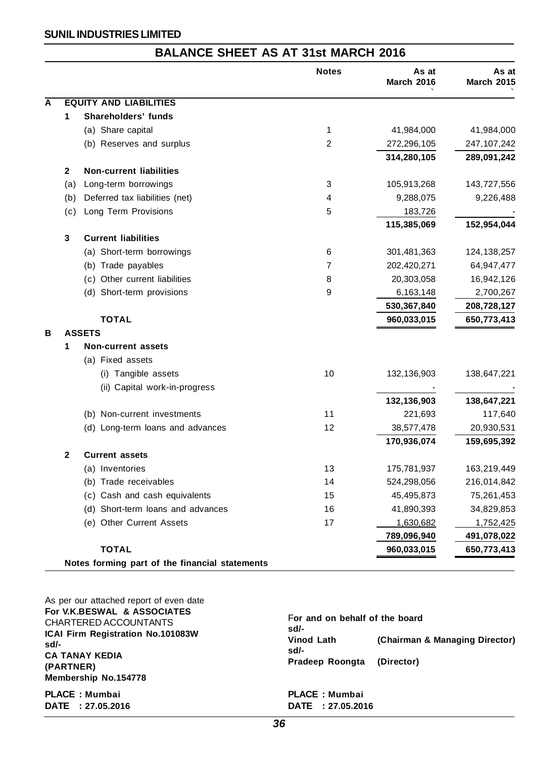SUNIL INDUSTRIES LIMITED

## BALANCE SHEET AS AT 31st MARCH 2016

| | | | Notes | As at March 2016 ` | As at March 2015 ` |
|---|---|---|---|---|---|
| **A** | | **EQUITY AND LIABILITIES** | | | |
| | **1** | **Shareholders' funds** | | | |
| | | (a) Share capital | 1 | 41,984,000 | 41,984,000 |
| | | (b) Reserves and surplus | 2 | 272,296,105 | 247,107,242 |
| | | | | **314,280,105** | **289,091,242** |
| | **2** | **Non-current liabilities** | | | |
| | (a) | Long-term borrowings | 3 | 105,913,268 | 143,727,556 |
| | (b) | Deferred tax liabilities (net) | 4 | 9,288,075 | 9,226,488 |
| | (c) | Long Term Provisions | 5 | 183,726 | - |
| | | | | **115,385,069** | **152,954,044** |
| | **3** | **Current liabilities** | | | |
| | | (a) Short-term borrowings | 6 | 301,481,363 | 124,138,257 |
| | | (b) Trade payables | 7 | 202,420,271 | 64,947,477 |
| | | (c) Other current liabilities | 8 | 20,303,058 | 16,942,126 |
| | | (d) Short-term provisions | 9 | 6,163,148 | 2,700,267 |
| | | | | **530,367,840** | **208,728,127** |
| | | **TOTAL** | | **960,033,015** | **650,773,413** |
| **B** | | **ASSETS** | | | |
| | **1** | **Non-current assets** | | | |
| | | (a) Fixed assets | | | |
| | | (i) Tangible assets | 10 | 132,136,903 | 138,647,221 |
| | | (ii) Capital work-in-progress | | - | - |
| | | | | **132,136,903** | **138,647,221** |
| | | (b) Non-current investments | 11 | 221,693 | 117,640 |
| | | (d) Long-term loans and advances | 12 | 38,577,478 | 20,930,531 |
| | | | | **170,936,074** | **159,695,392** |
| | **2** | **Current assets** | | | |
| | | (a) Inventories | 13 | 175,781,937 | 163,219,449 |
| | | (b) Trade receivables | 14 | 524,298,056 | 216,014,842 |
| | | (c) Cash and cash equivalents | 15 | 45,495,873 | 75,261,453 |
| | | (d) Short-term loans and advances | 16 | 41,890,393 | 34,829,853 |
| | | (e) Other Current Assets | 17 | 1,630,682 | 1,752,425 |
| | | | | **789,096,940** | **491,078,022** |
| | | **TOTAL** | | **960,033,015** | **650,773,413** |
| | | **Notes forming part of the financial statements** | | | |

As per our attached report of even date
**For V.K.BESWAL & ASSOCIATES**
CHARTERED ACCOUNTANTS
**ICAI Firm Registration No.101083W**
**sd/-**
**CA TANAY KEDIA**
**(PARTNER)**
**Membership No.154778**

**PLACE : Mumbai**
**DATE : 27.05.2016**

For and on behalf of the board
**sd/-**
**Vinod Lath** **(Chairman & Managing Director)**
**sd/-**
**Pradeep Roongta** **(Director)**

**PLACE : Mumbai**
**DATE : 27.05.2016**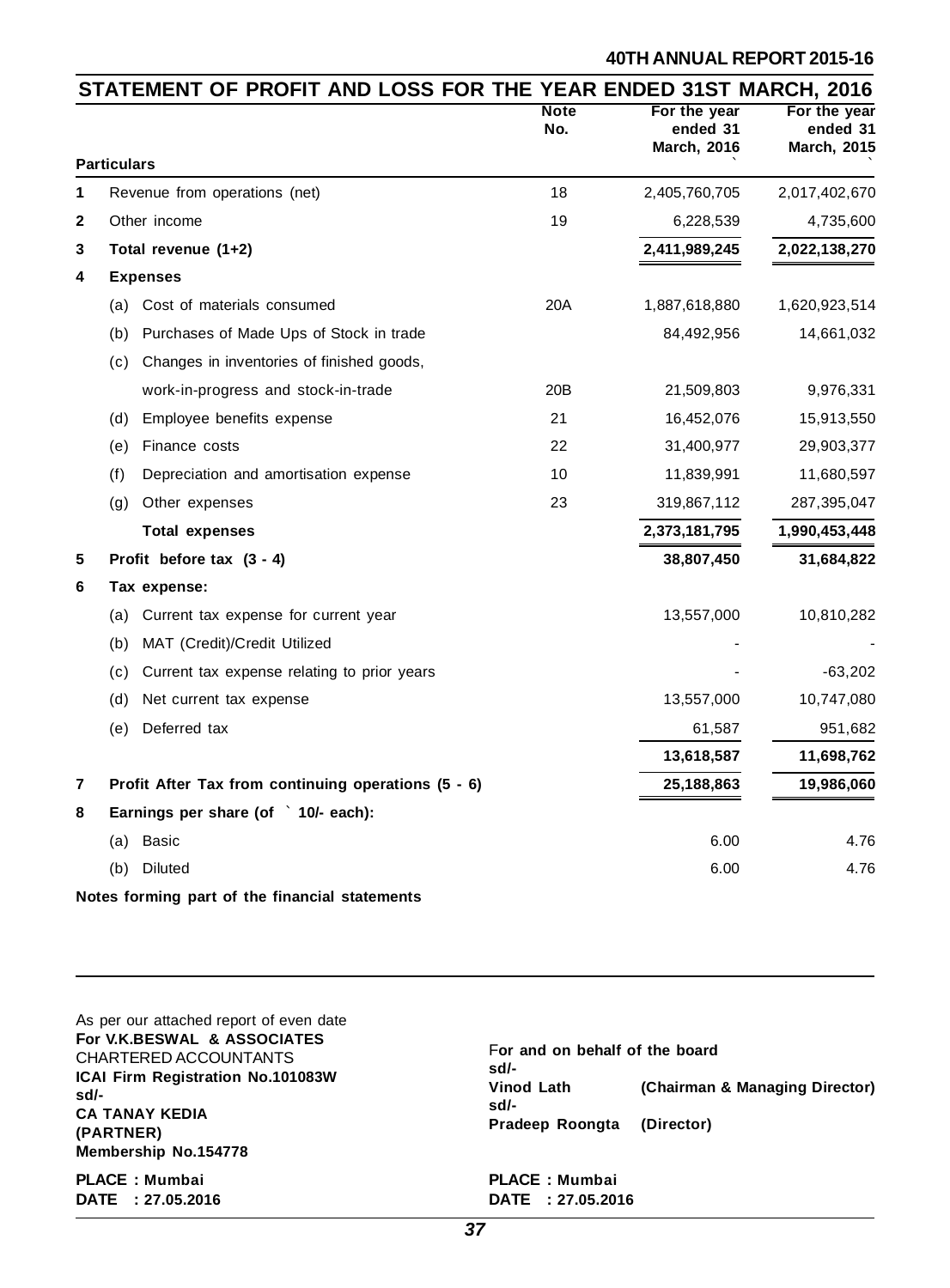## STATEMENT OF PROFIT AND LOSS FOR THE YEAR ENDED 31ST MARCH, 2016

| | Particulars | Note No. | For the year ended 31 March, 2016 ` | For the year ended 31 March, 2015 ` |
|---|---|---|---|---|
| 1 | Revenue from operations (net) | 18 | 2,405,760,705 | 2,017,402,670 |
| 2 | Other income | 19 | 6,228,539 | 4,735,600 |
| 3 | **Total revenue (1+2)** | | **2,411,989,245** | **2,022,138,270** |
| 4 | **Expenses** | | | |
| | (a) Cost of materials consumed | 20A | 1,887,618,880 | 1,620,923,514 |
| | (b) Purchases of Made Ups of Stock in trade | | 84,492,956 | 14,661,032 |
| | (c) Changes in inventories of finished goods, work-in-progress and stock-in-trade | 20B | 21,509,803 | 9,976,331 |
| | (d) Employee benefits expense | 21 | 16,452,076 | 15,913,550 |
| | (e) Finance costs | 22 | 31,400,977 | 29,903,377 |
| | (f) Depreciation and amortisation expense | 10 | 11,839,991 | 11,680,597 |
| | (g) Other expenses | 23 | 319,867,112 | 287,395,047 |
| | **Total expenses** | | **2,373,181,795** | **1,990,453,448** |
| 5 | **Profit before tax (3 - 4)** | | **38,807,450** | **31,684,822** |
| 6 | **Tax expense:** | | | |
| | (a) Current tax expense for current year | | 13,557,000 | 10,810,282 |
| | (b) MAT (Credit)/Credit Utilized | | - | - |
| | (c) Current tax expense relating to prior years | | - | -63,202 |
| | (d) Net current tax expense | | 13,557,000 | 10,747,080 |
| | (e) Deferred tax | | 61,587 | 951,682 |
| | | | **13,618,587** | **11,698,762** |
| 7 | **Profit After Tax from continuing operations (5 - 6)** | | **25,188,863** | **19,986,060** |
| 8 | **Earnings per share (of ` 10/- each):** | | | |
| | (a) Basic | | 6.00 | 4.76 |
| | (b) Diluted | | 6.00 | 4.76 |

**Notes forming part of the financial statements**

As per our attached report of even date
**For V.K.BESWAL & ASSOCIATES**
CHARTERED ACCOUNTANTS
**ICAI Firm Registration No.101083W**
**sd/-**
**CA TANAY KEDIA**
**(PARTNER)**
**Membership No.154778**

**PLACE : Mumbai**
**DATE : 27.05.2016**

**For and on behalf of the board**
**sd/-**
**Vinod Lath** **(Chairman & Managing Director)**
**sd/-**
**Pradeep Roongta** **(Director)**

**PLACE : Mumbai**
**DATE : 27.05.2016**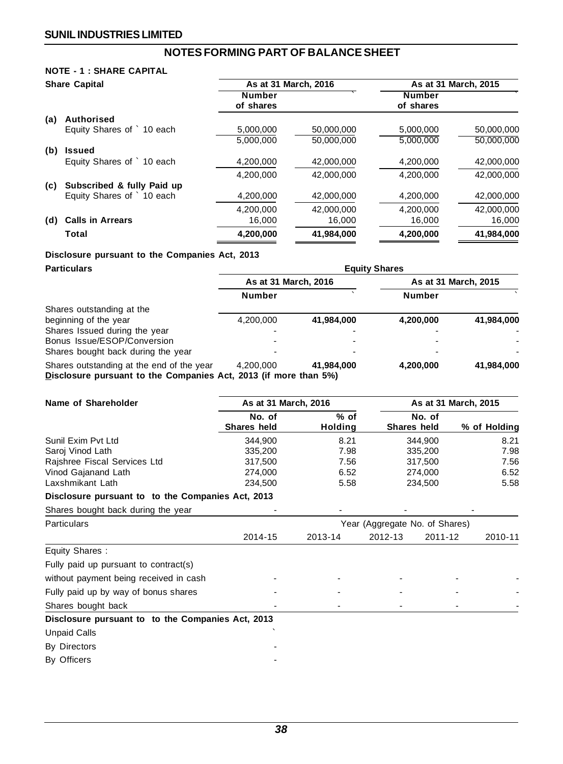## NOTES FORMING PART OF BALANCE SHEET

### NOTE - 1 : SHARE CAPITAL

| Share Capital | As at 31 March, 2016 | | As at 31 March, 2015 | |
|---|---|---|---|---|
| | Number of shares | ` | Number of shares | ` |
| **(a) Authorised** | | | | |
| Equity Shares of ` 10 each | 5,000,000 | 50,000,000 | 5,000,000 | 50,000,000 |
| | 5,000,000 | 50,000,000 | 5,000,000 | 50,000,000 |
| **(b) Issued** | | | | |
| Equity Shares of ` 10 each | 4,200,000 | 42,000,000 | 4,200,000 | 42,000,000 |
| | 4,200,000 | 42,000,000 | 4,200,000 | 42,000,000 |
| **(c) Subscribed & fully Paid up** | | | | |
| Equity Shares of ` 10 each | 4,200,000 | 42,000,000 | 4,200,000 | 42,000,000 |
| | 4,200,000 | 42,000,000 | 4,200,000 | 42,000,000 |
| **(d) Calls in Arrears** | 16,000 | 16,000 | 16,000 | 16,000 |
| **Total** | **4,200,000** | **41,984,000** | **4,200,000** | **41,984,000** |

**Disclosure pursuant to the Companies Act, 2013**

| Particulars | Equity Shares | | | |
|---|---|---|---|---|
| | As at 31 March, 2016 | | As at 31 March, 2015 | |
| | Number | ` | Number | ` |
| Shares outstanding at the beginning of the year | 4,200,000 | **41,984,000** | **4,200,000** | **41,984,000** |
| Shares Issued during the year | - | - | - | - |
| Bonus Issue/ESOP/Conversion | - | - | - | - |
| Shares bought back during the year | - | - | - | - |
| Shares outstanding at the end of the year | 4,200,000 | **41,984,000** | **4,200,000** | **41,984,000** |

**Disclosure pursuant to the Companies Act, 2013 (if more than 5%)**

| Name of Shareholder | As at 31 March, 2016 | | As at 31 March, 2015 | |
|---|---|---|---|---|
| | No. of Shares held | % of Holding | No. of Shares held | % of Holding |
| Sunil Exim Pvt Ltd | 344,900 | 8.21 | 344,900 | 8.21 |
| Saroj Vinod Lath | 335,200 | 7.98 | 335,200 | 7.98 |
| Rajshree Fiscal Services Ltd | 317,500 | 7.56 | 317,500 | 7.56 |
| Vinod Gajanand Lath | 274,000 | 6.52 | 274,000 | 6.52 |
| Laxshmikant Lath | 234,500 | 5.58 | 234,500 | 5.58 |

**Disclosure pursuant to to the Companies Act, 2013**

| Shares bought back during the year | - | - | - | - | |
|---|---|---|---|---|---|
| Particulars | Year (Aggregate No. of Shares) | | | | |
| | 2014-15 | 2013-14 | 2012-13 | 2011-12 | 2010-11 |
| Equity Shares : | | | | | |
| Fully paid up pursuant to contract(s) without payment being received in cash | - | - | - | - | - |
| Fully paid up by way of bonus shares | - | - | - | - | - |
| Shares bought back | - | - | - | - | - |

**Disclosure pursuant to to the Companies Act, 2013**

| Unpaid Calls | ` |
|---|---|
| By Directors | - |
| By Officers | - |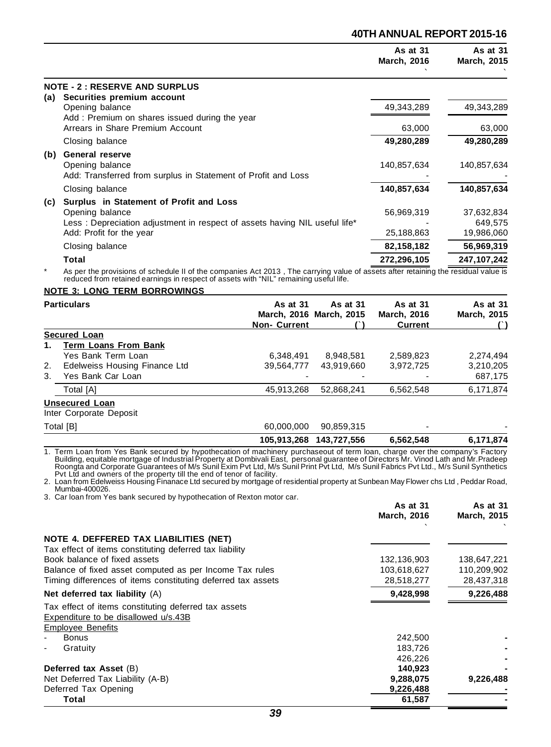| | As at 31 March, 2016 ` | As at 31 March, 2015 ` |
|---|---|---|
| **NOTE - 2 : RESERVE AND SURPLUS** | | |
| **(a) Securities premium account** | | |
| Opening balance | 49,343,289 | 49,343,289 |
| Add : Premium on shares issued during the year | | |
| Arrears in Share Premium Account | 63,000 | 63,000 |
| Closing balance | **49,280,289** | **49,280,289** |
| **(b) General reserve** | | |
| Opening balance | 140,857,634 | 140,857,634 |
| Add: Transferred from surplus in Statement of Profit and Loss | - | - |
| Closing balance | **140,857,634** | **140,857,634** |
| **(c) Surplus in Statement of Profit and Loss** | | |
| Opening balance | 56,969,319 | 37,632,834 |
| Less : Depreciation adjustment in respect of assets having NIL useful life* | - | 649,575 |
| Add: Profit for the year | 25,188,863 | 19,986,060 |
| Closing balance | **82,158,182** | **56,969,319** |
| **Total** | **272,296,105** | **247,107,242** |

\* As per the provisions of schedule II of the companies Act 2013 , The carrying value of assets after retaining the residual value is reduced from retained earnings in respect of assets with "NIL" remaining useful life.

**NOTE 3: LONG TERM BORROWINGS**

| Particulars | As at 31 March, 2016 Non- Current | As at 31 March, 2015 (`) | As at 31 March, 2016 Current | As at 31 March, 2015 (`) |
|---|---|---|---|---|
| **Secured Loan** | | | | |
| **1. Term Loans From Bank** | | | | |
| Yes Bank Term Loan | 6,348,491 | 8,948,581 | 2,589,823 | 2,274,494 |
| 2. Edelweiss Housing Finance Ltd | 39,564,777 | 43,919,660 | 3,972,725 | 3,210,205 |
| 3. Yes Bank Car Loan | - | - | - | 687,175 |
| Total [A] | 45,913,268 | 52,868,241 | 6,562,548 | 6,171,874 |
| **Unsecured Loan** | | | | |
| Inter Corporate Deposit | | | | |
| Total [B] | 60,000,000 | 90,859,315 | - | - |
| | **105,913,268** | **143,727,556** | **6,562,548** | **6,171,874** |

1. Term Loan from Yes Bank secured by hypothecation of machinery purchaseout of term loan, charge over the company's Factory Building, equitable mortgage of Industrial Property at Dombivali East, personal guarantee of Directors Mr. Vinod Lath and Mr.Pradeep Roongta and Corporate Guarantees of M/s Sunil Exim Pvt Ltd, M/s Sunil Print Pvt Ltd, M/s Sunil Fabrics Pvt Ltd., M/s Sunil Synthetics Pvt Ltd and owners of the property till the end of tenor of facility.
2. Loan from Edelweiss Housing Finanace Ltd secured by mortgage of residential property at Sunbean May Flower chs Ltd , Peddar Road, Mumbai-400026.
3. Car loan from Yes bank secured by hypothecation of Rexton motor car.

| | As at 31 March, 2016 ` | As at 31 March, 2015 ` |
|---|---|---|
| **NOTE 4. DEFFERED TAX LIABILITIES (NET)** | | |
| Tax effect of items constituting deferred tax liability | | |
| Book balance of fixed assets | 132,136,903 | 138,647,221 |
| Balance of fixed asset computed as per Income Tax rules | 103,618,627 | 110,209,902 |
| Timing differences of items constituting deferred tax assets | 28,518,277 | 28,437,318 |
| **Net deferred tax liability** (A) | **9,428,998** | **9,226,488** |
| Tax effect of items constituting deferred tax assets | | |
| Expenditure to be disallowed u/s.43B | | |
| Employee Benefits | | |
| - Bonus | 242,500 | - |
| - Gratuity | 183,726 | - |
| | 426,226 | - |
| **Deferred tax Asset** (B) | **140,923** | - |
| Net Deferred Tax Liability (A-B) | **9,288,075** | **9,226,488** |
| Deferred Tax Opening | **9,226,488** | - |
| **Total** | **61,587** | - |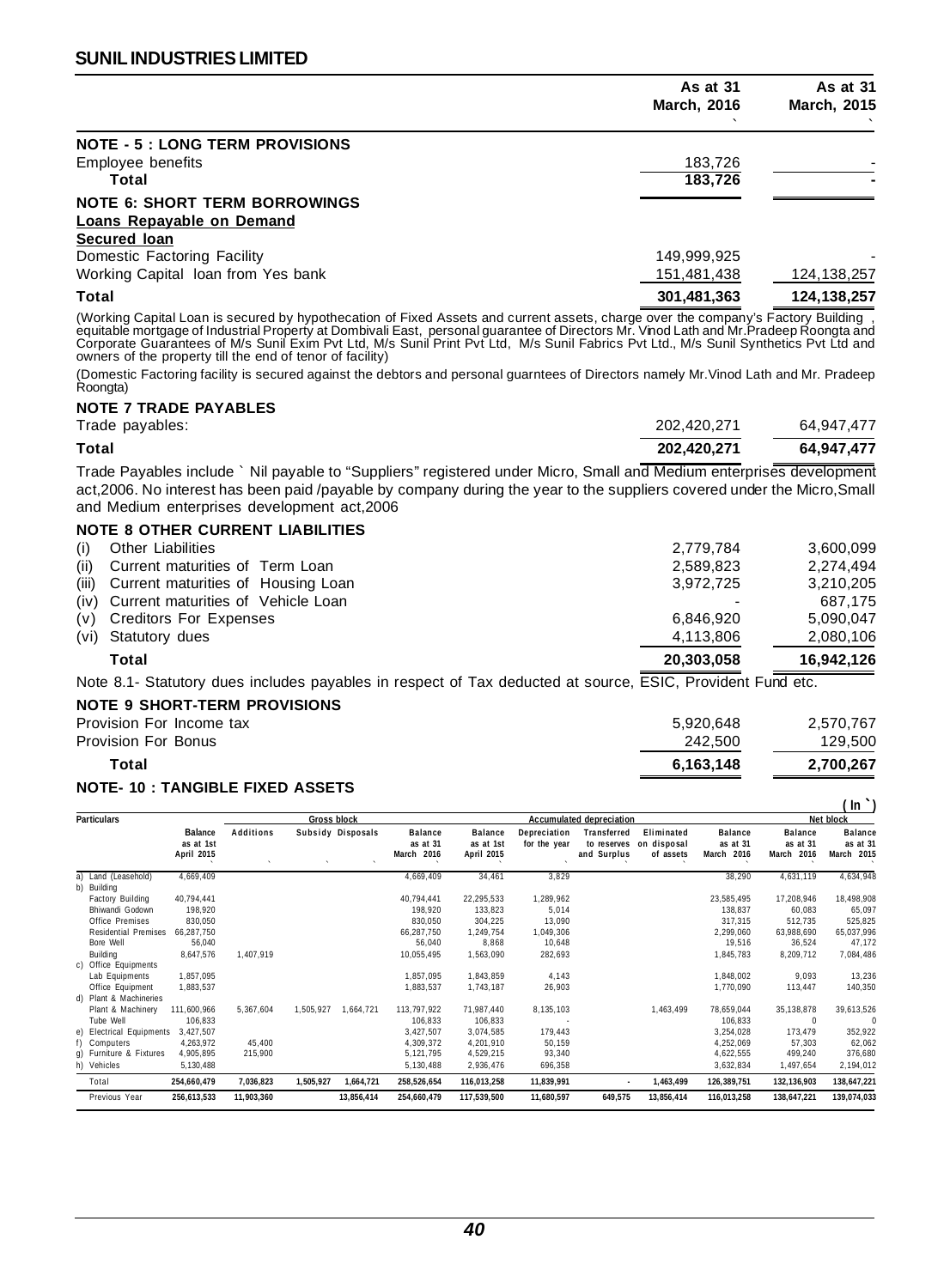**SUNIL INDUSTRIES LIMITED**

| | As at 31 March, 2016 ` | As at 31 March, 2015 ` |
|---|---|---|
| **NOTE - 5 : LONG TERM PROVISIONS** | | |
| Employee benefits | 183,726 | - |
| **Total** | **183,726** | **-** |
| **NOTE 6: SHORT TERM BORROWINGS** | | |
| **Loans Repayable on Demand** | | |
| **Secured loan** | | |
| Domestic Factoring Facility | 149,999,925 | - |
| Working Capital loan from Yes bank | 151,481,438 | 124,138,257 |
| **Total** | **301,481,363** | **124,138,257** |

(Working Capital Loan is secured by hypothecation of Fixed Assets and current assets, charge over the company's Factory Building , equitable mortgage of Industrial Property at Dombivali East, personal guarantee of Directors Mr. Vinod Lath and Mr.Pradeep Roongta and Corporate Guarantees of M/s Sunil Exim Pvt Ltd, M/s Sunil Print Pvt Ltd, M/s Sunil Fabrics Pvt Ltd., M/s Sunil Synthetics Pvt Ltd and owners of the property till the end of tenor of facility)

(Domestic Factoring facility is secured against the debtors and personal guarntees of Directors namely Mr.Vinod Lath and Mr. Pradeep Roongta)

| | | |
|---|---|---|
| **NOTE 7 TRADE PAYABLES** | | |
| Trade payables: | 202,420,271 | 64,947,477 |
| **Total** | **202,420,271** | **64,947,477** |

Trade Payables include ` Nil payable to "Suppliers" registered under Micro, Small and Medium enterprises development act,2006. No interest has been paid /payable by company during the year to the suppliers covered under the Micro,Small and Medium enterprises development act,2006

| | | |
|---|---|---|
| **NOTE 8 OTHER CURRENT LIABILITIES** | | |
| (i) Other Liabilities | 2,779,784 | 3,600,099 |
| (ii) Current maturities of Term Loan | 2,589,823 | 2,274,494 |
| (iii) Current maturities of Housing Loan | 3,972,725 | 3,210,205 |
| (iv) Current maturities of Vehicle Loan | - | 687,175 |
| (v) Creditors For Expenses | 6,846,920 | 5,090,047 |
| (vi) Statutory dues | 4,113,806 | 2,080,106 |
| **Total** | **20,303,058** | **16,942,126** |

Note 8.1- Statutory dues includes payables in respect of Tax deducted at source, ESIC, Provident Fund etc.

| | | |
|---|---|---|
| **NOTE 9 SHORT-TERM PROVISIONS** | | |
| Provision For Income tax | 5,920,648 | 2,570,767 |
| Provision For Bonus | 242,500 | 129,500 |
| **Total** | **6,163,148** | **2,700,267** |

**NOTE- 10 : TANGIBLE FIXED ASSETS**

( In ` )

| Particulars | Gross block | | | | | Accumulated depreciation | | | | | Net block | |
|---|---|---|---|---|---|---|---|---|---|---|---|---|
| | Balance as at 1st April 2015 | Additions | Subsidy | Disposals | Balance as at 31 March 2016 | Balance as at 1st April 2015 | Depreciation for the year | Transferred to reserves and Surplus | Eliminated on disposal of assets | Balance as at 31 March 2016 | Balance as at 31 March 2016 | Balance as at 31 March 2015 |
| a) Land (Leasehold) | 4,669,409 | | | | 4,669,409 | 34,461 | 3,829 | | | 38,290 | 4,631,119 | 4,634,948 |
| b) Building | | | | | | | | | | | | |
| Factory Building | 40,794,441 | | | | 40,794,441 | 22,295,533 | 1,289,962 | | | 23,585,495 | 17,208,946 | 18,498,908 |
| Bhiwandi Godown | 198,920 | | | | 198,920 | 133,823 | 5,014 | | | 138,837 | 60,083 | 65,097 |
| Office Premises | 830,050 | | | | 830,050 | 304,225 | 13,090 | | | 317,315 | 512,735 | 525,825 |
| Residential Premises | 66,287,750 | | | | 66,287,750 | 1,249,754 | 1,049,306 | | | 2,299,060 | 63,988,690 | 65,037,996 |
| Bore Well | 56,040 | | | | 56,040 | 8,868 | 10,648 | | | 19,516 | 36,524 | 47,172 |
| Building | 8,647,576 | 1,407,919 | | | 10,055,495 | 1,563,090 | 282,693 | | | 1,845,783 | 8,209,712 | 7,084,486 |
| c) Office Equipments | | | | | | | | | | | | |
| Lab Equipments | 1,857,095 | | | | 1,857,095 | 1,843,859 | 4,143 | | | 1,848,002 | 9,093 | 13,236 |
| Office Equipment | 1,883,537 | | | | 1,883,537 | 1,743,187 | 26,903 | | | 1,770,090 | 113,447 | 140,350 |
| d) Plant & Machineries | | | | | | | | | | | | |
| Plant & Machinery | 111,600,966 | 5,367,604 | 1,505,927 | 1,664,721 | 113,797,922 | 71,987,440 | 8,135,103 | | 1,463,499 | 78,659,044 | 35,138,878 | 39,613,526 |
| Tube Well | 106,833 | | | | 106,833 | 106,833 | - | | | 106,833 | 0 | 0 |
| e) Electrical Equipments | 3,427,507 | | | | 3,427,507 | 3,074,585 | 179,443 | | | 3,254,028 | 173,479 | 352,922 |
| f) Computers | 4,263,972 | 45,400 | | | 4,309,372 | 4,201,910 | 50,159 | | | 4,252,069 | 57,303 | 62,062 |
| g) Furniture & Fixtures | 4,905,895 | 215,900 | | | 5,121,795 | 4,529,215 | 93,340 | | | 4,622,555 | 499,240 | 376,680 |
| h) Vehicles | 5,130,488 | | | | 5,130,488 | 2,936,476 | 696,358 | | | 3,632,834 | 1,497,654 | 2,194,012 |
| Total | 254,660,479 | 7,036,823 | 1,505,927 | 1,664,721 | 258,526,654 | 116,013,258 | 11,839,991 | - | 1,463,499 | 126,389,751 | 132,136,903 | 138,647,221 |
| Previous Year | 256,613,533 | 11,903,360 | | 13,856,414 | 254,660,479 | 117,539,500 | 11,680,597 | 649,575 | 13,856,414 | 116,013,258 | 138,647,221 | 139,074,033 |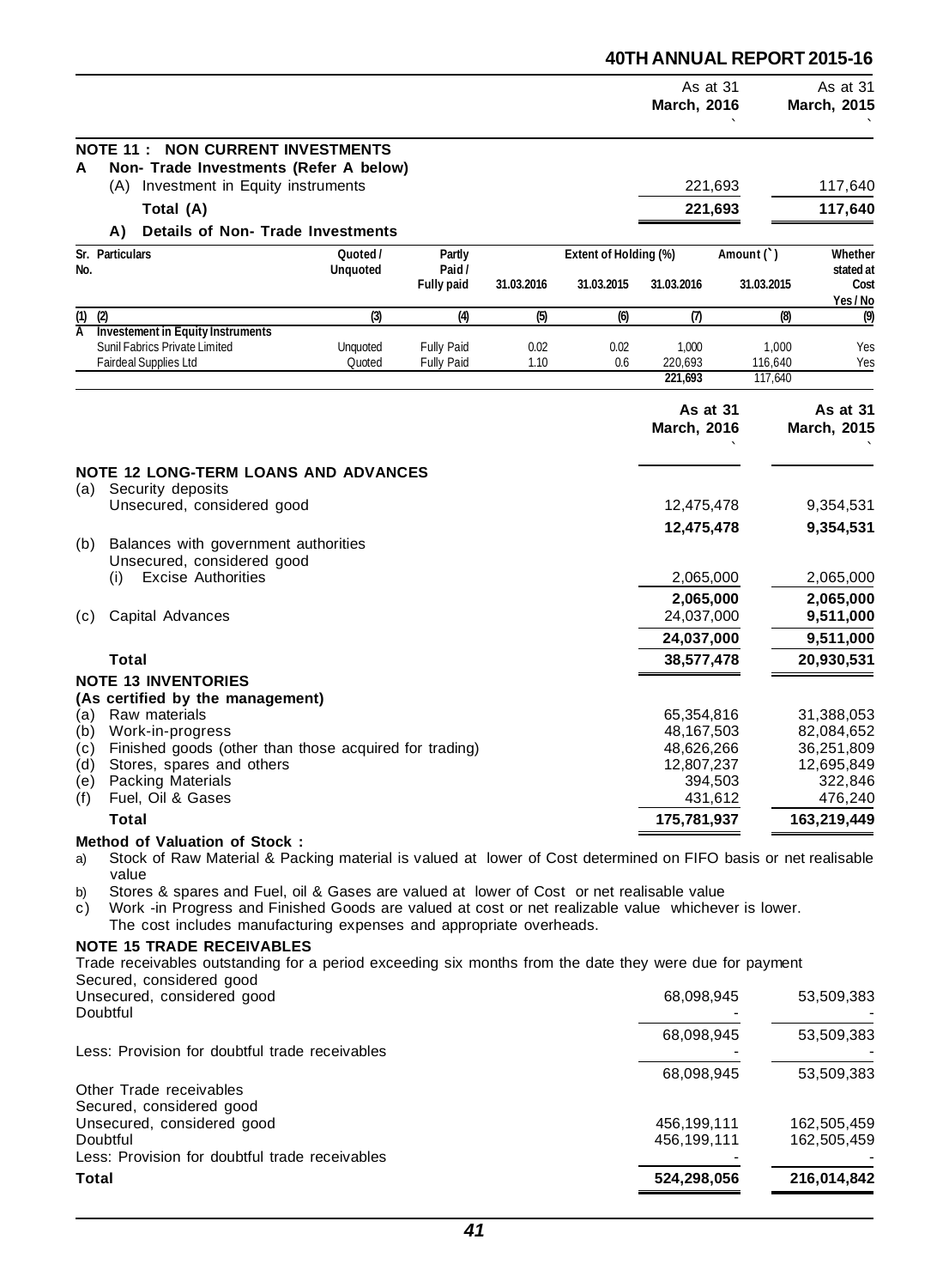| | As at 31 March, 2016 ` | As at 31 March, 2015 ` |
|---|---|---|
| **NOTE 11 : NON CURRENT INVESTMENTS** | | |
| **A Non- Trade Investments (Refer A below)** | | |
| (A) Investment in Equity instruments | 221,693 | 117,640 |
| **Total (A)** | **221,693** | **117,640** |

**A) Details of Non- Trade Investments**

| Sr. No. | Particulars | Quoted / Unquoted | Partly Paid / Fully paid | Extent of Holding (%) 31.03.2016 | Extent of Holding (%) 31.03.2015 | Amount (`) 31.03.2016 | Amount (`) 31.03.2015 | Whether stated at Cost Yes / No |
|---|---|---|---|---|---|---|---|---|
| (1) | (2) | (3) | (4) | (5) | (6) | (7) | (8) | (9) |
| A | **Investement in Equity Instruments** | | | | | | | |
| | Sunil Fabrics Private Limited | Unquoted | Fully Paid | 0.02 | 0.02 | 1,000 | 1,000 | Yes |
| | Fairdeal Supplies Ltd | Quoted | Fully Paid | 1.10 | 0.6 | 220,693 | 116,640 | Yes |
| | | | | | | 221,693 | 117,640 | |

| | As at 31 March, 2016 ` | As at 31 March, 2015 ` |
|---|---|---|
| **NOTE 12 LONG-TERM LOANS AND ADVANCES** | | |
| (a) Security deposits | | |
| Unsecured, considered good | 12,475,478 | 9,354,531 |
| | **12,475,478** | **9,354,531** |
| (b) Balances with government authorities | | |
| Unsecured, considered good | | |
| (i) Excise Authorities | 2,065,000 | 2,065,000 |
| | **2,065,000** | **2,065,000** |
| (c) Capital Advances | 24,037,000 | 9,511,000 |
| | **24,037,000** | **9,511,000** |
| **Total** | **38,577,478** | **20,930,531** |
| **NOTE 13 INVENTORIES** | | |
| **(As certified by the management)** | | |
| (a) Raw materials | 65,354,816 | 31,388,053 |
| (b) Work-in-progress | 48,167,503 | 82,084,652 |
| (c) Finished goods (other than those acquired for trading) | 48,626,266 | 36,251,809 |
| (d) Stores, spares and others | 12,807,237 | 12,695,849 |
| (e) Packing Materials | 394,503 | 322,846 |
| (f) Fuel, Oil & Gases | 431,612 | 476,240 |
| **Total** | **175,781,937** | **163,219,449** |

**Method of Valuation of Stock :**

a) Stock of Raw Material & Packing material is valued at lower of Cost determined on FIFO basis or net realisable value

b) Stores & spares and Fuel, oil & Gases are valued at lower of Cost or net realisable value

c) Work -in Progress and Finished Goods are valued at cost or net realizable value whichever is lower. The cost includes manufacturing expenses and appropriate overheads.

**NOTE 15 TRADE RECEIVABLES**

| | As at 31 March, 2016 | As at 31 March, 2015 |
|---|---|---|
| Trade receivables outstanding for a period exceeding six months from the date they were due for payment | | |
| Secured, considered good | | |
| Unsecured, considered good | 68,098,945 | 53,509,383 |
| Doubtful | - | - |
| | 68,098,945 | 53,509,383 |
| Less: Provision for doubtful trade receivables | - | - |
| | 68,098,945 | 53,509,383 |
| Other Trade receivables | | |
| Secured, considered good | | |
| Unsecured, considered good | 456,199,111 | 162,505,459 |
| Doubtful | 456,199,111 | 162,505,459 |
| Less: Provision for doubtful trade receivables | - | - |
| **Total** | **524,298,056** | **216,014,842** |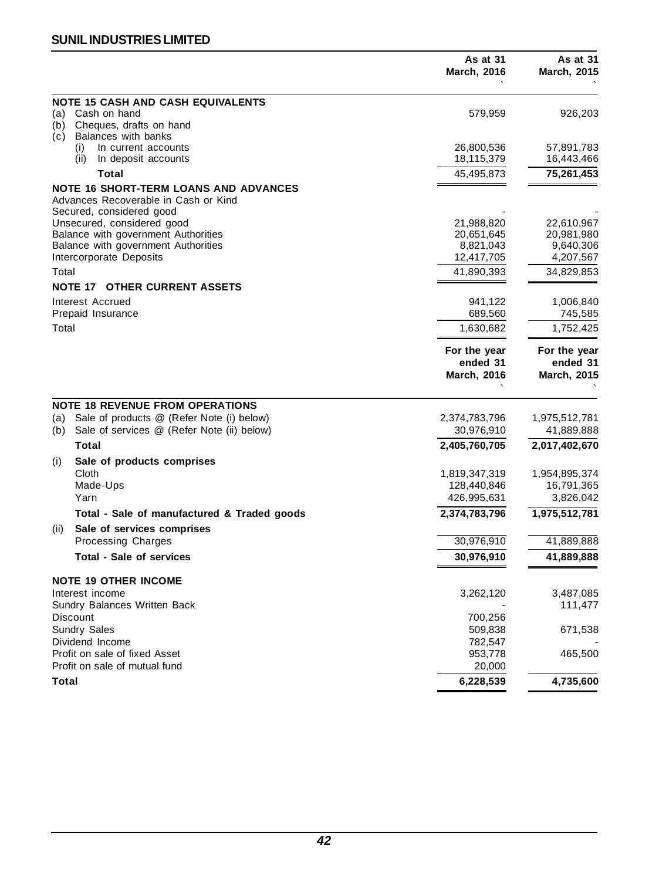## SUNIL INDUSTRIES LIMITED

| | As at 31 March, 2016 ` | As at 31 March, 2015 ` |
|---|---|---|
| **NOTE 15 CASH AND CASH EQUIVALENTS** | | |
| (a) Cash on hand | 579,959 | 926,203 |
| (b) Cheques, drafts on hand | | |
| (c) Balances with banks | | |
| (i) In current accounts | 26,800,536 | 57,891,783 |
| (ii) In deposit accounts | 18,115,379 | 16,443,466 |
| **Total** | 45,495,873 | **75,261,453** |
| **NOTE 16 SHORT-TERM LOANS AND ADVANCES** | | |
| Advances Recoverable in Cash or Kind | | |
| Secured, considered good | - | - |
| Unsecured, considered good | 21,988,820 | 22,610,967 |
| Balance with government Authorities | 20,651,645 | 20,981,980 |
| Balance with government Authorities | 8,821,043 | 9,640,306 |
| Intercorporate Deposits | 12,417,705 | 4,207,567 |
| Total | 41,890,393 | 34,829,853 |
| **NOTE 17 OTHER CURRENT ASSETS** | | |
| Interest Accrued | 941,122 | 1,006,840 |
| Prepaid Insurance | 689,560 | 745,585 |
| Total | 1,630,682 | 1,752,425 |

| | For the year ended 31 March, 2016 ` | For the year ended 31 March, 2015 ` |
|---|---|---|
| **NOTE 18 REVENUE FROM OPERATIONS** | | |
| (a) Sale of products @ (Refer Note (i) below) | 2,374,783,796 | 1,975,512,781 |
| (b) Sale of services @ (Refer Note (ii) below) | 30,976,910 | 41,889,888 |
| **Total** | **2,405,760,705** | **2,017,402,670** |
| (i) **Sale of products comprises** | | |
| Cloth | 1,819,347,319 | 1,954,895,374 |
| Made-Ups | 128,440,846 | 16,791,365 |
| Yarn | 426,995,631 | 3,826,042 |
| **Total - Sale of manufactured & Traded goods** | **2,374,783,796** | **1,975,512,781** |
| (ii) **Sale of services comprises** | | |
| Processing Charges | 30,976,910 | 41,889,888 |
| **Total - Sale of services** | **30,976,910** | **41,889,888** |
| **NOTE 19 OTHER INCOME** | | |
| Interest income | 3,262,120 | 3,487,085 |
| Sundry Balances Written Back | - | 111,477 |
| Discount | 700,256 | |
| Sundry Sales | 509,838 | 671,538 |
| Dividend Income | 782,547 | - |
| Profit on sale of fixed Asset | 953,778 | 465,500 |
| Profit on sale of mutual fund | 20,000 | |
| **Total** | **6,228,539** | **4,735,600** |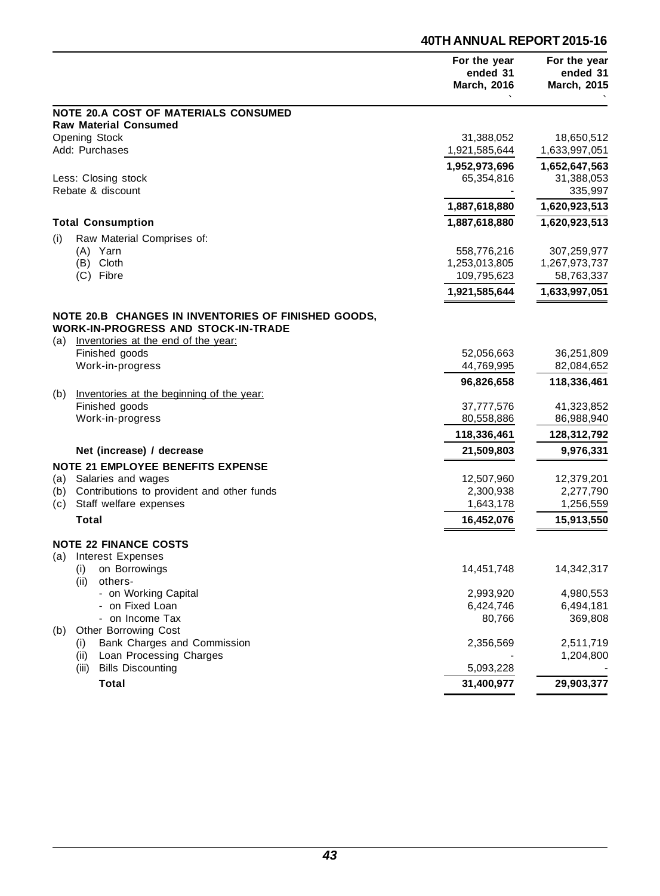| | For the year ended 31 March, 2016 ` | For the year ended 31 March, 2015 ` |
|---|---|---|
| **NOTE 20.A COST OF MATERIALS CONSUMED** | | |
| **Raw Material Consumed** | | |
| Opening Stock | 31,388,052 | 18,650,512 |
| Add: Purchases | 1,921,585,644 | 1,633,997,051 |
| | **1,952,973,696** | **1,652,647,563** |
| Less: Closing stock | 65,354,816 | 31,388,053 |
| Rebate & discount | - | 335,997 |
| | **1,887,618,880** | **1,620,923,513** |
| **Total Consumption** | **1,887,618,880** | **1,620,923,513** |
| (i) Raw Material Comprises of: | | |
| (A) Yarn | 558,776,216 | 307,259,977 |
| (B) Cloth | 1,253,013,805 | 1,267,973,737 |
| (C) Fibre | 109,795,623 | 58,763,337 |
| | **1,921,585,644** | **1,633,997,051** |
| **NOTE 20.B CHANGES IN INVENTORIES OF FINISHED GOODS, WORK-IN-PROGRESS AND STOCK-IN-TRADE** | | |
| (a) Inventories at the end of the year: | | |
| Finished goods | 52,056,663 | 36,251,809 |
| Work-in-progress | 44,769,995 | 82,084,652 |
| | **96,826,658** | **118,336,461** |
| (b) Inventories at the beginning of the year: | | |
| Finished goods | 37,777,576 | 41,323,852 |
| Work-in-progress | 80,558,886 | 86,988,940 |
| | **118,336,461** | **128,312,792** |
| **Net (increase) / decrease** | **21,509,803** | **9,976,331** |
| **NOTE 21 EMPLOYEE BENEFITS EXPENSE** | | |
| (a) Salaries and wages | 12,507,960 | 12,379,201 |
| (b) Contributions to provident and other funds | 2,300,938 | 2,277,790 |
| (c) Staff welfare expenses | 1,643,178 | 1,256,559 |
| **Total** | **16,452,076** | **15,913,550** |
| **NOTE 22 FINANCE COSTS** | | |
| (a) Interest Expenses | | |
| (i) on Borrowings | 14,451,748 | 14,342,317 |
| (ii) others- | | |
| - on Working Capital | 2,993,920 | 4,980,553 |
| - on Fixed Loan | 6,424,746 | 6,494,181 |
| - on Income Tax | 80,766 | 369,808 |
| (b) Other Borrowing Cost | | |
| (i) Bank Charges and Commission | 2,356,569 | 2,511,719 |
| (ii) Loan Processing Charges | - | 1,204,800 |
| (iii) Bills Discounting | 5,093,228 | - |
| **Total** | **31,400,977** | **29,903,377** |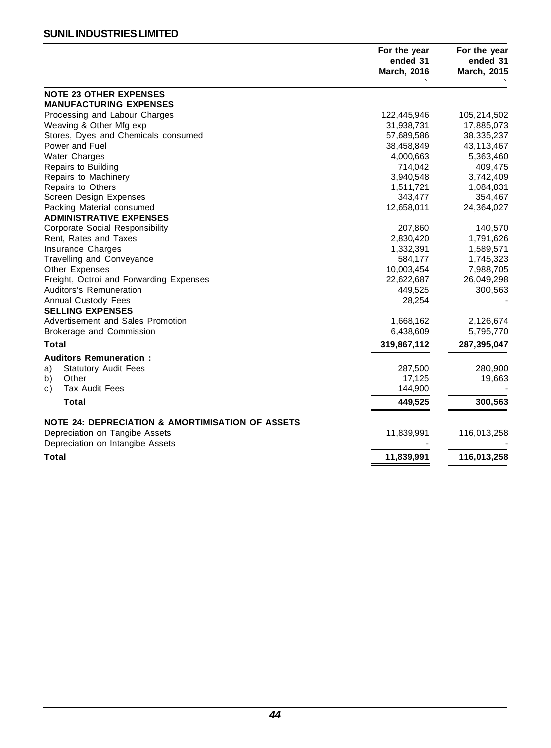## SUNIL INDUSTRIES LIMITED

| | For the year ended 31 March, 2016 ` | For the year ended 31 March, 2015 ` |
|---|---|---|
| **NOTE 23 OTHER EXPENSES** | | |
| **MANUFACTURING EXPENSES** | | |
| Processing and Labour Charges | 122,445,946 | 105,214,502 |
| Weaving & Other Mfg exp | 31,938,731 | 17,885,073 |
| Stores, Dyes and Chemicals consumed | 57,689,586 | 38,335,237 |
| Power and Fuel | 38,458,849 | 43,113,467 |
| Water Charges | 4,000,663 | 5,363,460 |
| Repairs to Building | 714,042 | 409,475 |
| Repairs to Machinery | 3,940,548 | 3,742,409 |
| Repairs to Others | 1,511,721 | 1,084,831 |
| Screen Design Expenses | 343,477 | 354,467 |
| Packing Material consumed | 12,658,011 | 24,364,027 |
| **ADMINISTRATIVE EXPENSES** | | |
| Corporate Social Responsibility | 207,860 | 140,570 |
| Rent, Rates and Taxes | 2,830,420 | 1,791,626 |
| Insurance Charges | 1,332,391 | 1,589,571 |
| Travelling and Conveyance | 584,177 | 1,745,323 |
| Other Expenses | 10,003,454 | 7,988,705 |
| Freight, Octroi and Forwarding Expenses | 22,622,687 | 26,049,298 |
| Auditors's Remuneration | 449,525 | 300,563 |
| Annual Custody Fees | 28,254 | - |
| **SELLING EXPENSES** | | |
| Advertisement and Sales Promotion | 1,668,162 | 2,126,674 |
| Brokerage and Commission | 6,438,609 | 5,795,770 |
| **Total** | **319,867,112** | **287,395,047** |
| **Auditors Remuneration :** | | |
| a) Statutory Audit Fees | 287,500 | 280,900 |
| b) Other | 17,125 | 19,663 |
| c) Tax Audit Fees | 144,900 | - |
| **Total** | **449,525** | **300,563** |

| | For the year ended 31 March, 2016 ` | For the year ended 31 March, 2015 ` |
|---|---|---|
| **NOTE 24: DEPRECIATION & AMORTISATION OF ASSETS** | | |
| Depreciation on Tangibe Assets | 11,839,991 | 116,013,258 |
| Depreciation on Intangibe Assets | - | - |
| **Total** | **11,839,991** | **116,013,258** |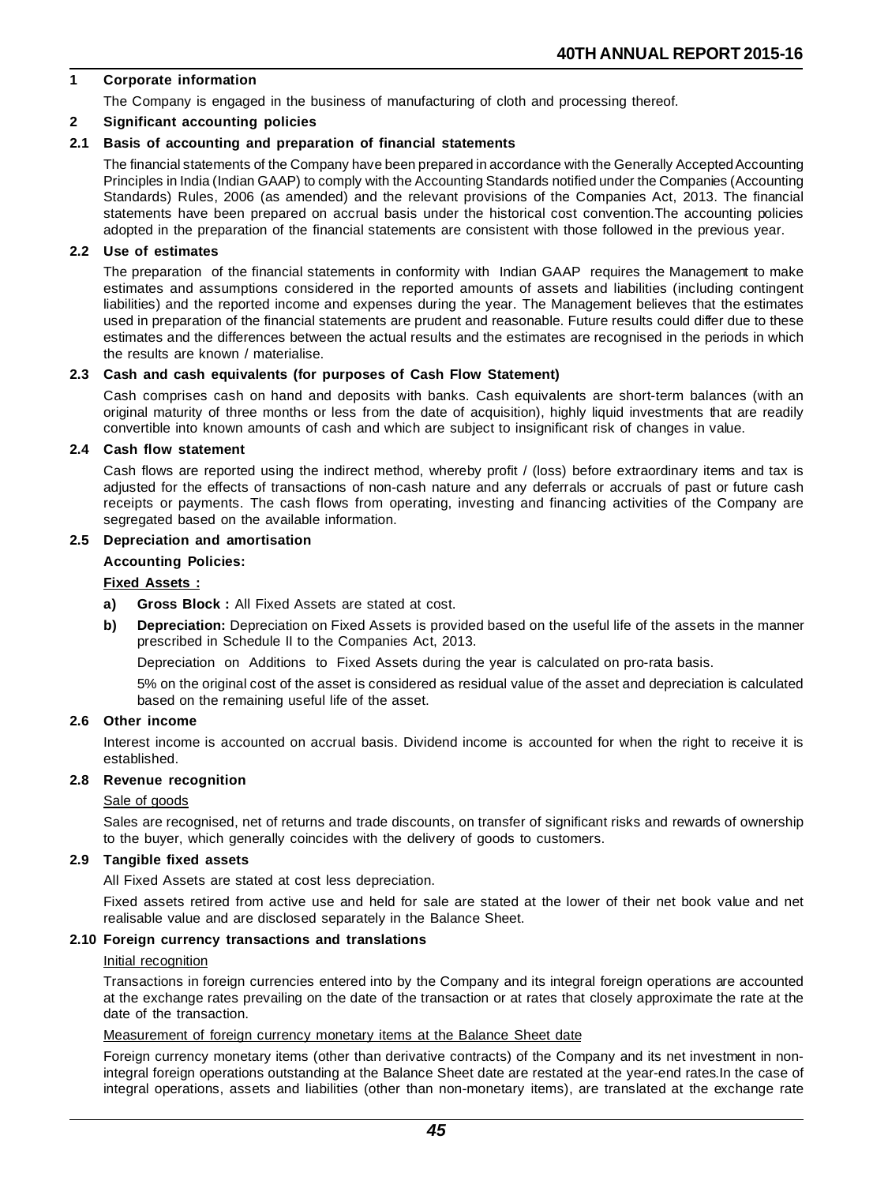## 1 Corporate information

The Company is engaged in the business of manufacturing of cloth and processing thereof.

## 2 Significant accounting policies

### 2.1 Basis of accounting and preparation of financial statements

The financial statements of the Company have been prepared in accordance with the Generally Accepted Accounting Principles in India (Indian GAAP) to comply with the Accounting Standards notified under the Companies (Accounting Standards) Rules, 2006 (as amended) and the relevant provisions of the Companies Act, 2013. The financial statements have been prepared on accrual basis under the historical cost convention.The accounting policies adopted in the preparation of the financial statements are consistent with those followed in the previous year.

### 2.2 Use of estimates

The preparation of the financial statements in conformity with Indian GAAP requires the Management to make estimates and assumptions considered in the reported amounts of assets and liabilities (including contingent liabilities) and the reported income and expenses during the year. The Management believes that the estimates used in preparation of the financial statements are prudent and reasonable. Future results could differ due to these estimates and the differences between the actual results and the estimates are recognised in the periods in which the results are known / materialise.

### 2.3 Cash and cash equivalents (for purposes of Cash Flow Statement)

Cash comprises cash on hand and deposits with banks. Cash equivalents are short-term balances (with an original maturity of three months or less from the date of acquisition), highly liquid investments that are readily convertible into known amounts of cash and which are subject to insignificant risk of changes in value.

### 2.4 Cash flow statement

Cash flows are reported using the indirect method, whereby profit / (loss) before extraordinary items and tax is adjusted for the effects of transactions of non-cash nature and any deferrals or accruals of past or future cash receipts or payments. The cash flows from operating, investing and financing activities of the Company are segregated based on the available information.

### 2.5 Depreciation and amortisation

**Accounting Policies:**

**Fixed Assets :**

**a) Gross Block :** All Fixed Assets are stated at cost.

**b) Depreciation:** Depreciation on Fixed Assets is provided based on the useful life of the assets in the manner prescribed in Schedule II to the Companies Act, 2013.

Depreciation on Additions to Fixed Assets during the year is calculated on pro-rata basis.

5% on the original cost of the asset is considered as residual value of the asset and depreciation is calculated based on the remaining useful life of the asset.

### 2.6 Other income

Interest income is accounted on accrual basis. Dividend income is accounted for when the right to receive it is established.

### 2.8 Revenue recognition

Sale of goods

Sales are recognised, net of returns and trade discounts, on transfer of significant risks and rewards of ownership to the buyer, which generally coincides with the delivery of goods to customers.

### 2.9 Tangible fixed assets

All Fixed Assets are stated at cost less depreciation.

Fixed assets retired from active use and held for sale are stated at the lower of their net book value and net realisable value and are disclosed separately in the Balance Sheet.

### 2.10 Foreign currency transactions and translations

Initial recognition

Transactions in foreign currencies entered into by the Company and its integral foreign operations are accounted at the exchange rates prevailing on the date of the transaction or at rates that closely approximate the rate at the date of the transaction.

Measurement of foreign currency monetary items at the Balance Sheet date

Foreign currency monetary items (other than derivative contracts) of the Company and its net investment in non-integral foreign operations outstanding at the Balance Sheet date are restated at the year-end rates.In the case of integral operations, assets and liabilities (other than non-monetary items), are translated at the exchange rate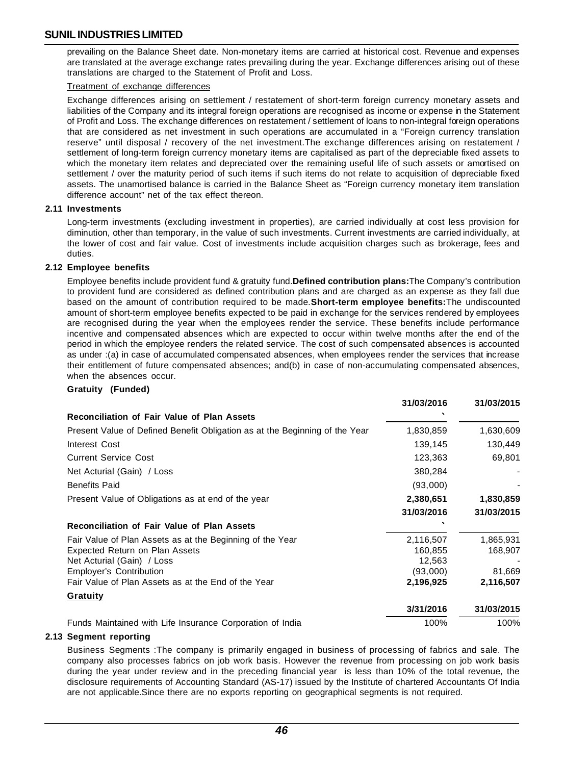prevailing on the Balance Sheet date. Non-monetary items are carried at historical cost. Revenue and expenses are translated at the average exchange rates prevailing during the year. Exchange differences arising out of these translations are charged to the Statement of Profit and Loss.

Treatment of exchange differences

Exchange differences arising on settlement / restatement of short-term foreign currency monetary assets and liabilities of the Company and its integral foreign operations are recognised as income or expense in the Statement of Profit and Loss. The exchange differences on restatement / settlement of loans to non-integral foreign operations that are considered as net investment in such operations are accumulated in a "Foreign currency translation reserve" until disposal / recovery of the net investment.The exchange differences arising on restatement / settlement of long-term foreign currency monetary items are capitalised as part of the depreciable fixed assets to which the monetary item relates and depreciated over the remaining useful life of such assets or amortised on settlement / over the maturity period of such items if such items do not relate to acquisition of depreciable fixed assets. The unamortised balance is carried in the Balance Sheet as "Foreign currency monetary item translation difference account" net of the tax effect thereon.

### 2.11 Investments

Long-term investments (excluding investment in properties), are carried individually at cost less provision for diminution, other than temporary, in the value of such investments. Current investments are carried individually, at the lower of cost and fair value. Cost of investments include acquisition charges such as brokerage, fees and duties.

### 2.12 Employee benefits

Employee benefits include provident fund & gratuity fund.**Defined contribution plans:**The Company's contribution to provident fund are considered as defined contribution plans and are charged as an expense as they fall due based on the amount of contribution required to be made.**Short-term employee benefits:**The undiscounted amount of short-term employee benefits expected to be paid in exchange for the services rendered by employees are recognised during the year when the employees render the service. These benefits include performance incentive and compensated absences which are expected to occur within twelve months after the end of the period in which the employee renders the related service. The cost of such compensated absences is accounted as under :(a) in case of accumulated compensated absences, when employees render the services that increase their entitlement of future compensated absences; and(b) in case of non-accumulating compensated absences, when the absences occur.

**Gratuity (Funded)**

| **Reconciliation of Fair Value of Plan Assets** | **31/03/2016** ` | **31/03/2015** |
|---|---|---|
| Present Value of Defined Benefit Obligation as at the Beginning of the Year | 1,830,859 | 1,630,609 |
| Interest Cost | 139,145 | 130,449 |
| Current Service Cost | 123,363 | 69,801 |
| Net Acturial (Gain) / Loss | 380,284 | - |
| Benefits Paid | (93,000) | - |
| Present Value of Obligations as at end of the year | **2,380,651** | **1,830,859** |

| **Reconciliation of Fair Value of Plan Assets** | **31/03/2016** ` | **31/03/2015** |
|---|---|---|
| Fair Value of Plan Assets as at the Beginning of the Year | 2,116,507 | 1,865,931 |
| Expected Return on Plan Assets | 160,855 | 168,907 |
| Net Acturial (Gain) / Loss | 12,563 | - |
| Employer's Contribution | (93,000) | 81,669 |
| Fair Value of Plan Assets as at the End of the Year | **2,196,925** | **2,116,507** |

**Gratuity**

| | **3/31/2016** | **31/03/2015** |
|---|---|---|
| Funds Maintained with Life Insurance Corporation of India | 100% | 100% |

### 2.13 Segment reporting

Business Segments :The company is primarily engaged in business of processing of fabrics and sale. The company also processes fabrics on job work basis. However the revenue from processing on job work basis during the year under review and in the preceding financial year is less than 10% of the total revenue, the disclosure requirements of Accounting Standard (AS-17) issued by the Institute of chartered Accountants Of India are not applicable.Since there are no exports reporting on geographical segments is not required.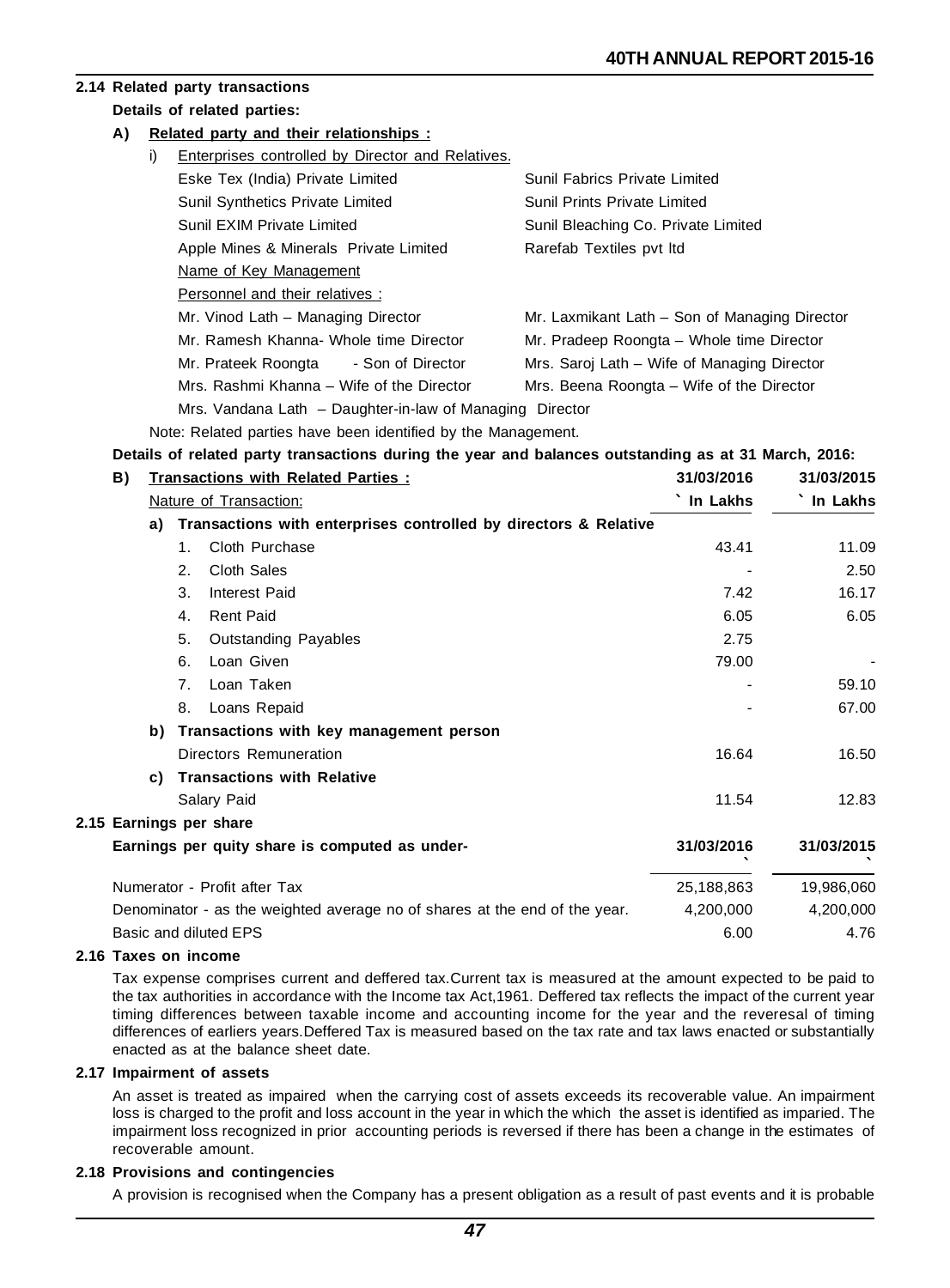### 2.14 Related party transactions

**Details of related parties:**

**A) Related party and their relationships :**

i) Enterprises controlled by Director and Relatives.

| | |
|---|---|
| Eske Tex (India) Private Limited | Sunil Fabrics Private Limited |
| Sunil Synthetics Private Limited | Sunil Prints Private Limited |
| Sunil EXIM Private Limited | Sunil Bleaching Co. Private Limited |
| Apple Mines & Minerals Private Limited | Rarefab Textiles pvt ltd |

Name of Key Management Personnel and their relatives :

| | |
|---|---|
| Mr. Vinod Lath – Managing Director | Mr. Laxmikant Lath – Son of Managing Director |
| Mr. Ramesh Khanna- Whole time Director | Mr. Pradeep Roongta – Whole time Director |
| Mr. Prateek Roongta - Son of Director | Mrs. Saroj Lath – Wife of Managing Director |
| Mrs. Rashmi Khanna – Wife of the Director | Mrs. Beena Roongta – Wife of the Director |
| Mrs. Vandana Lath – Daughter-in-law of Managing Director | |

Note: Related parties have been identified by the Management.

**Details of related party transactions during the year and balances outstanding as at 31 March, 2016:**

| **B) Transactions with Related Parties :** | **31/03/2016** | **31/03/2015** |
|---|---|---|
| Nature of Transaction: | ` In Lakhs | ` In Lakhs |
| **a) Transactions with enterprises controlled by directors & Relative** | | |
| 1. Cloth Purchase | 43.41 | 11.09 |
| 2. Cloth Sales | - | 2.50 |
| 3. Interest Paid | 7.42 | 16.17 |
| 4. Rent Paid | 6.05 | 6.05 |
| 5. Outstanding Payables | 2.75 | |
| 6. Loan Given | 79.00 | - |
| 7. Loan Taken | - | 59.10 |
| 8. Loans Repaid | - | 67.00 |
| **b) Transactions with key management person** | | |
| Directors Remuneration | 16.64 | 16.50 |
| **c) Transactions with Relative** | | |
| Salary Paid | 11.54 | 12.83 |

### 2.15 Earnings per share

| **Earnings per quity share is computed as under-** | **31/03/2016** ` | **31/03/2015** ` |
|---|---|---|
| Numerator - Profit after Tax | 25,188,863 | 19,986,060 |
| Denominator - as the weighted average no of shares at the end of the year. | 4,200,000 | 4,200,000 |
| Basic and diluted EPS | 6.00 | 4.76 |

### 2.16 Taxes on income

Tax expense comprises current and deffered tax.Current tax is measured at the amount expected to be paid to the tax authorities in accordance with the Income tax Act,1961. Deffered tax reflects the impact of the current year timing differences between taxable income and accounting income for the year and the reversal of timing differences of earliers years.Deffered Tax is measured based on the tax rate and tax laws enacted or substantially enacted as at the balance sheet date.

### 2.17 Impairment of assets

An asset is treated as impaired when the carrying cost of assets exceeds its recoverable value. An impairment loss is charged to the profit and loss account in the year in which the which the asset is identified as imparied. The impairment loss recognized in prior accounting periods is reversed if there has been a change in the estimates of recoverable amount.

### 2.18 Provisions and contingencies

A provision is recognised when the Company has a present obligation as a result of past events and it is probable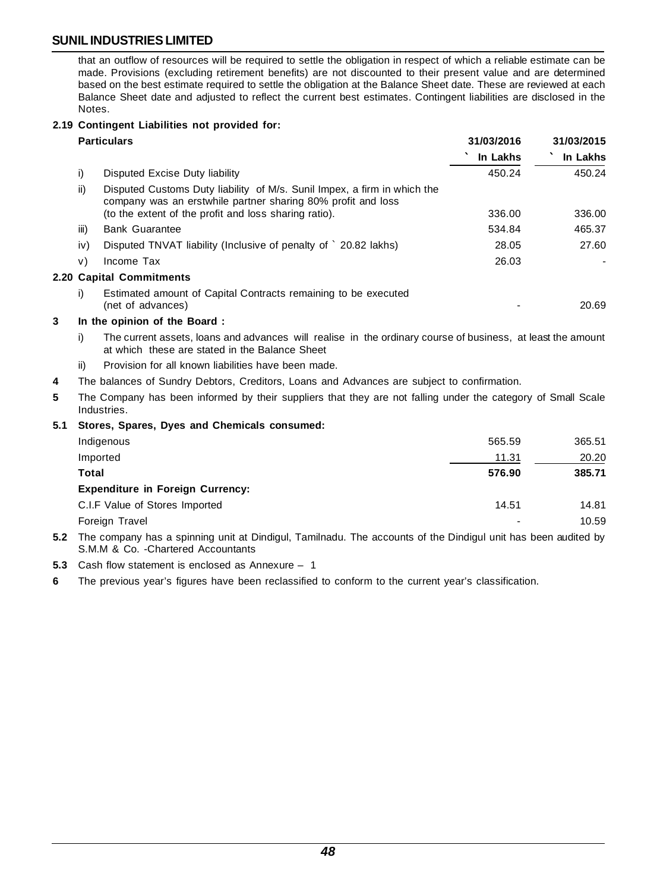that an outflow of resources will be required to settle the obligation in respect of which a reliable estimate can be made. Provisions (excluding retirement benefits) are not discounted to their present value and are determined based on the best estimate required to settle the obligation at the Balance Sheet date. These are reviewed at each Balance Sheet date and adjusted to reflect the current best estimates. Contingent liabilities are disclosed in the Notes.

**2.19 Contingent Liabilities not provided for:**

| | Particulars | 31/03/2016 ` In Lakhs | 31/03/2015 ` In Lakhs |
|---|---|---|---|
| i) | Disputed Excise Duty liability | 450.24 | 450.24 |
| ii) | Disputed Customs Duty liability of M/s. Sunil Impex, a firm in which the company was an erstwhile partner sharing 80% profit and loss (to the extent of the profit and loss sharing ratio). | 336.00 | 336.00 |
| iii) | Bank Guarantee | 534.84 | 465.37 |
| iv) | Disputed TNVAT liability (Inclusive of penalty of ` 20.82 lakhs) | 28.05 | 27.60 |
| v) | Income Tax | 26.03 | - |

**2.20 Capital Commitments**

| | | | |
|---|---|---|---|
| i) | Estimated amount of Capital Contracts remaining to be executed (net of advances) | - | 20.69 |

**3 In the opinion of the Board :**

i) The current assets, loans and advances will realise in the ordinary course of business, at least the amount at which these are stated in the Balance Sheet

ii) Provision for all known liabilities have been made.

**4** The balances of Sundry Debtors, Creditors, Loans and Advances are subject to confirmation.

**5** The Company has been informed by their suppliers that they are not falling under the category of Small Scale Industries.

**5.1 Stores, Spares, Dyes and Chemicals consumed:**

| | 31/03/2016 | 31/03/2015 |
|---|---|---|
| Indigenous | 565.59 | 365.51 |
| Imported | 11.31 | 20.20 |
| **Total** | **576.90** | **385.71** |
| **Expenditure in Foreign Currency:** | | |
| C.I.F Value of Stores Imported | 14.51 | 14.81 |
| Foreign Travel | - | 10.59 |

**5.2** The company has a spinning unit at Dindigul, Tamilnadu. The accounts of the Dindigul unit has been audited by S.M.M & Co. -Chartered Accountants

**5.3** Cash flow statement is enclosed as Annexure – 1

**6** The previous year's figures have been reclassified to conform to the current year's classification.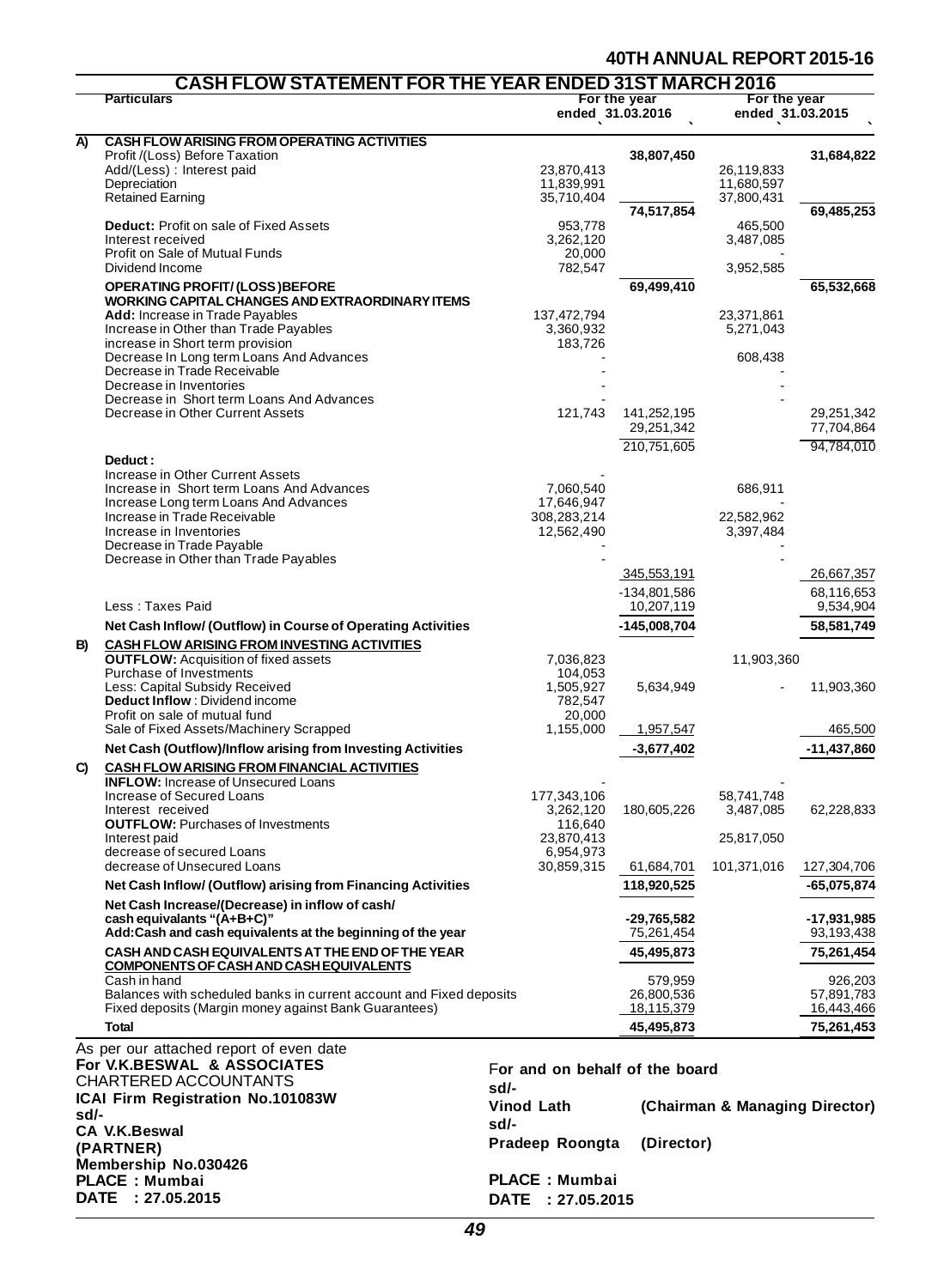## CASH FLOW STATEMENT FOR THE YEAR ENDED 31ST MARCH 2016

| | Particulars | For the year ended 31.03.2016 ` | | For the year ended 31.03.2015 ` | |
|---|---|---|---|---|---|
| **A)** | **CASH FLOW ARISING FROM OPERATING ACTIVITIES** | | | | |
| | Profit /(Loss) Before Taxation | | 38,807,450 | | 31,684,822 |
| | Add/(Less) : Interest paid | 23,870,413 | | 26,119,833 | |
| | Depreciation | 11,839,991 | | 11,680,597 | |
| | Retained Earning | 35,710,404 | | 37,800,431 | |
| | | | 74,517,854 | | 69,485,253 |
| | **Deduct:** Profit on sale of Fixed Assets | 953,778 | | 465,500 | |
| | Interest received | 3,262,120 | | 3,487,085 | |
| | Profit on Sale of Mutual Funds | 20,000 | | - | |
| | Dividend Income | 782,547 | | 3,952,585 | |
| | **OPERATING PROFIT/ (LOSS )BEFORE WORKING CAPITAL CHANGES AND EXTRAORDINARY ITEMS** | | 69,499,410 | | 65,532,668 |
| | **Add:** Increase in Trade Payables | 137,472,794 | | 23,371,861 | |
| | Increase in Other than Trade Payables | 3,360,932 | | 5,271,043 | |
| | increase in Short term provision | 183,726 | | | |
| | Decrease In Long term Loans And Advances | - | | 608,438 | |
| | Decrease in Trade Receivable | - | | - | |
| | Decrease in Inventories | - | | - | |
| | Decrease in Short term Loans And Advances | - | | - | |
| | Decrease in Other Current Assets | 121,743 | 141,252,195 | | 29,251,342 |
| | | | 29,251,342 | | 77,704,864 |
| | | | 210,751,605 | | 94,784,010 |
| | **Deduct :** | | | | |
| | Increase in Other Current Assets | - | | | |
| | Increase in Short term Loans And Advances | 7,060,540 | | 686,911 | |
| | Increase Long term Loans And Advances | 17,646,947 | | - | |
| | Increase in Trade Receivable | 308,283,214 | | 22,582,962 | |
| | Increase in Inventories | 12,562,490 | | 3,397,484 | |
| | Decrease in Trade Payable | - | | - | |
| | Decrease in Other than Trade Payables | - | | - | |
| | | | 345,553,191 | | 26,667,357 |
| | | | -134,801,586 | | 68,116,653 |
| | Less : Taxes Paid | | 10,207,119 | | 9,534,904 |
| | **Net Cash Inflow/ (Outflow) in Course of Operating Activities** | | -145,008,704 | | 58,581,749 |
| **B)** | **CASH FLOW ARISING FROM INVESTING ACTIVITIES** | | | | |
| | **OUTFLOW:** Acquisition of fixed assets | 7,036,823 | | 11,903,360 | |
| | Purchase of Investments | 104,053 | | | |
| | Less: Capital Subsidy Received | 1,505,927 | 5,634,949 | - | 11,903,360 |
| | **Deduct Inflow** : Dividend income | 782,547 | | | |
| | Profit on sale of mutual fund | 20,000 | | | |
| | Sale of Fixed Assets/Machinery Scrapped | 1,155,000 | 1,957,547 | | 465,500 |
| | **Net Cash (Outflow)/Inflow arising from Investing Activities** | | -3,677,402 | | -11,437,860 |
| **C)** | **CASH FLOW ARISING FROM FINANCIAL ACTIVITIES** | | | | |
| | **INFLOW:** Increase of Unsecured Loans | - | | - | |
| | Increase of Secured Loans | 177,343,106 | | 58,741,748 | |
| | Interest received | 3,262,120 | 180,605,226 | 3,487,085 | 62,228,833 |
| | **OUTFLOW:** Purchases of Investments | 116,640 | | | |
| | Interest paid | 23,870,413 | | 25,817,050 | |
| | decrease of secured Loans | 6,954,973 | | | |
| | decrease of Unsecured Loans | 30,859,315 | 61,684,701 | 101,371,016 | 127,304,706 |
| | **Net Cash Inflow/ (Outflow) arising from Financing Activities** | | 118,920,525 | | -65,075,874 |
| | **Net Cash Increase/(Decrease) in inflow of cash/ cash equivalants "(A+B+C)"** | | -29,765,582 | | -17,931,985 |
| | **Add:Cash and cash equivalents at the beginning of the year** | | 75,261,454 | | 93,193,438 |
| | **CASH AND CASH EQUIVALENTS AT THE END OF THE YEAR** | | 45,495,873 | | 75,261,454 |
| | **COMPONENTS OF CASH AND CASH EQUIVALENTS** | | | | |
| | Cash in hand | | 579,959 | | 926,203 |
| | Balances with scheduled banks in current account and Fixed deposits | | 26,800,536 | | 57,891,783 |
| | Fixed deposits (Margin money against Bank Guarantees) | | 18,115,379 | | 16,443,466 |
| | **Total** | | 45,495,873 | | 75,261,453 |

As per our attached report of even date

**For V.K.BESWAL & ASSOCIATES**
CHARTERED ACCOUNTANTS
**ICAI Firm Registration No.101083W**
**sd/-**
**CA V.K.Beswal**
**(PARTNER)**
**Membership No.030426**
**PLACE : Mumbai**
**DATE : 27.05.2015**

**For and on behalf of the board**
**sd/-**
**Vinod Lath** **(Chairman & Managing Director)**
**sd/-**
**Pradeep Roongta** **(Director)**

**PLACE : Mumbai**
**DATE : 27.05.2015**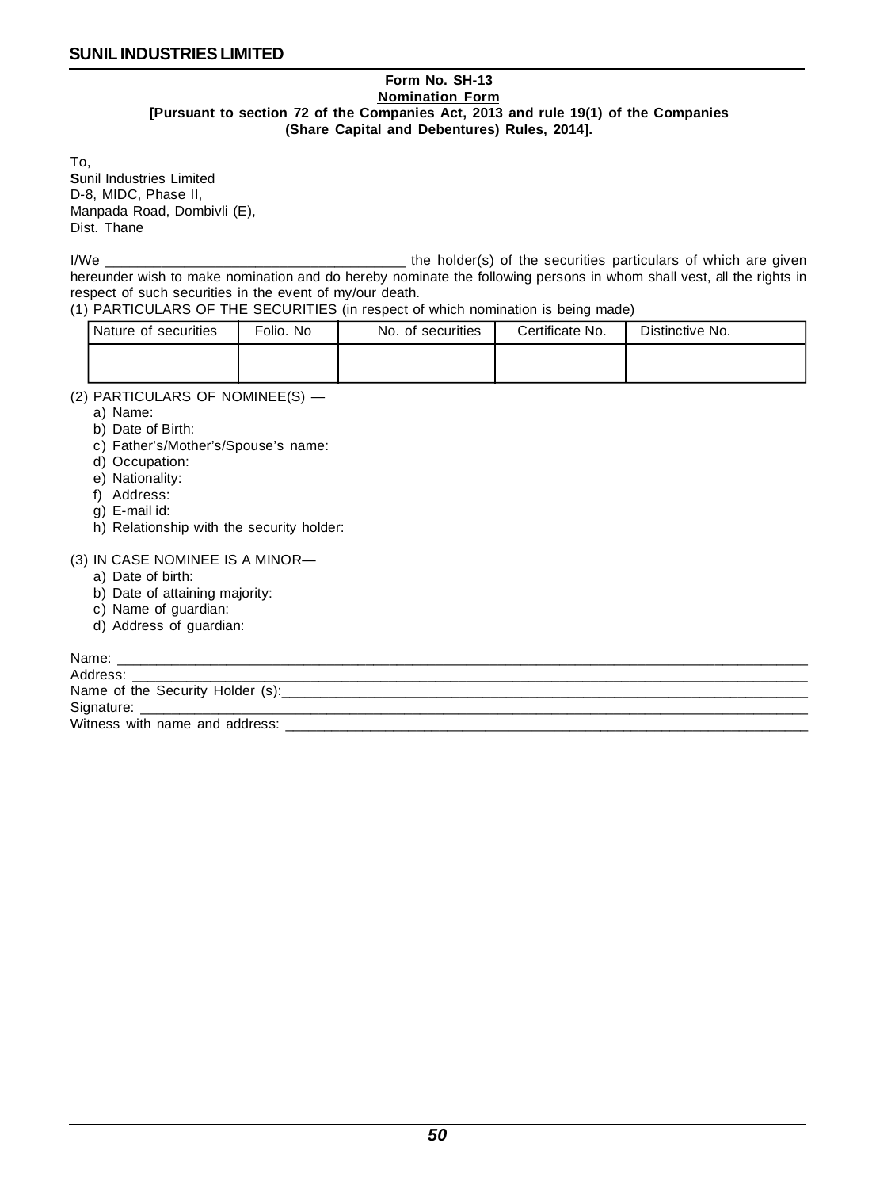**Form No. SH-13**

**Nomination Form**

**[Pursuant to section 72 of the Companies Act, 2013 and rule 19(1) of the Companies (Share Capital and Debentures) Rules, 2014].**

To,
**S**unil Industries Limited
D-8, MIDC, Phase II,
Manpada Road, Dombivli (E),
Dist. Thane

I/We ______________________________________ the holder(s) of the securities particulars of which are given hereunder wish to make nomination and do hereby nominate the following persons in whom shall vest, all the rights in respect of such securities in the event of my/our death.

(1) PARTICULARS OF THE SECURITIES (in respect of which nomination is being made)

| Nature of securities | Folio. No | No. of securities | Certificate No. | Distinctive No. |
|---|---|---|---|---|
| | | | | |

(2) PARTICULARS OF NOMINEE(S) —

a) Name:
b) Date of Birth:
c) Father's/Mother's/Spouse's name:
d) Occupation:
e) Nationality:
f) Address:
g) E-mail id:
h) Relationship with the security holder:

(3) IN CASE NOMINEE IS A MINOR—

a) Date of birth:
b) Date of attaining majority:
c) Name of guardian:
d) Address of guardian:

Name: ______________________________________________________________________________
Address: ____________________________________________________________________________
Name of the Security Holder (s):________________________________________________________
Signature: ___________________________________________________________________________
Witness with name and address: ________________________________________________________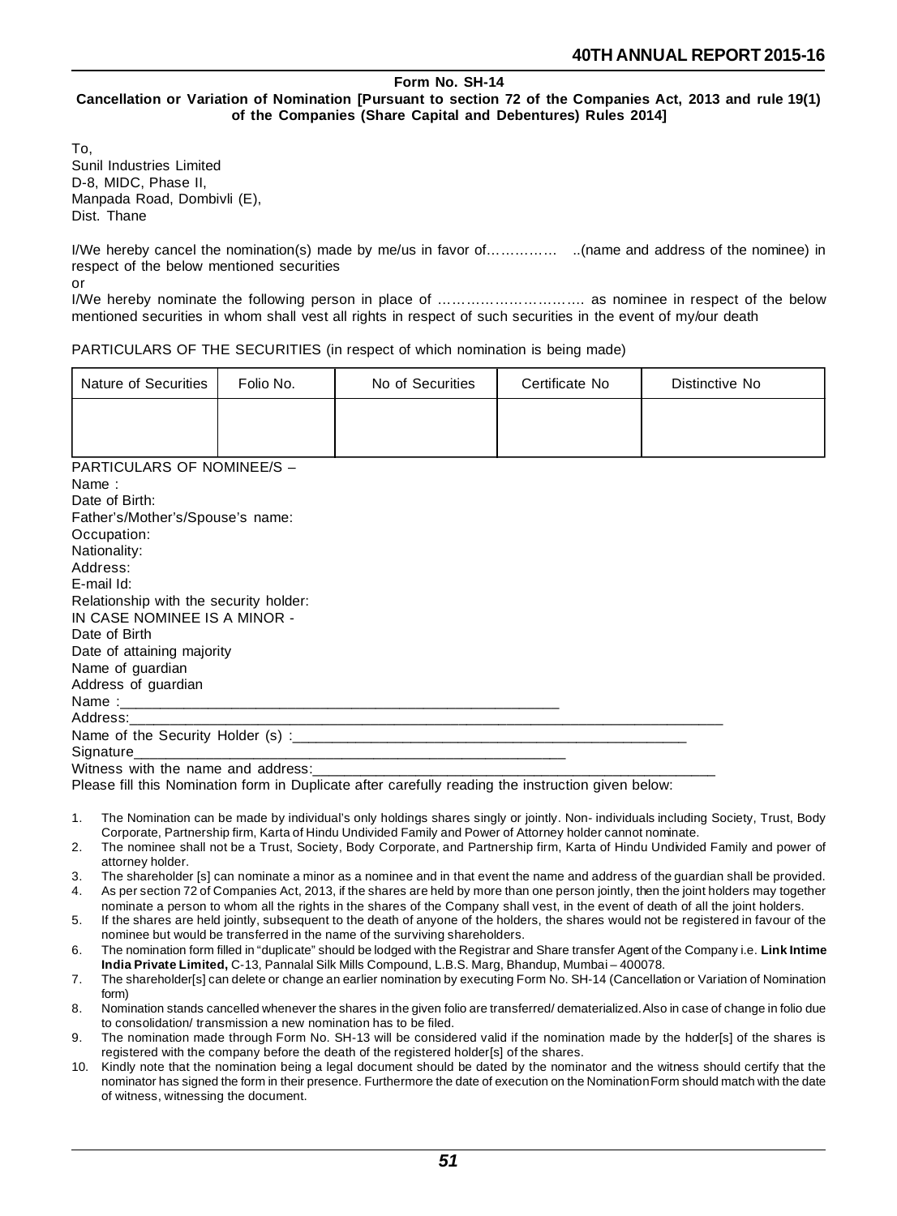**Form No. SH-14**

**Cancellation or Variation of Nomination [Pursuant to section 72 of the Companies Act, 2013 and rule 19(1) of the Companies (Share Capital and Debentures) Rules 2014]**

To,
Sunil Industries Limited
D-8, MIDC, Phase II,
Manpada Road, Dombivli (E),
Dist. Thane

I/We hereby cancel the nomination(s) made by me/us in favor of…………… ..(name and address of the nominee) in respect of the below mentioned securities

or

I/We hereby nominate the following person in place of ………………………… as nominee in respect of the below mentioned securities in whom shall vest all rights in respect of such securities in the event of my/our death

PARTICULARS OF THE SECURITIES (in respect of which nomination is being made)

| Nature of Securities | Folio No. | No of Securities | Certificate No | Distinctive No |
|---|---|---|---|---|
| | | | | |

PARTICULARS OF NOMINEE/S –

Name :

Date of Birth:

Father's/Mother's/Spouse's name:

Occupation:

Nationality:

Address:

E-mail Id:

Relationship with the security holder:

IN CASE NOMINEE IS A MINOR -

Date of Birth

Date of attaining majority

Name of guardian

Address of guardian

Name :_______________________________________________________

Address:______________________________________________________________________________

Name of the Security Holder (s) :__________________________________________________

Signature________________________________________________________

Witness with the name and address:____________________________________________________

Please fill this Nomination form in Duplicate after carefully reading the instruction given below:

1. The Nomination can be made by individual's only holdings shares singly or jointly. Non- individuals including Society, Trust, Body Corporate, Partnership firm, Karta of Hindu Undivided Family and Power of Attorney holder cannot nominate.
2. The nominee shall not be a Trust, Society, Body Corporate, and Partnership firm, Karta of Hindu Undivided Family and power of attorney holder.
3. The shareholder [s] can nominate a minor as a nominee and in that event the name and address of the guardian shall be provided.
4. As per section 72 of Companies Act, 2013, if the shares are held by more than one person jointly, then the joint holders may together nominate a person to whom all the rights in the shares of the Company shall vest, in the event of death of all the joint holders.
5. If the shares are held jointly, subsequent to the death of anyone of the holders, the shares would not be registered in favour of the nominee but would be transferred in the name of the surviving shareholders.
6. The nomination form filled in "duplicate" should be lodged with the Registrar and Share transfer Agent of the Company i.e. **Link Intime India Private Limited,** C-13, Pannalal Silk Mills Compound, L.B.S. Marg, Bhandup, Mumbai – 400078.
7. The shareholder[s] can delete or change an earlier nomination by executing Form No. SH-14 (Cancellation or Variation of Nomination form)
8. Nomination stands cancelled whenever the shares in the given folio are transferred/ dematerialized. Also in case of change in folio due to consolidation/ transmission a new nomination has to be filed.
9. The nomination made through Form No. SH-13 will be considered valid if the nomination made by the holder[s] of the shares is registered with the company before the death of the registered holder[s] of the shares.
10. Kindly note that the nomination being a legal document should be dated by the nominator and the witness should certify that the nominator has signed the form in their presence. Furthermore the date of execution on the Nomination Form should match with the date of witness, witnessing the document.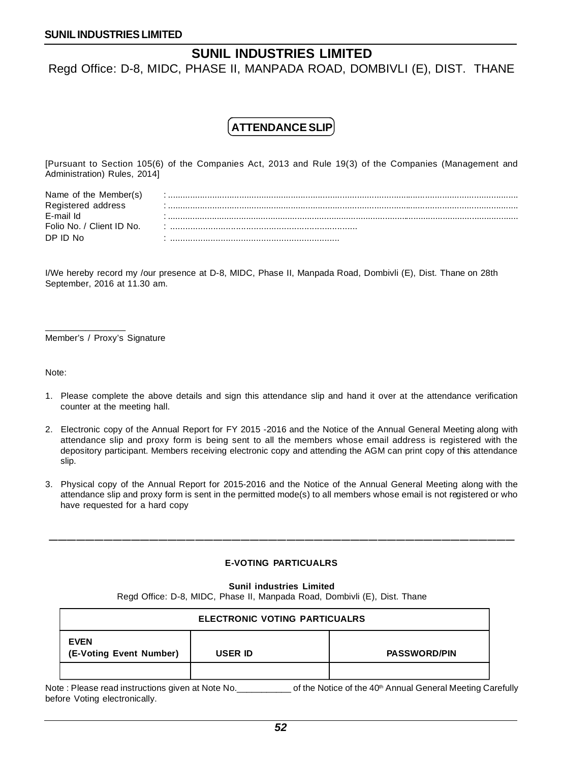# SUNIL INDUSTRIES LIMITED

Regd Office: D-8, MIDC, PHASE II, MANPADA ROAD, DOMBIVLI (E), DIST. THANE

## ATTENDANCE SLIP

[Pursuant to Section 105(6) of the Companies Act, 2013 and Rule 19(3) of the Companies (Management and Administration) Rules, 2014]

Name of the Member(s) : ..........................................................................................................................................

Registered address : ..........................................................................................................................................

E-mail Id : ..........................................................................................................................................

Folio No. / Client ID No. : ..........................................................................

DP ID No : ...................................................................

I/We hereby record my /our presence at D-8, MIDC, Phase II, Manpada Road, Dombivli (E), Dist. Thane on 28th September, 2016 at 11.30 am.

________________

Member's / Proxy's Signature

Note:

1. Please complete the above details and sign this attendance slip and hand it over at the attendance verification counter at the meeting hall.
2. Electronic copy of the Annual Report for FY 2015 -2016 and the Notice of the Annual General Meeting along with attendance slip and proxy form is being sent to all the members whose email address is registered with the depository participant. Members receiving electronic copy and attending the AGM can print copy of this attendance slip.
3. Physical copy of the Annual Report for 2015-2016 and the Notice of the Annual General Meeting along with the attendance slip and proxy form is sent in the permitted mode(s) to all members whose email is not registered or who have requested for a hard copy

---

**E-VOTING PARTICUALRS**

**Sunil industries Limited**

Regd Office: D-8, MIDC, Phase II, Manpada Road, Dombivli (E), Dist. Thane

| ELECTRONIC VOTING PARTICUALRS | | |
|---|---|---|
| **EVEN (E-Voting Event Number)** | **USER ID** | **PASSWORD/PIN** |
| | | |

Note : Please read instructions given at Note No.___________ of the Notice of the 40th Annual General Meeting Carefully before Voting electronically.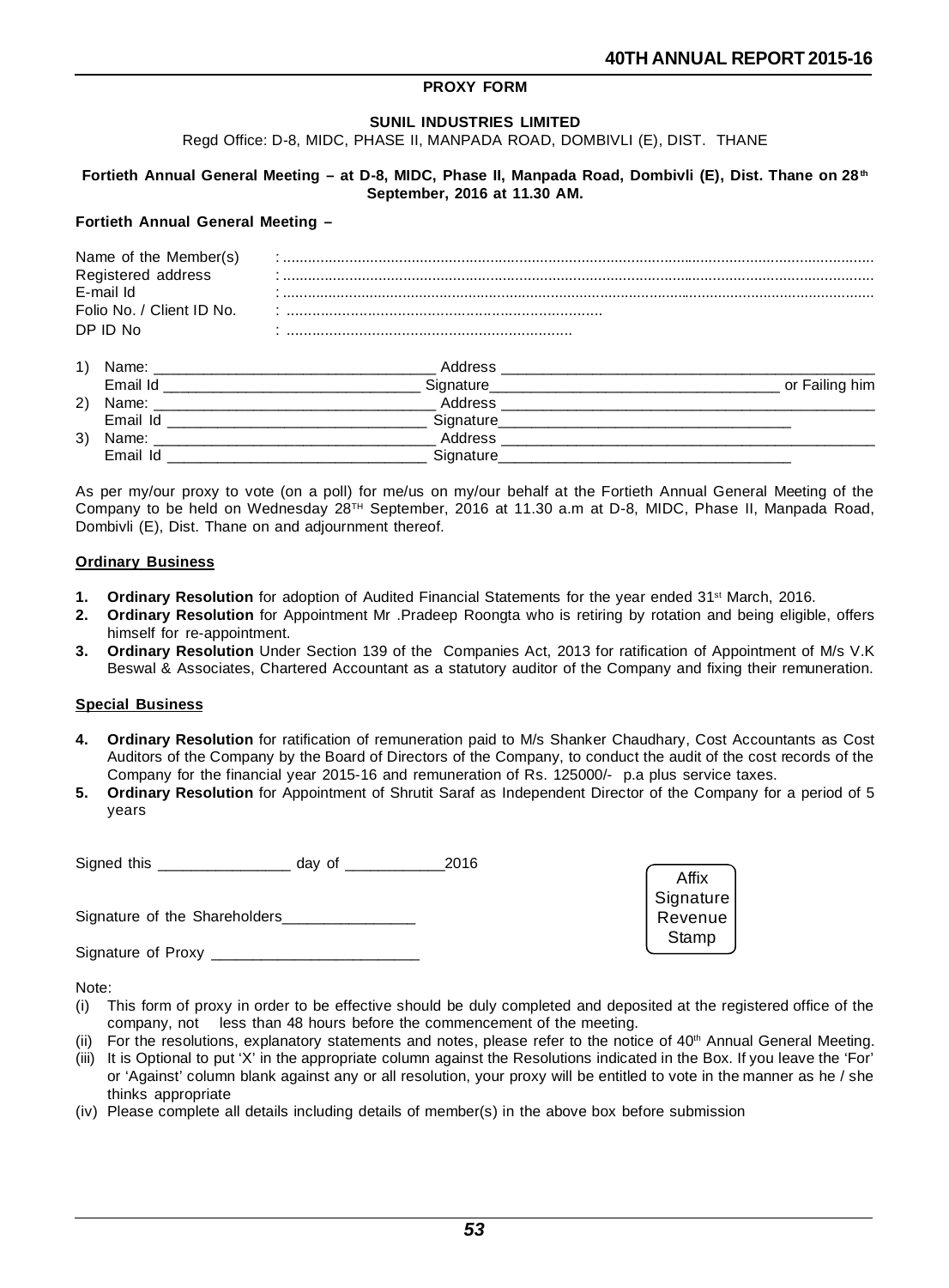## PROXY FORM

**SUNIL INDUSTRIES LIMITED**

Regd Office: D-8, MIDC, PHASE II, MANPADA ROAD, DOMBIVLI (E), DIST. THANE

**Fortieth Annual General Meeting – at D-8, MIDC, Phase II, Manpada Road, Dombivli (E), Dist. Thane on 28th September, 2016 at 11.30 AM.**

**Fortieth Annual General Meeting –**

Name of the Member(s) : ..............................................................................................

Registered address : ..............................................................................................

E-mail Id : ..............................................................................................

Folio No. / Client ID No. : ..........................................................................

DP ID No : ...................................................................

1) Name: __________________________________ Address ______________________________________________

Email Id ______________________________ Signature__________________________________ or Failing him

2) Name: __________________________________ Address ______________________________________________

Email Id ______________________________ Signature__________________________________

3) Name: __________________________________ Address ______________________________________________

Email Id ______________________________ Signature__________________________________

As per my/our proxy to vote (on a poll) for me/us on my/our behalf at the Fortieth Annual General Meeting of the Company to be held on Wednesday 28TH September, 2016 at 11.30 a.m at D-8, MIDC, Phase II, Manpada Road, Dombivli (E), Dist. Thane on and adjournment thereof.

**Ordinary Business**

1. **Ordinary Resolution** for adoption of Audited Financial Statements for the year ended 31st March, 2016.
2. **Ordinary Resolution** for Appointment Mr .Pradeep Roongta who is retiring by rotation and being eligible, offers himself for re-appointment.
3. **Ordinary Resolution** Under Section 139 of the Companies Act, 2013 for ratification of Appointment of M/s V.K Beswal & Associates, Chartered Accountant as a statutory auditor of the Company and fixing their remuneration.

**Special Business**

4. **Ordinary Resolution** for ratification of remuneration paid to M/s Shanker Chaudhary, Cost Accountants as Cost Auditors of the Company by the Board of Directors of the Company, to conduct the audit of the cost records of the Company for the financial year 2015-16 and remuneration of Rs. 125000/- p.a plus service taxes.
5. **Ordinary Resolution** for Appointment of Shrutit Saraf as Independent Director of the Company for a period of 5 years

Signed this ________________ day of ____________2016

Signature of the Shareholders________________

Signature of Proxy ________________________

Affix Signature Revenue Stamp

Note:

(i) This form of proxy in order to be effective should be duly completed and deposited at the registered office of the company, not less than 48 hours before the commencement of the meeting.

(ii) For the resolutions, explanatory statements and notes, please refer to the notice of 40th Annual General Meeting.

(iii) It is Optional to put 'X' in the appropriate column against the Resolutions indicated in the Box. If you leave the 'For' or 'Against' column blank against any or all resolution, your proxy will be entitled to vote in the manner as he / she thinks appropriate

(iv) Please complete all details including details of member(s) in the above box before submission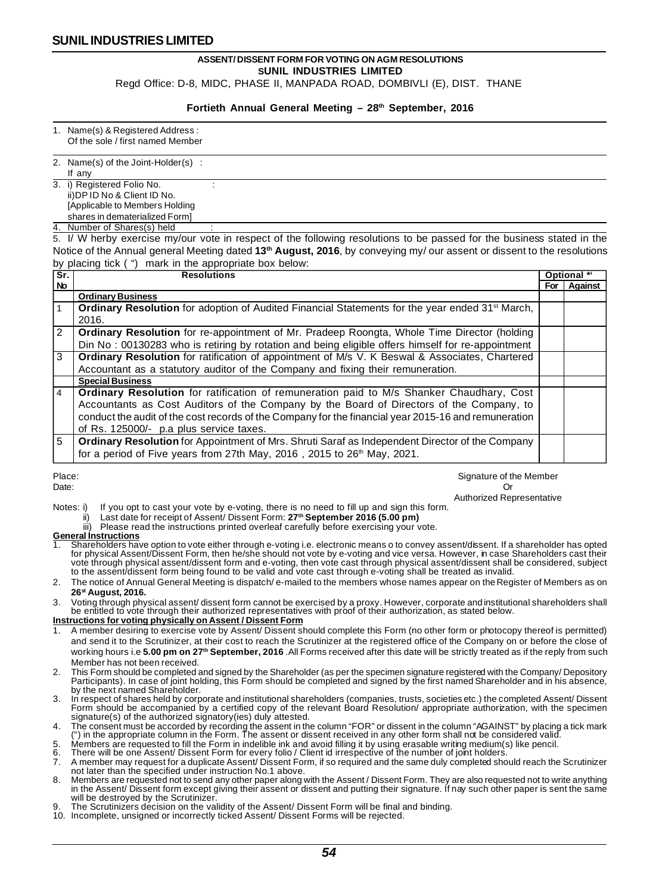# SUNIL INDUSTRIES LIMITED

**ASSENT/ DISSENT FORM FOR VOTING ON AGM RESOLUTIONS**
**SUNIL INDUSTRIES LIMITED**

Regd Office: D-8, MIDC, PHASE II, MANPADA ROAD, DOMBIVLI (E), DIST. THANE

**Fortieth Annual General Meeting – 28th September, 2016**

1. Name(s) & Registered Address : Of the sole / first named Member
2. Name(s) of the Joint-Holder(s) : If any
3. i) Registered Folio No. :
   ii) DP ID No & Client ID No. [Applicable to Members Holding shares in dematerialized Form]
4. Number of Shares(s) held :
5. I/ W herby exercise my/our vote in respect of the following resolutions to be passed for the business stated in the Notice of the Annual general Meeting dated **13th August, 2016**, by conveying my/ our assent or dissent to the resolutions by placing tick ( ") mark in the appropriate box below:

| Sr. No | Resolutions | Optional ** | |
|---|---|---|---|
| | | For | Against |
| | **Ordinary Business** | | |
| 1 | **Ordinary Resolution** for adoption of Audited Financial Statements for the year ended 31st March, 2016. | | |
| 2 | **Ordinary Resolution** for re-appointment of Mr. Pradeep Roongta, Whole Time Director (holding Din No : 00130283 who is retiring by rotation and being eligible offers himself for re-appointment | | |
| 3 | **Ordinary Resolution** for ratification of appointment of M/s V. K Beswal & Associates, Chartered Accountant as a statutory auditor of the Company and fixing their remuneration. | | |
| | **Special Business** | | |
| 4 | **Ordinary Resolution** for ratification of remuneration paid to M/s Shanker Chaudhary, Cost Accountants as Cost Auditors of the Company by the Board of Directors of the Company, to conduct the audit of the cost records of the Company for the financial year 2015-16 and remuneration of Rs. 125000/- p.a plus service taxes. | | |
| 5 | **Ordinary Resolution** for Appointment of Mrs. Shruti Saraf as Independent Director of the Company for a period of Five years from 27th May, 2016 , 2015 to 26th May, 2021. | | |

Place:
Date:

Signature of the Member
Or
Authorized Representative

Notes: i) If you opt to cast your vote by e-voting, there is no need to fill up and sign this form.
ii) Last date for receipt of Assent/ Dissent Form: **27th September 2016 (5.00 pm)**
iii) Please read the instructions printed overleaf carefully before exercising your vote.

**General Instructions**

1. Shareholders have option to vote either through e-voting i.e. electronic means o to convey assent/dissent. If a shareholder has opted for physical Assent/Dissent Form, then he/she should not vote by e-voting and vice versa. However, in case Shareholders cast their vote through physical assent/dissent form and e-voting, then vote cast through physical assent/dissent shall be considered, subject to the assent/dissent form being found to be valid and vote cast through e-voting shall be treated as invalid.
2. The notice of Annual General Meeting is dispatch/ e-mailed to the members whose names appear on the Register of Members as on **26st August, 2016.**
3. Voting through physical assent/ dissent form cannot be exercised by a proxy. However, corporate and institutional shareholders shall be entitled to vote through their authorized representatives with proof of their authorization, as stated below.

**Instructions for voting physically on Assent / Dissent Form**

1. A member desiring to exercise vote by Assent/ Dissent should complete this Form (no other form or photocopy thereof is permitted) and send it to the Scrutinizer, at their cost to reach the Scrutinizer at the registered office of the Company on or before the close of working hours i.e **5.00 pm on 27th September, 2016** .All Forms received after this date will be strictly treated as if the reply from such Member has not been received.
2. This Form should be completed and signed by the Shareholder (as per the specimen signature registered with the Company/ Depository Participants). In case of joint holding, this Form should be completed and signed by the first named Shareholder and in his absence, by the next named Shareholder.
3. In respect of shares held by corporate and institutional shareholders (companies, trusts, societies etc.) the completed Assent/ Dissent Form should be accompanied by a certified copy of the relevant Board Resolution/ appropriate authorization, with the specimen signature(s) of the authorized signatory(ies) duly attested.
4. The consent must be accorded by recording the assent in the column "FOR" or dissent in the column "AGAINST" by placing a tick mark (") in the appropriate column in the Form. The assent or dissent received in any other form shall not be considered valid.
5. Members are requested to fill the Form in indelible ink and avoid filling it by using erasable writing medium(s) like pencil.
6. There will be one Assent/ Dissent Form for every folio / Client id irrespective of the number of joint holders.
7. A member may request for a duplicate Assent/ Dissent Form, if so required and the same duly completed should reach the Scrutinizer not later than the specified under instruction No.1 above.
8. Members are requested not to send any other paper along with the Assent / Dissent Form. They are also requested not to write anything in the Assent/ Dissent form except giving their assent or dissent and putting their signature. If nay such other paper is sent the same will be destroyed by the Scrutinizer.
9. The Scrutinizers decision on the validity of the Assent/ Dissent Form will be final and binding.
10. Incomplete, unsigned or incorrectly ticked Assent/ Dissent Forms will be rejected.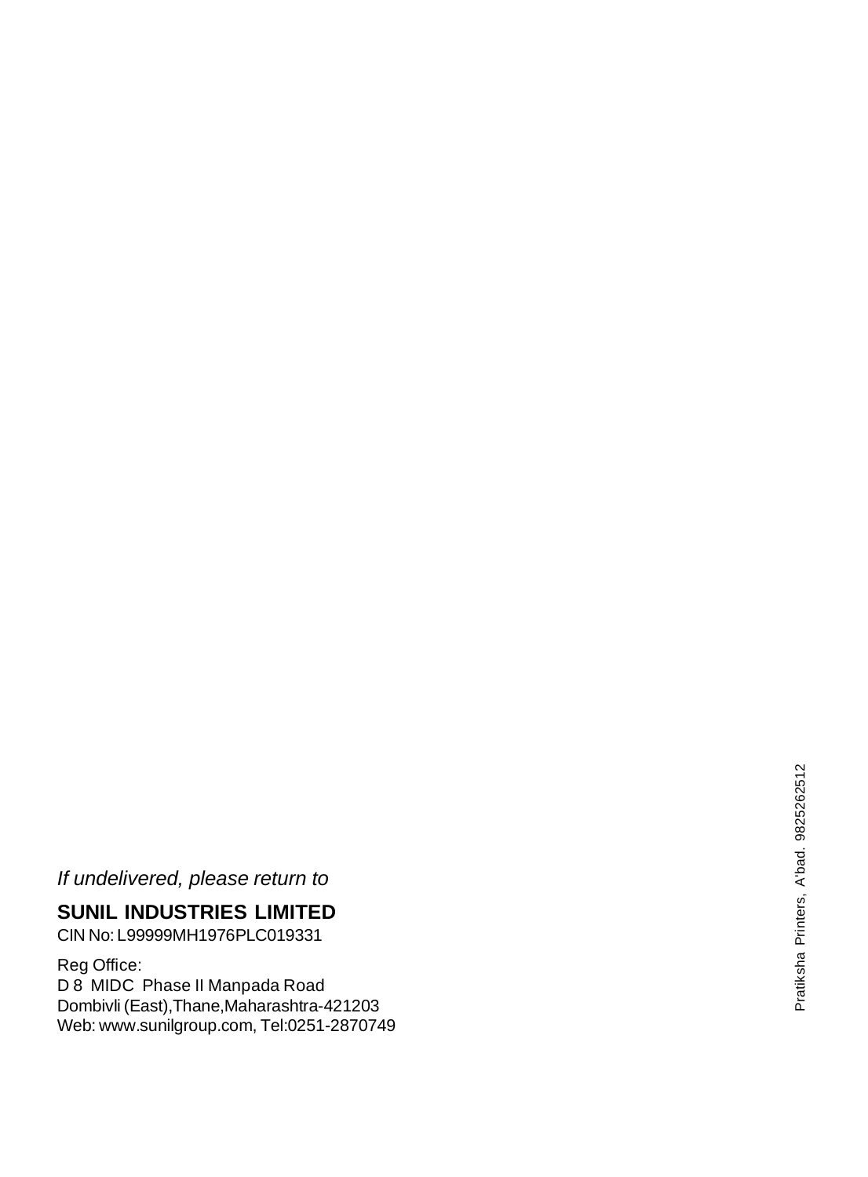*If undelivered, please return to*

**SUNIL INDUSTRIES LIMITED**

CIN No: L99999MH1976PLC019331

Reg Office:
D 8 MIDC Phase II Manpada Road
Dombivli (East),Thane,Maharashtra-421203
Web: www.sunilgroup.com, Tel:0251-2870749

Pratiksha Printers, A'bad. 9825262512